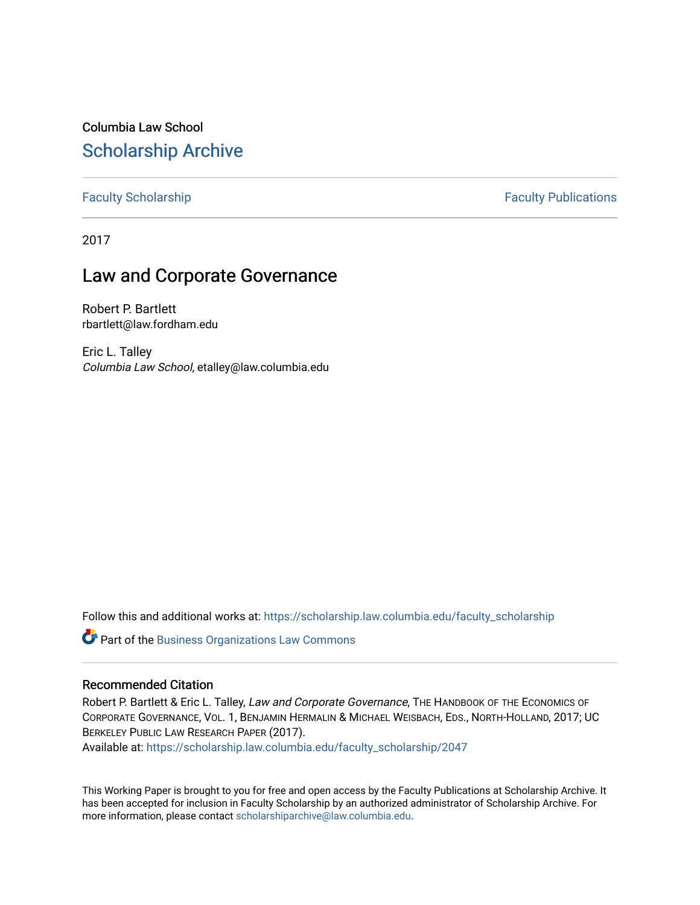Columbia Law School

# Scholarship Archive

Faculty Scholarship | Faculty Publications

2017

## Law and Corporate Governance

Robert P. Bartlett
rbartlett@law.fordham.edu

Eric L. Talley
*Columbia Law School*, etalley@law.columbia.edu

Follow this and additional works at: https://scholarship.law.columbia.edu/faculty_scholarship

Part of the Business Organizations Law Commons

### Recommended Citation

Robert P. Bartlett & Eric L. Talley, *Law and Corporate Governance*, THE HANDBOOK OF THE ECONOMICS OF CORPORATE GOVERNANCE, VOL. 1, BENJAMIN HERMALIN & MICHAEL WEISBACH, EDS., NORTH-HOLLAND, 2017; UC BERKELEY PUBLIC LAW RESEARCH PAPER (2017).
Available at: https://scholarship.law.columbia.edu/faculty_scholarship/2047

This Working Paper is brought to you for free and open access by the Faculty Publications at Scholarship Archive. It has been accepted for inclusion in Faculty Scholarship by an authorized administrator of Scholarship Archive. For more information, please contact scholarshiparchive@law.columbia.edu.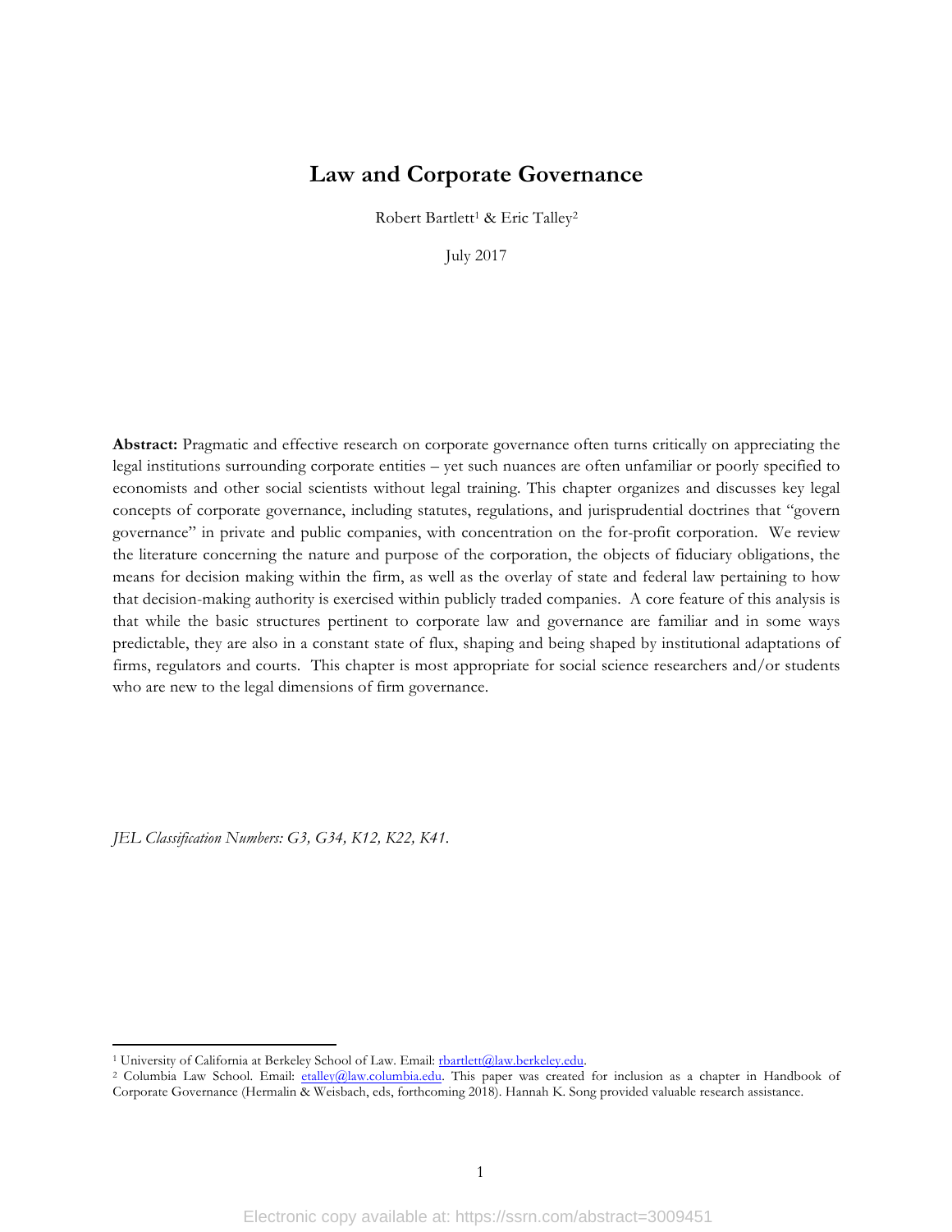# Law and Corporate Governance

Robert Bartlett[1] & Eric Talley[2]

July 2017

**Abstract:** Pragmatic and effective research on corporate governance often turns critically on appreciating the legal institutions surrounding corporate entities – yet such nuances are often unfamiliar or poorly specified to economists and other social scientists without legal training. This chapter organizes and discusses key legal concepts of corporate governance, including statutes, regulations, and jurisprudential doctrines that "govern governance" in private and public companies, with concentration on the for-profit corporation. We review the literature concerning the nature and purpose of the corporation, the objects of fiduciary obligations, the means for decision making within the firm, as well as the overlay of state and federal law pertaining to how that decision-making authority is exercised within publicly traded companies. A core feature of this analysis is that while the basic structures pertinent to corporate law and governance are familiar and in some ways predictable, they are also in a constant state of flux, shaping and being shaped by institutional adaptations of firms, regulators and courts. This chapter is most appropriate for social science researchers and/or students who are new to the legal dimensions of firm governance.

*JEL Classification Numbers: G3, G34, K12, K22, K41.*

---

[1] University of California at Berkeley School of Law. Email: rbartlett@law.berkeley.edu.

[2] Columbia Law School. Email: etalley@law.columbia.edu. This paper was created for inclusion as a chapter in Handbook of Corporate Governance (Hermalin & Weisbach, eds, forthcoming 2018). Hannah K. Song provided valuable research assistance.

Electronic copy available at: https://ssrn.com/abstract=3009451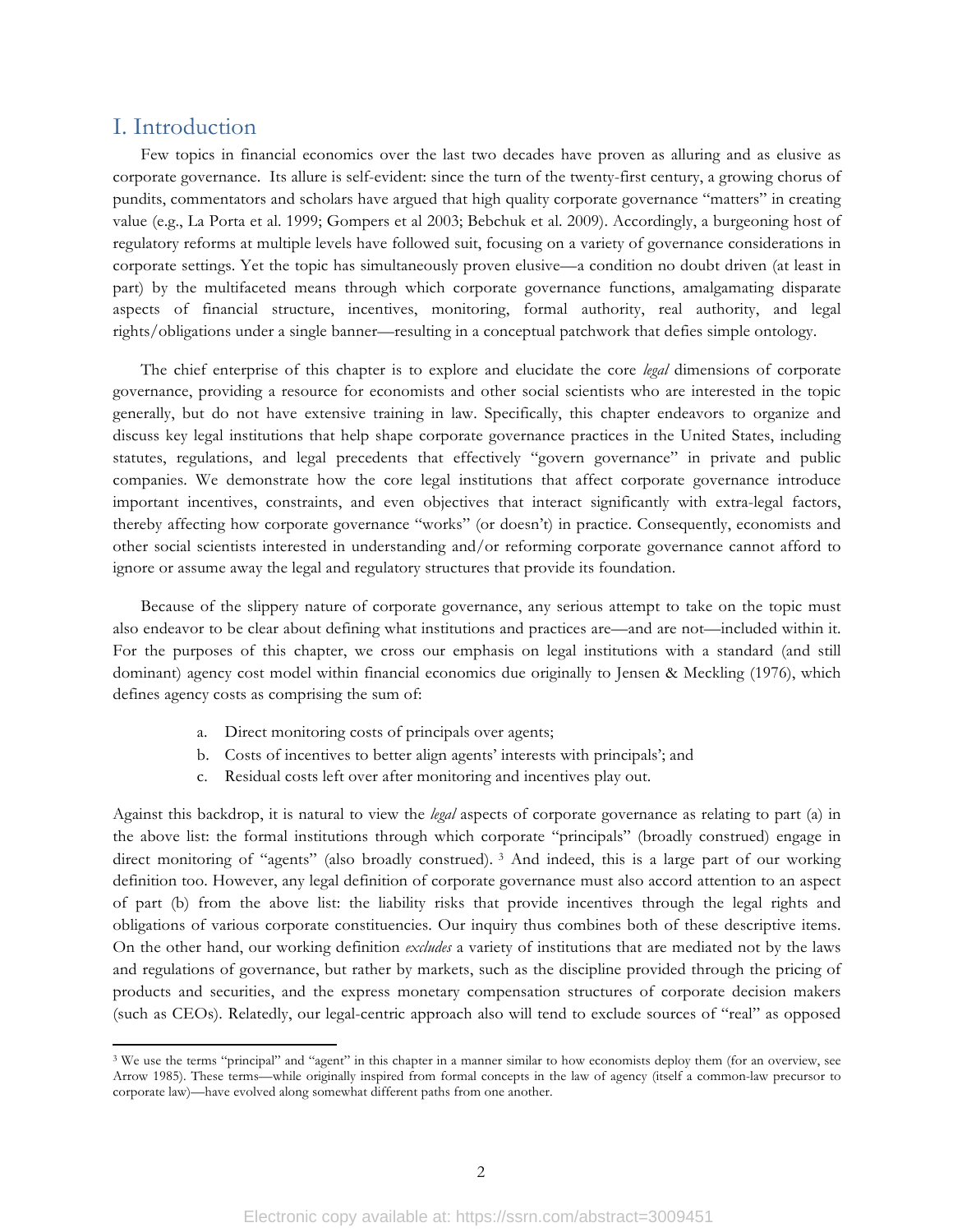## I. Introduction

Few topics in financial economics over the last two decades have proven as alluring and as elusive as corporate governance. Its allure is self-evident: since the turn of the twenty-first century, a growing chorus of pundits, commentators and scholars have argued that high quality corporate governance "matters" in creating value (e.g., La Porta et al. 1999; Gompers et al 2003; Bebchuk et al. 2009). Accordingly, a burgeoning host of regulatory reforms at multiple levels have followed suit, focusing on a variety of governance considerations in corporate settings. Yet the topic has simultaneously proven elusive—a condition no doubt driven (at least in part) by the multifaceted means through which corporate governance functions, amalgamating disparate aspects of financial structure, incentives, monitoring, formal authority, real authority, and legal rights/obligations under a single banner—resulting in a conceptual patchwork that defies simple ontology.

The chief enterprise of this chapter is to explore and elucidate the core *legal* dimensions of corporate governance, providing a resource for economists and other social scientists who are interested in the topic generally, but do not have extensive training in law. Specifically, this chapter endeavors to organize and discuss key legal institutions that help shape corporate governance practices in the United States, including statutes, regulations, and legal precedents that effectively "govern governance" in private and public companies. We demonstrate how the core legal institutions that affect corporate governance introduce important incentives, constraints, and even objectives that interact significantly with extra-legal factors, thereby affecting how corporate governance "works" (or doesn't) in practice. Consequently, economists and other social scientists interested in understanding and/or reforming corporate governance cannot afford to ignore or assume away the legal and regulatory structures that provide its foundation.

Because of the slippery nature of corporate governance, any serious attempt to take on the topic must also endeavor to be clear about defining what institutions and practices are—and are not—included within it. For the purposes of this chapter, we cross our emphasis on legal institutions with a standard (and still dominant) agency cost model within financial economics due originally to Jensen & Meckling (1976), which defines agency costs as comprising the sum of:

a. Direct monitoring costs of principals over agents;
b. Costs of incentives to better align agents' interests with principals'; and
c. Residual costs left over after monitoring and incentives play out.

Against this backdrop, it is natural to view the *legal* aspects of corporate governance as relating to part (a) in the above list: the formal institutions through which corporate "principals" (broadly construed) engage in direct monitoring of "agents" (also broadly construed). [3] And indeed, this is a large part of our working definition too. However, any legal definition of corporate governance must also accord attention to an aspect of part (b) from the above list: the liability risks that provide incentives through the legal rights and obligations of various corporate constituencies. Our inquiry thus combines both of these descriptive items. On the other hand, our working definition *excludes* a variety of institutions that are mediated not by the laws and regulations of governance, but rather by markets, such as the discipline provided through the pricing of products and securities, and the express monetary compensation structures of corporate decision makers (such as CEOs). Relatedly, our legal-centric approach also will tend to exclude sources of "real" as opposed

---

[3] We use the terms "principal" and "agent" in this chapter in a manner similar to how economists deploy them (for an overview, see Arrow 1985). These terms—while originally inspired from formal concepts in the law of agency (itself a common-law precursor to corporate law)—have evolved along somewhat different paths from one another.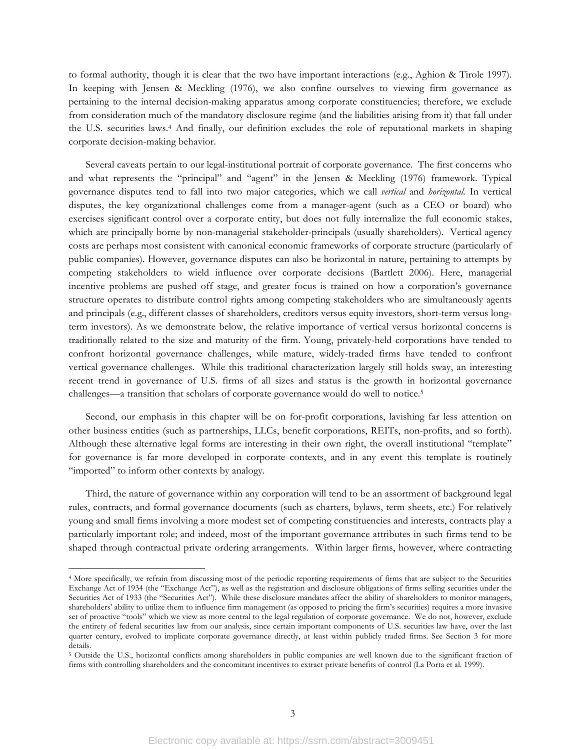to formal authority, though it is clear that the two have important interactions (e.g., Aghion & Tirole 1997). In keeping with Jensen & Meckling (1976), we also confine ourselves to viewing firm governance as pertaining to the internal decision-making apparatus among corporate constituencies; therefore, we exclude from consideration much of the mandatory disclosure regime (and the liabilities arising from it) that fall under the U.S. securities laws.[4] And finally, our definition excludes the role of reputational markets in shaping corporate decision-making behavior.

Several caveats pertain to our legal-institutional portrait of corporate governance. The first concerns who and what represents the "principal" and "agent" in the Jensen & Meckling (1976) framework. Typical governance disputes tend to fall into two major categories, which we call *vertical* and *horizontal*. In vertical disputes, the key organizational challenges come from a manager-agent (such as a CEO or board) who exercises significant control over a corporate entity, but does not fully internalize the full economic stakes, which are principally borne by non-managerial stakeholder-principals (usually shareholders). Vertical agency costs are perhaps most consistent with canonical economic frameworks of corporate structure (particularly of public companies). However, governance disputes can also be horizontal in nature, pertaining to attempts by competing stakeholders to wield influence over corporate decisions (Bartlett 2006). Here, managerial incentive problems are pushed off stage, and greater focus is trained on how a corporation's governance structure operates to distribute control rights among competing stakeholders who are simultaneously agents and principals (e.g., different classes of shareholders, creditors versus equity investors, short-term versus long-term investors). As we demonstrate below, the relative importance of vertical versus horizontal concerns is traditionally related to the size and maturity of the firm. Young, privately-held corporations have tended to confront horizontal governance challenges, while mature, widely-traded firms have tended to confront vertical governance challenges. While this traditional characterization largely still holds sway, an interesting recent trend in governance of U.S. firms of all sizes and status is the growth in horizontal governance challenges—a transition that scholars of corporate governance would do well to notice.[5]

Second, our emphasis in this chapter will be on for-profit corporations, lavishing far less attention on other business entities (such as partnerships, LLCs, benefit corporations, REITs, non-profits, and so forth). Although these alternative legal forms are interesting in their own right, the overall institutional "template" for governance is far more developed in corporate contexts, and in any event this template is routinely "imported" to inform other contexts by analogy.

Third, the nature of governance within any corporation will tend to be an assortment of background legal rules, contracts, and formal governance documents (such as charters, bylaws, term sheets, etc.) For relatively young and small firms involving a more modest set of competing constituencies and interests, contracts play a particularly important role; and indeed, most of the important governance attributes in such firms tend to be shaped through contractual private ordering arrangements. Within larger firms, however, where contracting

---

[4] More specifically, we refrain from discussing most of the periodic reporting requirements of firms that are subject to the Securities Exchange Act of 1934 (the "Exchange Act"), as well as the registration and disclosure obligations of firms selling securities under the Securities Act of 1933 (the "Securities Act"). While these disclosure mandates affect the ability of shareholders to monitor managers, shareholders' ability to utilize them to influence firm management (as opposed to pricing the firm's securities) requires a more invasive set of proactive "tools" which we view as more central to the legal regulation of corporate governance. We do not, however, exclude the entirety of federal securities law from our analysis, since certain important components of U.S. securities law have, over the last quarter century, evolved to implicate corporate governance directly, at least within publicly traded firms. See Section 3 for more details.

[5] Outside the U.S., horizontal conflicts among shareholders in public companies are well known due to the significant fraction of firms with controlling shareholders and the concomitant incentives to extract private benefits of control (La Porta et al. 1999).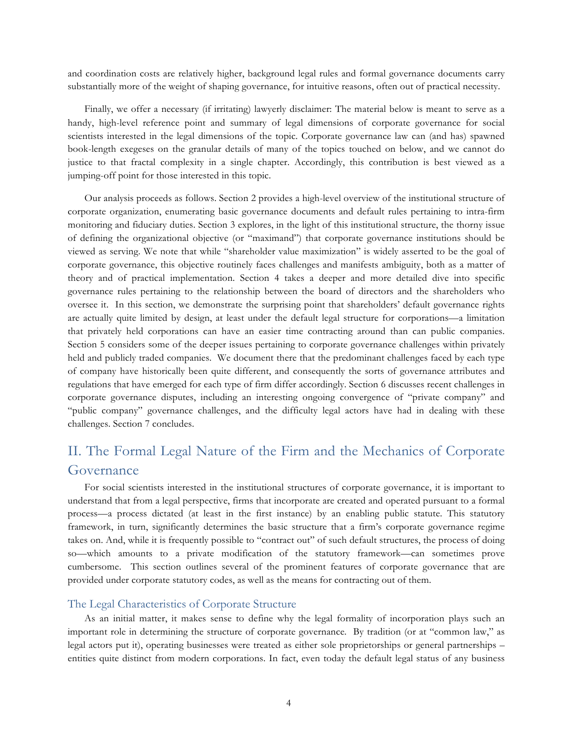and coordination costs are relatively higher, background legal rules and formal governance documents carry substantially more of the weight of shaping governance, for intuitive reasons, often out of practical necessity.

Finally, we offer a necessary (if irritating) lawyerly disclaimer: The material below is meant to serve as a handy, high-level reference point and summary of legal dimensions of corporate governance for social scientists interested in the legal dimensions of the topic. Corporate governance law can (and has) spawned book-length exegeses on the granular details of many of the topics touched on below, and we cannot do justice to that fractal complexity in a single chapter. Accordingly, this contribution is best viewed as a jumping-off point for those interested in this topic.

Our analysis proceeds as follows. Section 2 provides a high-level overview of the institutional structure of corporate organization, enumerating basic governance documents and default rules pertaining to intra-firm monitoring and fiduciary duties. Section 3 explores, in the light of this institutional structure, the thorny issue of defining the organizational objective (or "maximand") that corporate governance institutions should be viewed as serving. We note that while "shareholder value maximization" is widely asserted to be the goal of corporate governance, this objective routinely faces challenges and manifests ambiguity, both as a matter of theory and of practical implementation. Section 4 takes a deeper and more detailed dive into specific governance rules pertaining to the relationship between the board of directors and the shareholders who oversee it. In this section, we demonstrate the surprising point that shareholders' default governance rights are actually quite limited by design, at least under the default legal structure for corporations—a limitation that privately held corporations can have an easier time contracting around than can public companies. Section 5 considers some of the deeper issues pertaining to corporate governance challenges within privately held and publicly traded companies. We document there that the predominant challenges faced by each type of company have historically been quite different, and consequently the sorts of governance attributes and regulations that have emerged for each type of firm differ accordingly. Section 6 discusses recent challenges in corporate governance disputes, including an interesting ongoing convergence of "private company" and "public company" governance challenges, and the difficulty legal actors have had in dealing with these challenges. Section 7 concludes.

## II. The Formal Legal Nature of the Firm and the Mechanics of Corporate Governance

For social scientists interested in the institutional structures of corporate governance, it is important to understand that from a legal perspective, firms that incorporate are created and operated pursuant to a formal process—a process dictated (at least in the first instance) by an enabling public statute. This statutory framework, in turn, significantly determines the basic structure that a firm's corporate governance regime takes on. And, while it is frequently possible to "contract out" of such default structures, the process of doing so—which amounts to a private modification of the statutory framework—can sometimes prove cumbersome. This section outlines several of the prominent features of corporate governance that are provided under corporate statutory codes, as well as the means for contracting out of them.

### The Legal Characteristics of Corporate Structure

As an initial matter, it makes sense to define why the legal formality of incorporation plays such an important role in determining the structure of corporate governance. By tradition (or at "common law," as legal actors put it), operating businesses were treated as either sole proprietorships or general partnerships – entities quite distinct from modern corporations. In fact, even today the default legal status of any business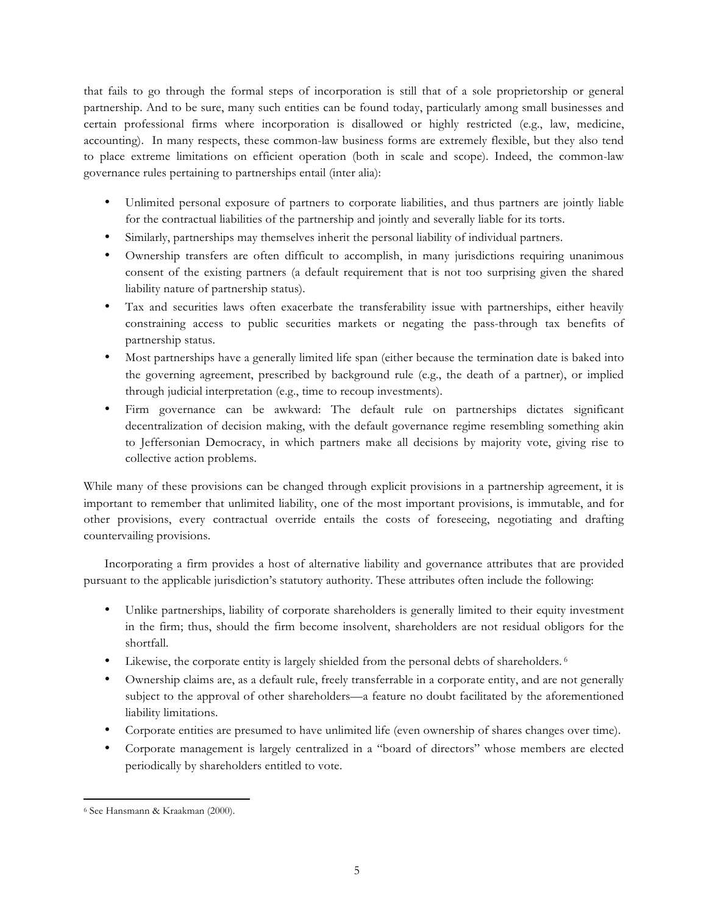that fails to go through the formal steps of incorporation is still that of a sole proprietorship or general partnership. And to be sure, many such entities can be found today, particularly among small businesses and certain professional firms where incorporation is disallowed or highly restricted (e.g., law, medicine, accounting). In many respects, these common-law business forms are extremely flexible, but they also tend to place extreme limitations on efficient operation (both in scale and scope). Indeed, the common-law governance rules pertaining to partnerships entail (inter alia):

- Unlimited personal exposure of partners to corporate liabilities, and thus partners are jointly liable for the contractual liabilities of the partnership and jointly and severally liable for its torts.
- Similarly, partnerships may themselves inherit the personal liability of individual partners.
- Ownership transfers are often difficult to accomplish, in many jurisdictions requiring unanimous consent of the existing partners (a default requirement that is not too surprising given the shared liability nature of partnership status).
- Tax and securities laws often exacerbate the transferability issue with partnerships, either heavily constraining access to public securities markets or negating the pass-through tax benefits of partnership status.
- Most partnerships have a generally limited life span (either because the termination date is baked into the governing agreement, prescribed by background rule (e.g., the death of a partner), or implied through judicial interpretation (e.g., time to recoup investments).
- Firm governance can be awkward: The default rule on partnerships dictates significant decentralization of decision making, with the default governance regime resembling something akin to Jeffersonian Democracy, in which partners make all decisions by majority vote, giving rise to collective action problems.

While many of these provisions can be changed through explicit provisions in a partnership agreement, it is important to remember that unlimited liability, one of the most important provisions, is immutable, and for other provisions, every contractual override entails the costs of foreseeing, negotiating and drafting countervailing provisions.

Incorporating a firm provides a host of alternative liability and governance attributes that are provided pursuant to the applicable jurisdiction's statutory authority. These attributes often include the following:

- Unlike partnerships, liability of corporate shareholders is generally limited to their equity investment in the firm; thus, should the firm become insolvent, shareholders are not residual obligors for the shortfall.
- Likewise, the corporate entity is largely shielded from the personal debts of shareholders. [6]
- Ownership claims are, as a default rule, freely transferrable in a corporate entity, and are not generally subject to the approval of other shareholders—a feature no doubt facilitated by the aforementioned liability limitations.
- Corporate entities are presumed to have unlimited life (even ownership of shares changes over time).
- Corporate management is largely centralized in a "board of directors" whose members are elected periodically by shareholders entitled to vote.

[6] See Hansmann & Kraakman (2000).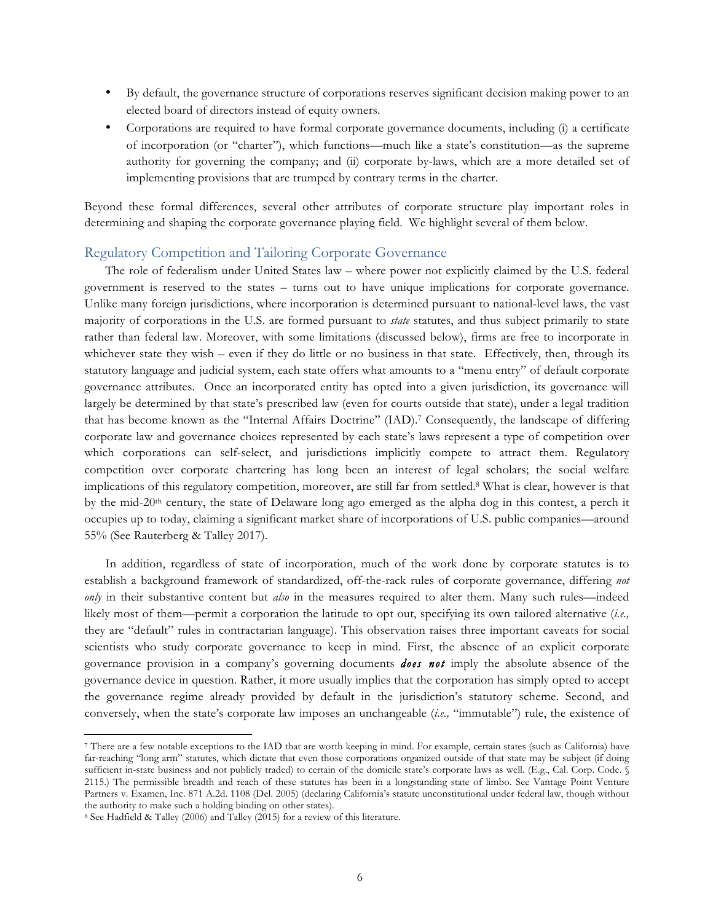- By default, the governance structure of corporations reserves significant decision making power to an elected board of directors instead of equity owners.
- Corporations are required to have formal corporate governance documents, including (i) a certificate of incorporation (or "charter"), which functions—much like a state's constitution—as the supreme authority for governing the company; and (ii) corporate by-laws, which are a more detailed set of implementing provisions that are trumped by contrary terms in the charter.

Beyond these formal differences, several other attributes of corporate structure play important roles in determining and shaping the corporate governance playing field. We highlight several of them below.

## Regulatory Competition and Tailoring Corporate Governance

The role of federalism under United States law – where power not explicitly claimed by the U.S. federal government is reserved to the states – turns out to have unique implications for corporate governance. Unlike many foreign jurisdictions, where incorporation is determined pursuant to national-level laws, the vast majority of corporations in the U.S. are formed pursuant to *state* statutes, and thus subject primarily to state rather than federal law. Moreover, with some limitations (discussed below), firms are free to incorporate in whichever state they wish – even if they do little or no business in that state. Effectively, then, through its statutory language and judicial system, each state offers what amounts to a "menu entry" of default corporate governance attributes. Once an incorporated entity has opted into a given jurisdiction, its governance will largely be determined by that state's prescribed law (even for courts outside that state), under a legal tradition that has become known as the "Internal Affairs Doctrine" (IAD).[7] Consequently, the landscape of differing corporate law and governance choices represented by each state's laws represent a type of competition over which corporations can self-select, and jurisdictions implicitly compete to attract them. Regulatory competition over corporate chartering has long been an interest of legal scholars; the social welfare implications of this regulatory competition, moreover, are still far from settled.[8] What is clear, however is that by the mid-20th century, the state of Delaware long ago emerged as the alpha dog in this contest, a perch it occupies up to today, claiming a significant market share of incorporations of U.S. public companies—around 55% (See Rauterberg & Talley 2017).

In addition, regardless of state of incorporation, much of the work done by corporate statutes is to establish a background framework of standardized, off-the-rack rules of corporate governance, differing *not only* in their substantive content but *also* in the measures required to alter them. Many such rules—indeed likely most of them—permit a corporation the latitude to opt out, specifying its own tailored alternative (*i.e.,* they are "default" rules in contractarian language). This observation raises three important caveats for social scientists who study corporate governance to keep in mind. First, the absence of an explicit corporate governance provision in a company's governing documents ***does not*** imply the absolute absence of the governance device in question. Rather, it more usually implies that the corporation has simply opted to accept the governance regime already provided by default in the jurisdiction's statutory scheme. Second, and conversely, when the state's corporate law imposes an unchangeable (*i.e.,* "immutable") rule, the existence of

---

[7] There are a few notable exceptions to the IAD that are worth keeping in mind. For example, certain states (such as California) have far-reaching "long arm" statutes, which dictate that even those corporations organized outside of that state may be subject (if doing sufficient in-state business and not publicly traded) to certain of the domicile state's corporate laws as well. (E.g., Cal. Corp. Code. § 2115.) The permissible breadth and reach of these statutes has been in a longstanding state of limbo. See Vantage Point Venture Partners v. Examen, Inc. 871 A.2d. 1108 (Del. 2005) (declaring California's statute unconstitutional under federal law, though without the authority to make such a holding binding on other states).

[8] See Hadfield & Talley (2006) and Talley (2015) for a review of this literature.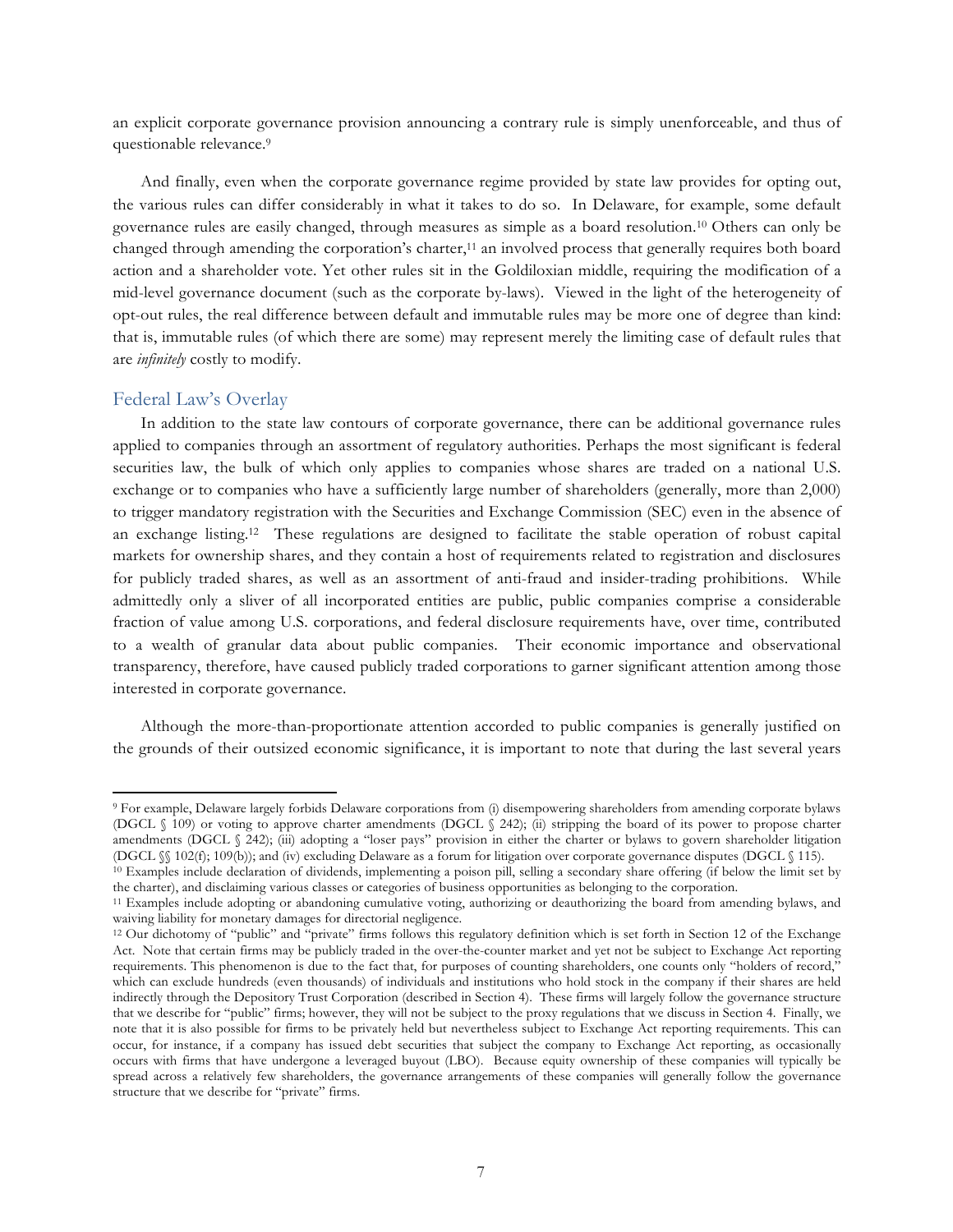an explicit corporate governance provision announcing a contrary rule is simply unenforceable, and thus of questionable relevance.[9]

And finally, even when the corporate governance regime provided by state law provides for opting out, the various rules can differ considerably in what it takes to do so. In Delaware, for example, some default governance rules are easily changed, through measures as simple as a board resolution.[10] Others can only be changed through amending the corporation's charter,[11] an involved process that generally requires both board action and a shareholder vote. Yet other rules sit in the Goldiloxian middle, requiring the modification of a mid-level governance document (such as the corporate by-laws). Viewed in the light of the heterogeneity of opt-out rules, the real difference between default and immutable rules may be more one of degree than kind: that is, immutable rules (of which there are some) may represent merely the limiting case of default rules that are *infinitely* costly to modify.

## Federal Law's Overlay

In addition to the state law contours of corporate governance, there can be additional governance rules applied to companies through an assortment of regulatory authorities. Perhaps the most significant is federal securities law, the bulk of which only applies to companies whose shares are traded on a national U.S. exchange or to companies who have a sufficiently large number of shareholders (generally, more than 2,000) to trigger mandatory registration with the Securities and Exchange Commission (SEC) even in the absence of an exchange listing.[12] These regulations are designed to facilitate the stable operation of robust capital markets for ownership shares, and they contain a host of requirements related to registration and disclosures for publicly traded shares, as well as an assortment of anti-fraud and insider-trading prohibitions. While admittedly only a sliver of all incorporated entities are public, public companies comprise a considerable fraction of value among U.S. corporations, and federal disclosure requirements have, over time, contributed to a wealth of granular data about public companies. Their economic importance and observational transparency, therefore, have caused publicly traded corporations to garner significant attention among those interested in corporate governance.

Although the more-than-proportionate attention accorded to public companies is generally justified on the grounds of their outsized economic significance, it is important to note that during the last several years

---

[9] For example, Delaware largely forbids Delaware corporations from (i) disempowering shareholders from amending corporate bylaws (DGCL § 109) or voting to approve charter amendments (DGCL § 242); (ii) stripping the board of its power to propose charter amendments (DGCL § 242); (iii) adopting a "loser pays" provision in either the charter or bylaws to govern shareholder litigation (DGCL §§ 102(f); 109(b)); and (iv) excluding Delaware as a forum for litigation over corporate governance disputes (DGCL § 115).

[10] Examples include declaration of dividends, implementing a poison pill, selling a secondary share offering (if below the limit set by the charter), and disclaiming various classes or categories of business opportunities as belonging to the corporation.

[11] Examples include adopting or abandoning cumulative voting, authorizing or deauthorizing the board from amending bylaws, and waiving liability for monetary damages for directorial negligence.

[12] Our dichotomy of "public" and "private" firms follows this regulatory definition which is set forth in Section 12 of the Exchange Act. Note that certain firms may be publicly traded in the over-the-counter market and yet not be subject to Exchange Act reporting requirements. This phenomenon is due to the fact that, for purposes of counting shareholders, one counts only "holders of record," which can exclude hundreds (even thousands) of individuals and institutions who hold stock in the company if their shares are held indirectly through the Depository Trust Corporation (described in Section 4). These firms will largely follow the governance structure that we describe for "public" firms; however, they will not be subject to the proxy regulations that we discuss in Section 4. Finally, we note that it is also possible for firms to be privately held but nevertheless subject to Exchange Act reporting requirements. This can occur, for instance, if a company has issued debt securities that subject the company to Exchange Act reporting, as occasionally occurs with firms that have undergone a leveraged buyout (LBO). Because equity ownership of these companies will typically be spread across a relatively few shareholders, the governance arrangements of these companies will generally follow the governance structure that we describe for "private" firms.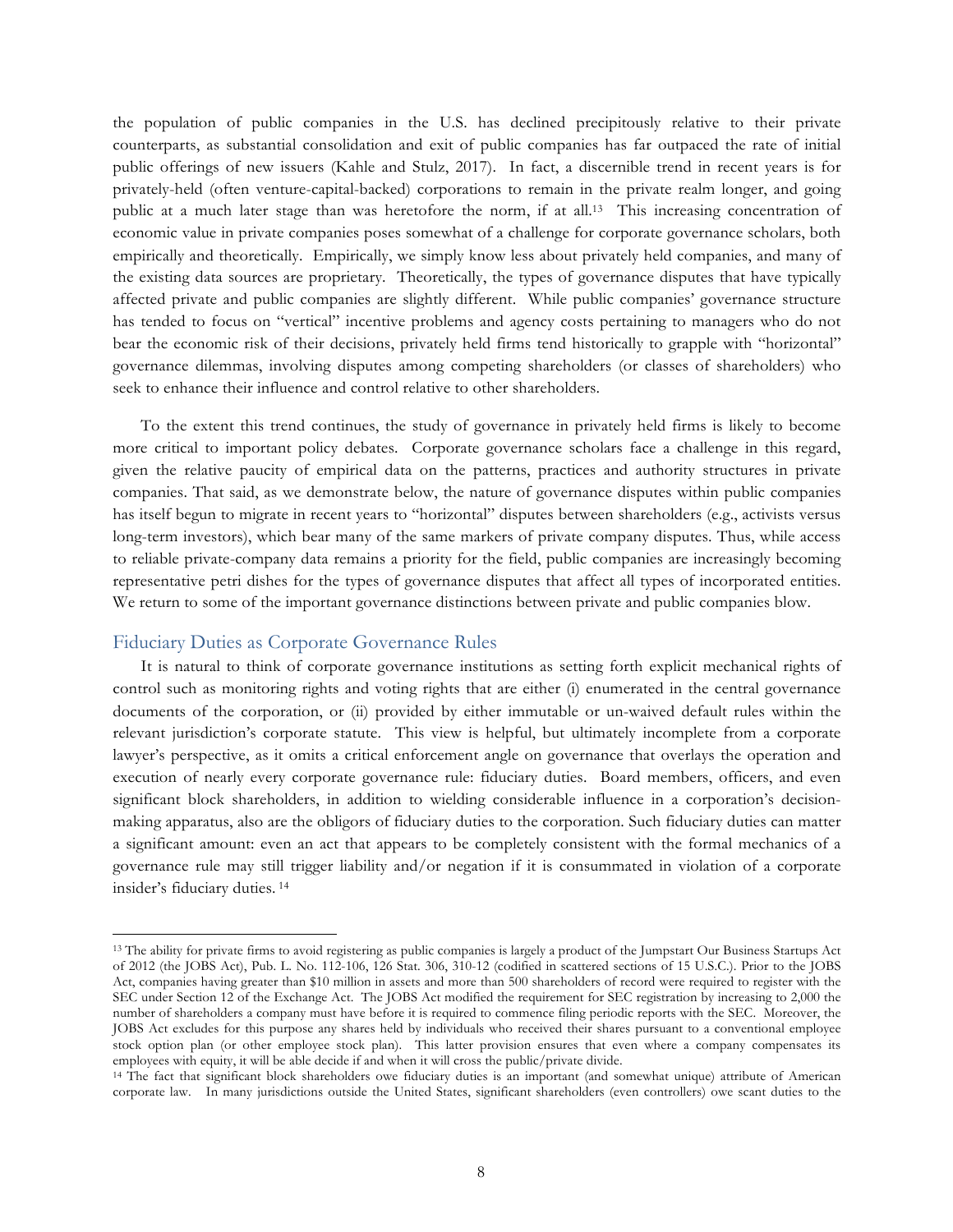the population of public companies in the U.S. has declined precipitously relative to their private counterparts, as substantial consolidation and exit of public companies has far outpaced the rate of initial public offerings of new issuers (Kahle and Stulz, 2017). In fact, a discernible trend in recent years is for privately-held (often venture-capital-backed) corporations to remain in the private realm longer, and going public at a much later stage than was heretofore the norm, if at all.[13] This increasing concentration of economic value in private companies poses somewhat of a challenge for corporate governance scholars, both empirically and theoretically. Empirically, we simply know less about privately held companies, and many of the existing data sources are proprietary. Theoretically, the types of governance disputes that have typically affected private and public companies are slightly different. While public companies' governance structure has tended to focus on "vertical" incentive problems and agency costs pertaining to managers who do not bear the economic risk of their decisions, privately held firms tend historically to grapple with "horizontal" governance dilemmas, involving disputes among competing shareholders (or classes of shareholders) who seek to enhance their influence and control relative to other shareholders.

To the extent this trend continues, the study of governance in privately held firms is likely to become more critical to important policy debates. Corporate governance scholars face a challenge in this regard, given the relative paucity of empirical data on the patterns, practices and authority structures in private companies. That said, as we demonstrate below, the nature of governance disputes within public companies has itself begun to migrate in recent years to "horizontal" disputes between shareholders (e.g., activists versus long-term investors), which bear many of the same markers of private company disputes. Thus, while access to reliable private-company data remains a priority for the field, public companies are increasingly becoming representative petri dishes for the types of governance disputes that affect all types of incorporated entities. We return to some of the important governance distinctions between private and public companies blow.

## Fiduciary Duties as Corporate Governance Rules

It is natural to think of corporate governance institutions as setting forth explicit mechanical rights of control such as monitoring rights and voting rights that are either (i) enumerated in the central governance documents of the corporation, or (ii) provided by either immutable or un-waived default rules within the relevant jurisdiction's corporate statute. This view is helpful, but ultimately incomplete from a corporate lawyer's perspective, as it omits a critical enforcement angle on governance that overlays the operation and execution of nearly every corporate governance rule: fiduciary duties. Board members, officers, and even significant block shareholders, in addition to wielding considerable influence in a corporation's decision-making apparatus, also are the obligors of fiduciary duties to the corporation. Such fiduciary duties can matter a significant amount: even an act that appears to be completely consistent with the formal mechanics of a governance rule may still trigger liability and/or negation if it is consummated in violation of a corporate insider's fiduciary duties.[14]

---

[13] The ability for private firms to avoid registering as public companies is largely a product of the Jumpstart Our Business Startups Act of 2012 (the JOBS Act), Pub. L. No. 112-106, 126 Stat. 306, 310-12 (codified in scattered sections of 15 U.S.C.). Prior to the JOBS Act, companies having greater than $10 million in assets and more than 500 shareholders of record were required to register with the SEC under Section 12 of the Exchange Act. The JOBS Act modified the requirement for SEC registration by increasing to 2,000 the number of shareholders a company must have before it is required to commence filing periodic reports with the SEC. Moreover, the JOBS Act excludes for this purpose any shares held by individuals who received their shares pursuant to a conventional employee stock option plan (or other employee stock plan). This latter provision ensures that even where a company compensates its employees with equity, it will be able decide if and when it will cross the public/private divide.

[14] The fact that significant block shareholders owe fiduciary duties is an important (and somewhat unique) attribute of American corporate law. In many jurisdictions outside the United States, significant shareholders (even controllers) owe scant duties to the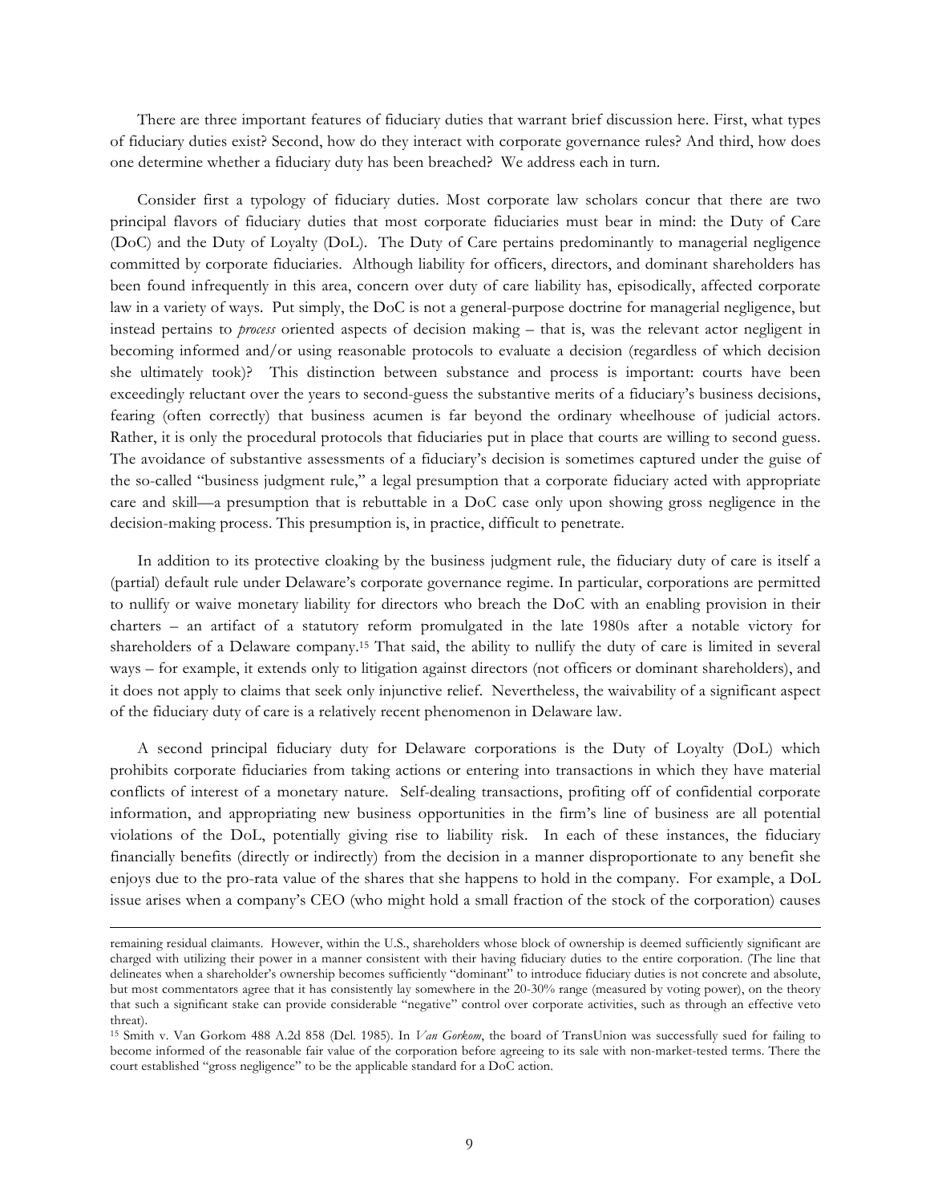There are three important features of fiduciary duties that warrant brief discussion here. First, what types of fiduciary duties exist? Second, how do they interact with corporate governance rules? And third, how does one determine whether a fiduciary duty has been breached? We address each in turn.

Consider first a typology of fiduciary duties. Most corporate law scholars concur that there are two principal flavors of fiduciary duties that most corporate fiduciaries must bear in mind: the Duty of Care (DoC) and the Duty of Loyalty (DoL). The Duty of Care pertains predominantly to managerial negligence committed by corporate fiduciaries. Although liability for officers, directors, and dominant shareholders has been found infrequently in this area, concern over duty of care liability has, episodically, affected corporate law in a variety of ways. Put simply, the DoC is not a general-purpose doctrine for managerial negligence, but instead pertains to *process* oriented aspects of decision making – that is, was the relevant actor negligent in becoming informed and/or using reasonable protocols to evaluate a decision (regardless of which decision she ultimately took)? This distinction between substance and process is important: courts have been exceedingly reluctant over the years to second-guess the substantive merits of a fiduciary's business decisions, fearing (often correctly) that business acumen is far beyond the ordinary wheelhouse of judicial actors. Rather, it is only the procedural protocols that fiduciaries put in place that courts are willing to second guess. The avoidance of substantive assessments of a fiduciary's decision is sometimes captured under the guise of the so-called "business judgment rule," a legal presumption that a corporate fiduciary acted with appropriate care and skill—a presumption that is rebuttable in a DoC case only upon showing gross negligence in the decision-making process. This presumption is, in practice, difficult to penetrate.

In addition to its protective cloaking by the business judgment rule, the fiduciary duty of care is itself a (partial) default rule under Delaware's corporate governance regime. In particular, corporations are permitted to nullify or waive monetary liability for directors who breach the DoC with an enabling provision in their charters – an artifact of a statutory reform promulgated in the late 1980s after a notable victory for shareholders of a Delaware company.[15] That said, the ability to nullify the duty of care is limited in several ways – for example, it extends only to litigation against directors (not officers or dominant shareholders), and it does not apply to claims that seek only injunctive relief. Nevertheless, the waivability of a significant aspect of the fiduciary duty of care is a relatively recent phenomenon in Delaware law.

A second principal fiduciary duty for Delaware corporations is the Duty of Loyalty (DoL) which prohibits corporate fiduciaries from taking actions or entering into transactions in which they have material conflicts of interest of a monetary nature. Self-dealing transactions, profiting off of confidential corporate information, and appropriating new business opportunities in the firm's line of business are all potential violations of the DoL, potentially giving rise to liability risk. In each of these instances, the fiduciary financially benefits (directly or indirectly) from the decision in a manner disproportionate to any benefit she enjoys due to the pro-rata value of the shares that she happens to hold in the company. For example, a DoL issue arises when a company's CEO (who might hold a small fraction of the stock of the corporation) causes

---

remaining residual claimants. However, within the U.S., shareholders whose block of ownership is deemed sufficiently significant are charged with utilizing their power in a manner consistent with their having fiduciary duties to the entire corporation. (The line that delineates when a shareholder's ownership becomes sufficiently "dominant" to introduce fiduciary duties is not concrete and absolute, but most commentators agree that it has consistently lay somewhere in the 20-30% range (measured by voting power), on the theory that such a significant stake can provide considerable "negative" control over corporate activities, such as through an effective veto threat).

[15] Smith v. Van Gorkom 488 A.2d 858 (Del. 1985). In *Van Gorkom*, the board of TransUnion was successfully sued for failing to become informed of the reasonable fair value of the corporation before agreeing to its sale with non-market-tested terms. There the court established "gross negligence" to be the applicable standard for a DoC action.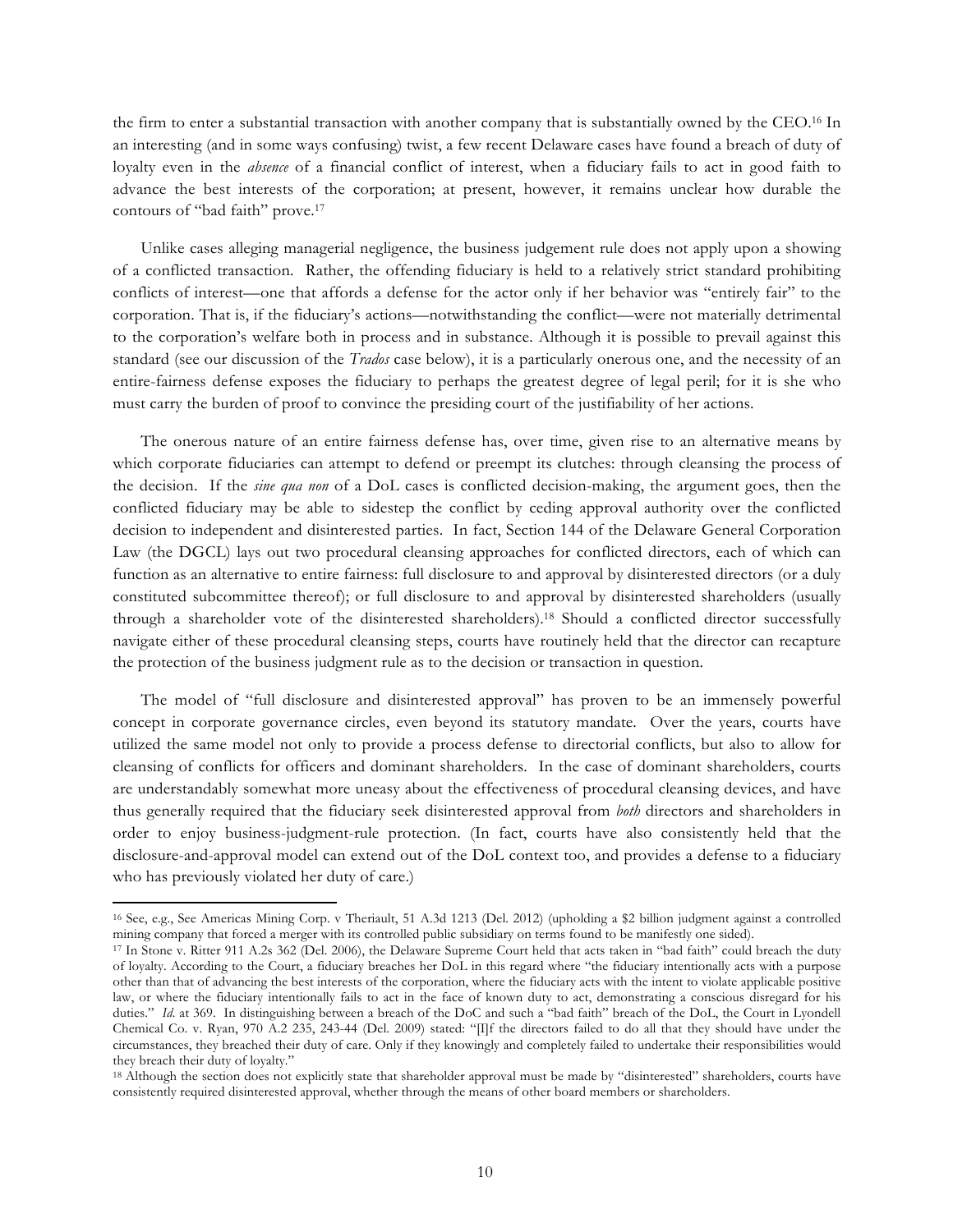the firm to enter a substantial transaction with another company that is substantially owned by the CEO.[16] In an interesting (and in some ways confusing) twist, a few recent Delaware cases have found a breach of duty of loyalty even in the *absence* of a financial conflict of interest, when a fiduciary fails to act in good faith to advance the best interests of the corporation; at present, however, it remains unclear how durable the contours of "bad faith" prove.[17]

Unlike cases alleging managerial negligence, the business judgement rule does not apply upon a showing of a conflicted transaction. Rather, the offending fiduciary is held to a relatively strict standard prohibiting conflicts of interest—one that affords a defense for the actor only if her behavior was "entirely fair" to the corporation. That is, if the fiduciary's actions—notwithstanding the conflict—were not materially detrimental to the corporation's welfare both in process and in substance. Although it is possible to prevail against this standard (see our discussion of the *Trados* case below), it is a particularly onerous one, and the necessity of an entire-fairness defense exposes the fiduciary to perhaps the greatest degree of legal peril; for it is she who must carry the burden of proof to convince the presiding court of the justifiability of her actions.

The onerous nature of an entire fairness defense has, over time, given rise to an alternative means by which corporate fiduciaries can attempt to defend or preempt its clutches: through cleansing the process of the decision. If the *sine qua non* of a DoL cases is conflicted decision-making, the argument goes, then the conflicted fiduciary may be able to sidestep the conflict by ceding approval authority over the conflicted decision to independent and disinterested parties. In fact, Section 144 of the Delaware General Corporation Law (the DGCL) lays out two procedural cleansing approaches for conflicted directors, each of which can function as an alternative to entire fairness: full disclosure to and approval by disinterested directors (or a duly constituted subcommittee thereof); or full disclosure to and approval by disinterested shareholders (usually through a shareholder vote of the disinterested shareholders).[18] Should a conflicted director successfully navigate either of these procedural cleansing steps, courts have routinely held that the director can recapture the protection of the business judgment rule as to the decision or transaction in question.

The model of "full disclosure and disinterested approval" has proven to be an immensely powerful concept in corporate governance circles, even beyond its statutory mandate. Over the years, courts have utilized the same model not only to provide a process defense to directorial conflicts, but also to allow for cleansing of conflicts for officers and dominant shareholders. In the case of dominant shareholders, courts are understandably somewhat more uneasy about the effectiveness of procedural cleansing devices, and have thus generally required that the fiduciary seek disinterested approval from *both* directors and shareholders in order to enjoy business-judgment-rule protection. (In fact, courts have also consistently held that the disclosure-and-approval model can extend out of the DoL context too, and provides a defense to a fiduciary who has previously violated her duty of care.)

---

[16] See, e.g., See Americas Mining Corp. v Theriault, 51 A.3d 1213 (Del. 2012) (upholding a $2 billion judgment against a controlled mining company that forced a merger with its controlled public subsidiary on terms found to be manifestly one sided).

[17] In Stone v. Ritter 911 A.2s 362 (Del. 2006), the Delaware Supreme Court held that acts taken in "bad faith" could breach the duty of loyalty. According to the Court, a fiduciary breaches her DoL in this regard where "the fiduciary intentionally acts with a purpose other than that of advancing the best interests of the corporation, where the fiduciary acts with the intent to violate applicable positive law, or where the fiduciary intentionally fails to act in the face of known duty to act, demonstrating a conscious disregard for his duties." *Id.* at 369. In distinguishing between a breach of the DoC and such a "bad faith" breach of the DoL, the Court in Lyondell Chemical Co. v. Ryan, 970 A.2 235, 243-44 (Del. 2009) stated: "[I]f the directors failed to do all that they should have under the circumstances, they breached their duty of care. Only if they knowingly and completely failed to undertake their responsibilities would they breach their duty of loyalty."

[18] Although the section does not explicitly state that shareholder approval must be made by "disinterested" shareholders, courts have consistently required disinterested approval, whether through the means of other board members or shareholders.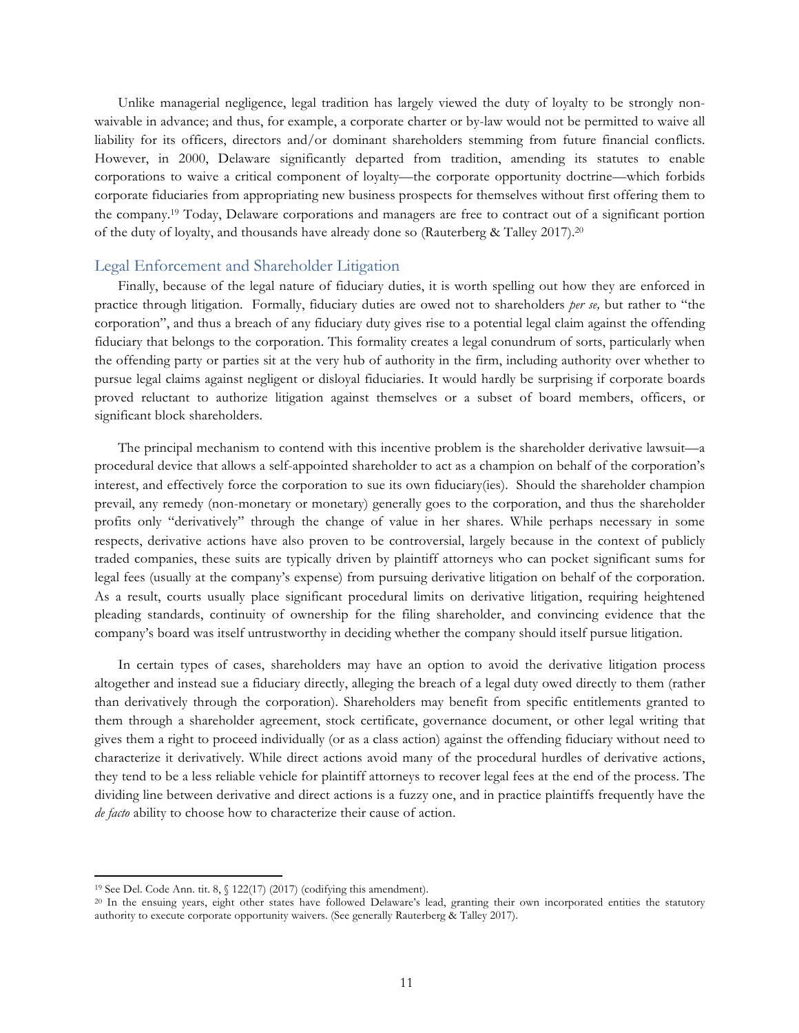Unlike managerial negligence, legal tradition has largely viewed the duty of loyalty to be strongly non-waivable in advance; and thus, for example, a corporate charter or by-law would not be permitted to waive all liability for its officers, directors and/or dominant shareholders stemming from future financial conflicts. However, in 2000, Delaware significantly departed from tradition, amending its statutes to enable corporations to waive a critical component of loyalty—the corporate opportunity doctrine—which forbids corporate fiduciaries from appropriating new business prospects for themselves without first offering them to the company.[19] Today, Delaware corporations and managers are free to contract out of a significant portion of the duty of loyalty, and thousands have already done so (Rauterberg & Talley 2017).[20]

## Legal Enforcement and Shareholder Litigation

Finally, because of the legal nature of fiduciary duties, it is worth spelling out how they are enforced in practice through litigation. Formally, fiduciary duties are owed not to shareholders *per se,* but rather to "the corporation", and thus a breach of any fiduciary duty gives rise to a potential legal claim against the offending fiduciary that belongs to the corporation. This formality creates a legal conundrum of sorts, particularly when the offending party or parties sit at the very hub of authority in the firm, including authority over whether to pursue legal claims against negligent or disloyal fiduciaries. It would hardly be surprising if corporate boards proved reluctant to authorize litigation against themselves or a subset of board members, officers, or significant block shareholders.

The principal mechanism to contend with this incentive problem is the shareholder derivative lawsuit—a procedural device that allows a self-appointed shareholder to act as a champion on behalf of the corporation's interest, and effectively force the corporation to sue its own fiduciary(ies). Should the shareholder champion prevail, any remedy (non-monetary or monetary) generally goes to the corporation, and thus the shareholder profits only "derivatively" through the change of value in her shares. While perhaps necessary in some respects, derivative actions have also proven to be controversial, largely because in the context of publicly traded companies, these suits are typically driven by plaintiff attorneys who can pocket significant sums for legal fees (usually at the company's expense) from pursuing derivative litigation on behalf of the corporation. As a result, courts usually place significant procedural limits on derivative litigation, requiring heightened pleading standards, continuity of ownership for the filing shareholder, and convincing evidence that the company's board was itself untrustworthy in deciding whether the company should itself pursue litigation.

In certain types of cases, shareholders may have an option to avoid the derivative litigation process altogether and instead sue a fiduciary directly, alleging the breach of a legal duty owed directly to them (rather than derivatively through the corporation). Shareholders may benefit from specific entitlements granted to them through a shareholder agreement, stock certificate, governance document, or other legal writing that gives them a right to proceed individually (or as a class action) against the offending fiduciary without need to characterize it derivatively. While direct actions avoid many of the procedural hurdles of derivative actions, they tend to be a less reliable vehicle for plaintiff attorneys to recover legal fees at the end of the process. The dividing line between derivative and direct actions is a fuzzy one, and in practice plaintiffs frequently have the *de facto* ability to choose how to characterize their cause of action.

---

[19] See Del. Code Ann. tit. 8, § 122(17) (2017) (codifying this amendment).

[20] In the ensuing years, eight other states have followed Delaware's lead, granting their own incorporated entities the statutory authority to execute corporate opportunity waivers. (See generally Rauterberg & Talley 2017).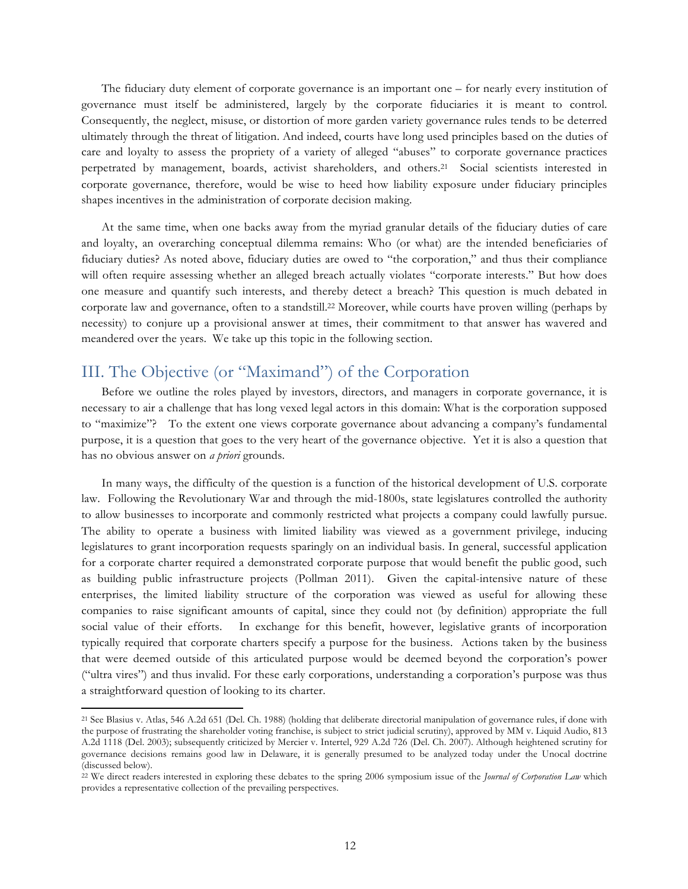The fiduciary duty element of corporate governance is an important one – for nearly every institution of governance must itself be administered, largely by the corporate fiduciaries it is meant to control. Consequently, the neglect, misuse, or distortion of more garden variety governance rules tends to be deterred ultimately through the threat of litigation. And indeed, courts have long used principles based on the duties of care and loyalty to assess the propriety of a variety of alleged "abuses" to corporate governance practices perpetrated by management, boards, activist shareholders, and others.[21] Social scientists interested in corporate governance, therefore, would be wise to heed how liability exposure under fiduciary principles shapes incentives in the administration of corporate decision making.

At the same time, when one backs away from the myriad granular details of the fiduciary duties of care and loyalty, an overarching conceptual dilemma remains: Who (or what) are the intended beneficiaries of fiduciary duties? As noted above, fiduciary duties are owed to "the corporation," and thus their compliance will often require assessing whether an alleged breach actually violates "corporate interests." But how does one measure and quantify such interests, and thereby detect a breach? This question is much debated in corporate law and governance, often to a standstill.[22] Moreover, while courts have proven willing (perhaps by necessity) to conjure up a provisional answer at times, their commitment to that answer has wavered and meandered over the years. We take up this topic in the following section.

## III. The Objective (or "Maximand") of the Corporation

Before we outline the roles played by investors, directors, and managers in corporate governance, it is necessary to air a challenge that has long vexed legal actors in this domain: What is the corporation supposed to "maximize"? To the extent one views corporate governance about advancing a company's fundamental purpose, it is a question that goes to the very heart of the governance objective. Yet it is also a question that has no obvious answer on *a priori* grounds.

In many ways, the difficulty of the question is a function of the historical development of U.S. corporate law. Following the Revolutionary War and through the mid-1800s, state legislatures controlled the authority to allow businesses to incorporate and commonly restricted what projects a company could lawfully pursue. The ability to operate a business with limited liability was viewed as a government privilege, inducing legislatures to grant incorporation requests sparingly on an individual basis. In general, successful application for a corporate charter required a demonstrated corporate purpose that would benefit the public good, such as building public infrastructure projects (Pollman 2011). Given the capital-intensive nature of these enterprises, the limited liability structure of the corporation was viewed as useful for allowing these companies to raise significant amounts of capital, since they could not (by definition) appropriate the full social value of their efforts. In exchange for this benefit, however, legislative grants of incorporation typically required that corporate charters specify a purpose for the business. Actions taken by the business that were deemed outside of this articulated purpose would be deemed beyond the corporation's power ("ultra vires") and thus invalid. For these early corporations, understanding a corporation's purpose was thus a straightforward question of looking to its charter.

---

[21] See Blasius v. Atlas, 546 A.2d 651 (Del. Ch. 1988) (holding that deliberate directorial manipulation of governance rules, if done with the purpose of frustrating the shareholder voting franchise, is subject to strict judicial scrutiny), approved by MM v. Liquid Audio, 813 A.2d 1118 (Del. 2003); subsequently criticized by Mercier v. Intertel, 929 A.2d 726 (Del. Ch. 2007). Although heightened scrutiny for governance decisions remains good law in Delaware, it is generally presumed to be analyzed today under the Unocal doctrine (discussed below).

[22] We direct readers interested in exploring these debates to the spring 2006 symposium issue of the *Journal of Corporation Law* which provides a representative collection of the prevailing perspectives.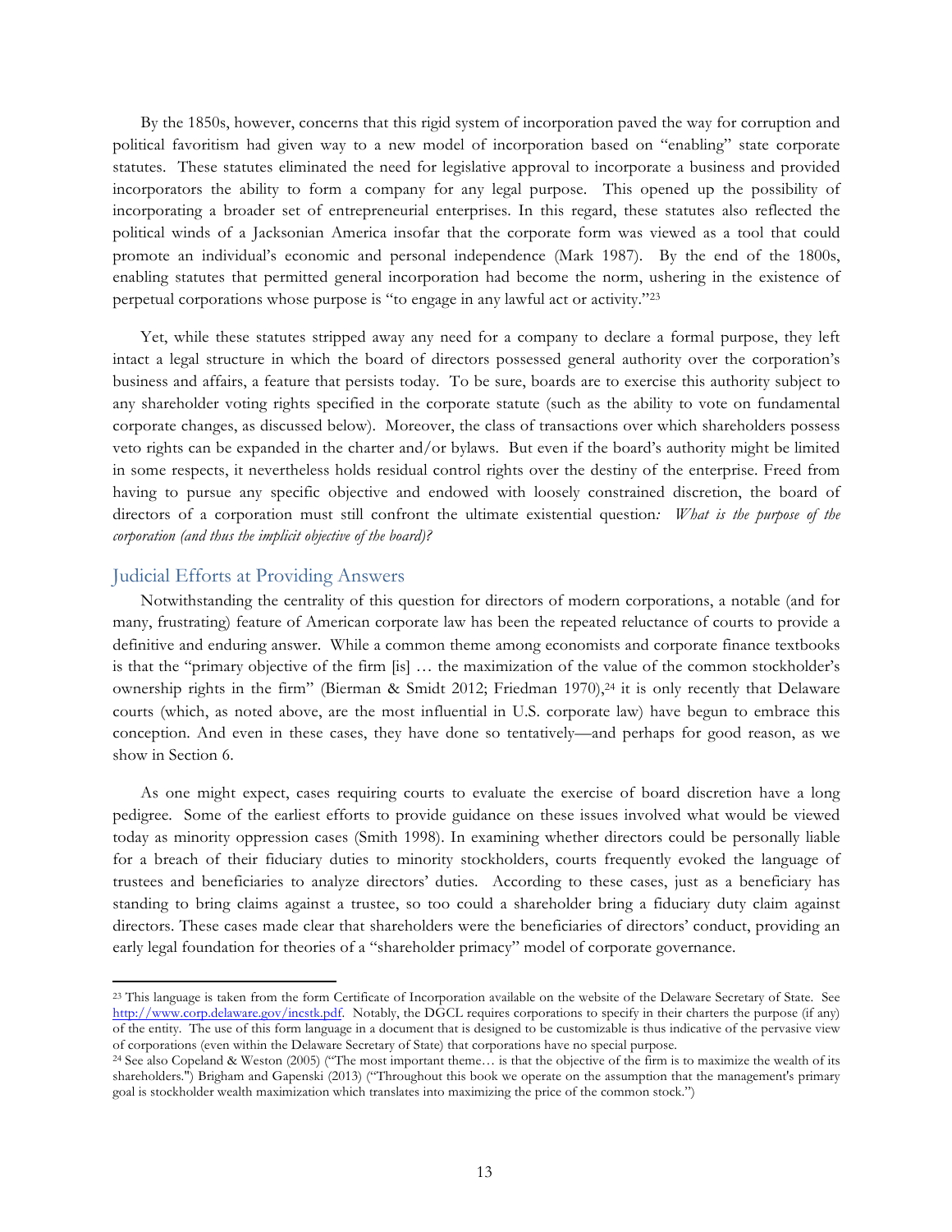By the 1850s, however, concerns that this rigid system of incorporation paved the way for corruption and political favoritism had given way to a new model of incorporation based on "enabling" state corporate statutes. These statutes eliminated the need for legislative approval to incorporate a business and provided incorporators the ability to form a company for any legal purpose. This opened up the possibility of incorporating a broader set of entrepreneurial enterprises. In this regard, these statutes also reflected the political winds of a Jacksonian America insofar that the corporate form was viewed as a tool that could promote an individual's economic and personal independence (Mark 1987). By the end of the 1800s, enabling statutes that permitted general incorporation had become the norm, ushering in the existence of perpetual corporations whose purpose is "to engage in any lawful act or activity."[23]

Yet, while these statutes stripped away any need for a company to declare a formal purpose, they left intact a legal structure in which the board of directors possessed general authority over the corporation's business and affairs, a feature that persists today. To be sure, boards are to exercise this authority subject to any shareholder voting rights specified in the corporate statute (such as the ability to vote on fundamental corporate changes, as discussed below). Moreover, the class of transactions over which shareholders possess veto rights can be expanded in the charter and/or bylaws. But even if the board's authority might be limited in some respects, it nevertheless holds residual control rights over the destiny of the enterprise. Freed from having to pursue any specific objective and endowed with loosely constrained discretion, the board of directors of a corporation must still confront the ultimate existential question*: What is the purpose of the corporation (and thus the implicit objective of the board)?*

## Judicial Efforts at Providing Answers

Notwithstanding the centrality of this question for directors of modern corporations, a notable (and for many, frustrating) feature of American corporate law has been the repeated reluctance of courts to provide a definitive and enduring answer. While a common theme among economists and corporate finance textbooks is that the "primary objective of the firm [is] … the maximization of the value of the common stockholder's ownership rights in the firm" (Bierman & Smidt 2012; Friedman 1970),[24] it is only recently that Delaware courts (which, as noted above, are the most influential in U.S. corporate law) have begun to embrace this conception. And even in these cases, they have done so tentatively—and perhaps for good reason, as we show in Section 6.

As one might expect, cases requiring courts to evaluate the exercise of board discretion have a long pedigree. Some of the earliest efforts to provide guidance on these issues involved what would be viewed today as minority oppression cases (Smith 1998). In examining whether directors could be personally liable for a breach of their fiduciary duties to minority stockholders, courts frequently evoked the language of trustees and beneficiaries to analyze directors' duties. According to these cases, just as a beneficiary has standing to bring claims against a trustee, so too could a shareholder bring a fiduciary duty claim against directors. These cases made clear that shareholders were the beneficiaries of directors' conduct, providing an early legal foundation for theories of a "shareholder primacy" model of corporate governance.

---

[23] This language is taken from the form Certificate of Incorporation available on the website of the Delaware Secretary of State. See http://www.corp.delaware.gov/incstk.pdf. Notably, the DGCL requires corporations to specify in their charters the purpose (if any) of the entity. The use of this form language in a document that is designed to be customizable is thus indicative of the pervasive view of corporations (even within the Delaware Secretary of State) that corporations have no special purpose.

[24] See also Copeland & Weston (2005) ("The most important theme… is that the objective of the firm is to maximize the wealth of its shareholders.") Brigham and Gapenski (2013) ("Throughout this book we operate on the assumption that the management's primary goal is stockholder wealth maximization which translates into maximizing the price of the common stock.")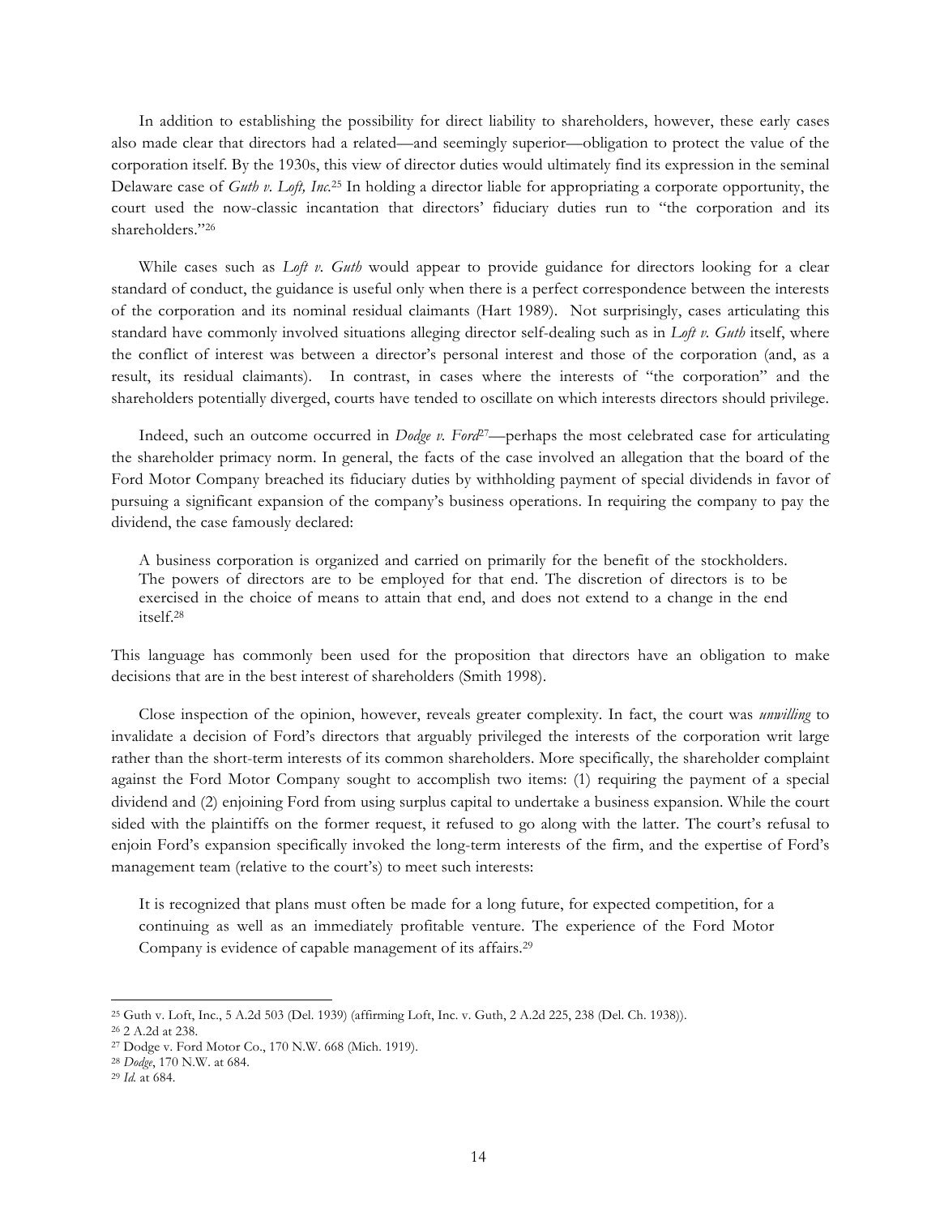In addition to establishing the possibility for direct liability to shareholders, however, these early cases also made clear that directors had a related—and seemingly superior—obligation to protect the value of the corporation itself. By the 1930s, this view of director duties would ultimately find its expression in the seminal Delaware case of *Guth v. Loft, Inc.*[25] In holding a director liable for appropriating a corporate opportunity, the court used the now-classic incantation that directors' fiduciary duties run to "the corporation and its shareholders."[26]

While cases such as *Loft v. Guth* would appear to provide guidance for directors looking for a clear standard of conduct, the guidance is useful only when there is a perfect correspondence between the interests of the corporation and its nominal residual claimants (Hart 1989). Not surprisingly, cases articulating this standard have commonly involved situations alleging director self-dealing such as in *Loft v. Guth* itself, where the conflict of interest was between a director's personal interest and those of the corporation (and, as a result, its residual claimants). In contrast, in cases where the interests of "the corporation" and the shareholders potentially diverged, courts have tended to oscillate on which interests directors should privilege.

Indeed, such an outcome occurred in *Dodge v. Ford*[27]—perhaps the most celebrated case for articulating the shareholder primacy norm. In general, the facts of the case involved an allegation that the board of the Ford Motor Company breached its fiduciary duties by withholding payment of special dividends in favor of pursuing a significant expansion of the company's business operations. In requiring the company to pay the dividend, the case famously declared:

> A business corporation is organized and carried on primarily for the benefit of the stockholders. The powers of directors are to be employed for that end. The discretion of directors is to be exercised in the choice of means to attain that end, and does not extend to a change in the end itself.[28]

This language has commonly been used for the proposition that directors have an obligation to make decisions that are in the best interest of shareholders (Smith 1998).

Close inspection of the opinion, however, reveals greater complexity. In fact, the court was *unwilling* to invalidate a decision of Ford's directors that arguably privileged the interests of the corporation writ large rather than the short-term interests of its common shareholders. More specifically, the shareholder complaint against the Ford Motor Company sought to accomplish two items: (1) requiring the payment of a special dividend and (2) enjoining Ford from using surplus capital to undertake a business expansion. While the court sided with the plaintiffs on the former request, it refused to go along with the latter. The court's refusal to enjoin Ford's expansion specifically invoked the long-term interests of the firm, and the expertise of Ford's management team (relative to the court's) to meet such interests:

> It is recognized that plans must often be made for a long future, for expected competition, for a continuing as well as an immediately profitable venture. The experience of the Ford Motor Company is evidence of capable management of its affairs.[29]

---

[25] Guth v. Loft, Inc., 5 A.2d 503 (Del. 1939) (affirming Loft, Inc. v. Guth, 2 A.2d 225, 238 (Del. Ch. 1938)).

[26] 2 A.2d at 238.

[27] Dodge v. Ford Motor Co., 170 N.W. 668 (Mich. 1919).

[28] *Dodge*, 170 N.W. at 684.

[29] *Id.* at 684.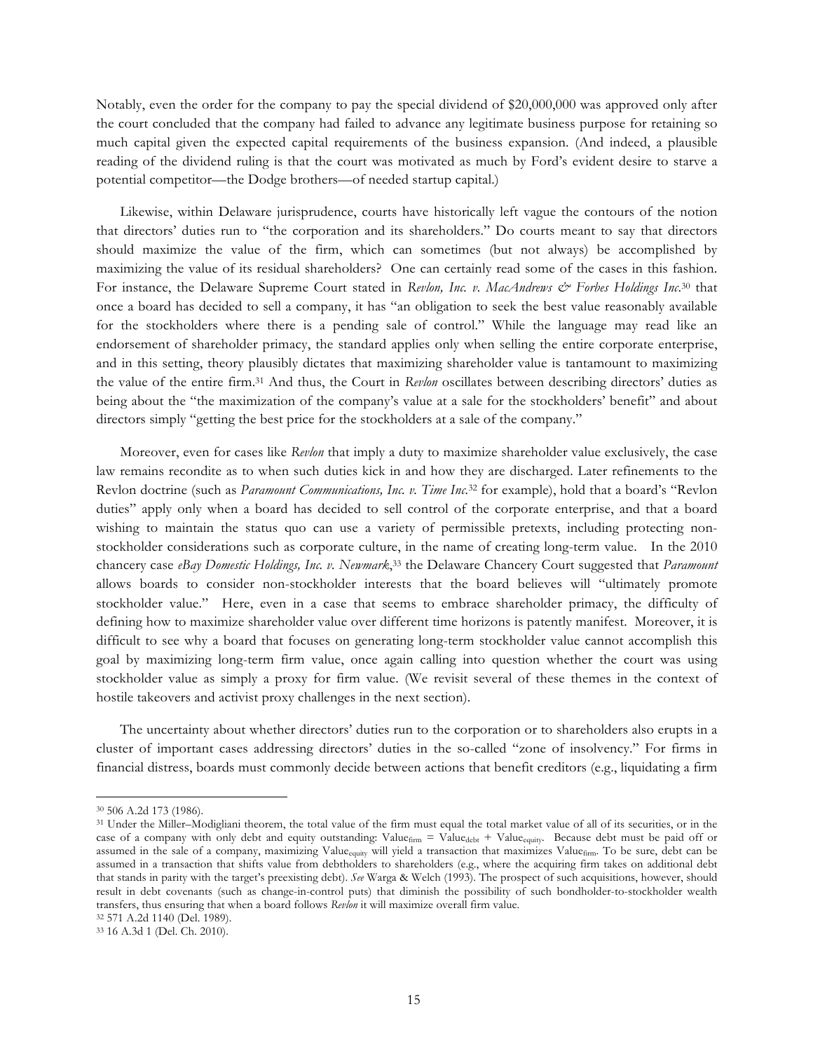Notably, even the order for the company to pay the special dividend of $20,000,000 was approved only after the court concluded that the company had failed to advance any legitimate business purpose for retaining so much capital given the expected capital requirements of the business expansion. (And indeed, a plausible reading of the dividend ruling is that the court was motivated as much by Ford's evident desire to starve a potential competitor—the Dodge brothers—of needed startup capital.)

Likewise, within Delaware jurisprudence, courts have historically left vague the contours of the notion that directors' duties run to "the corporation and its shareholders." Do courts meant to say that directors should maximize the value of the firm, which can sometimes (but not always) be accomplished by maximizing the value of its residual shareholders? One can certainly read some of the cases in this fashion. For instance, the Delaware Supreme Court stated in *Revlon, Inc. v. MacAndrews & Forbes Holdings Inc.*[30] that once a board has decided to sell a company, it has "an obligation to seek the best value reasonably available for the stockholders where there is a pending sale of control." While the language may read like an endorsement of shareholder primacy, the standard applies only when selling the entire corporate enterprise, and in this setting, theory plausibly dictates that maximizing shareholder value is tantamount to maximizing the value of the entire firm.[31] And thus, the Court in *Revlon* oscillates between describing directors' duties as being about the "the maximization of the company's value at a sale for the stockholders' benefit" and about directors simply "getting the best price for the stockholders at a sale of the company."

Moreover, even for cases like *Revlon* that imply a duty to maximize shareholder value exclusively, the case law remains recondite as to when such duties kick in and how they are discharged. Later refinements to the Revlon doctrine (such as *Paramount Communications, Inc. v. Time Inc.*[32] for example), hold that a board's "Revlon duties" apply only when a board has decided to sell control of the corporate enterprise, and that a board wishing to maintain the status quo can use a variety of permissible pretexts, including protecting non-stockholder considerations such as corporate culture, in the name of creating long-term value. In the 2010 chancery case *eBay Domestic Holdings, Inc. v. Newmark*,[33] the Delaware Chancery Court suggested that *Paramount* allows boards to consider non-stockholder interests that the board believes will "ultimately promote stockholder value." Here, even in a case that seems to embrace shareholder primacy, the difficulty of defining how to maximize shareholder value over different time horizons is patently manifest. Moreover, it is difficult to see why a board that focuses on generating long-term stockholder value cannot accomplish this goal by maximizing long-term firm value, once again calling into question whether the court was using stockholder value as simply a proxy for firm value. (We revisit several of these themes in the context of hostile takeovers and activist proxy challenges in the next section).

The uncertainty about whether directors' duties run to the corporation or to shareholders also erupts in a cluster of important cases addressing directors' duties in the so-called "zone of insolvency." For firms in financial distress, boards must commonly decide between actions that benefit creditors (e.g., liquidating a firm

---

[30] 506 A.2d 173 (1986).

[31] Under the Miller–Modigliani theorem, the total value of the firm must equal the total market value of all of its securities, or in the case of a company with only debt and equity outstanding: $Value_{firm} = Value_{debt} + Value_{equity}$. Because debt must be paid off or assumed in the sale of a company, maximizing $Value_{equity}$ will yield a transaction that maximizes $Value_{firm}$. To be sure, debt can be assumed in a transaction that shifts value from debtholders to shareholders (e.g., where the acquiring firm takes on additional debt that stands in parity with the target's preexisting debt). *See* Warga & Welch (1993). The prospect of such acquisitions, however, should result in debt covenants (such as change-in-control puts) that diminish the possibility of such bondholder-to-stockholder wealth transfers, thus ensuring that when a board follows *Revlon* it will maximize overall firm value.

[32] 571 A.2d 1140 (Del. 1989).

[33] 16 A.3d 1 (Del. Ch. 2010).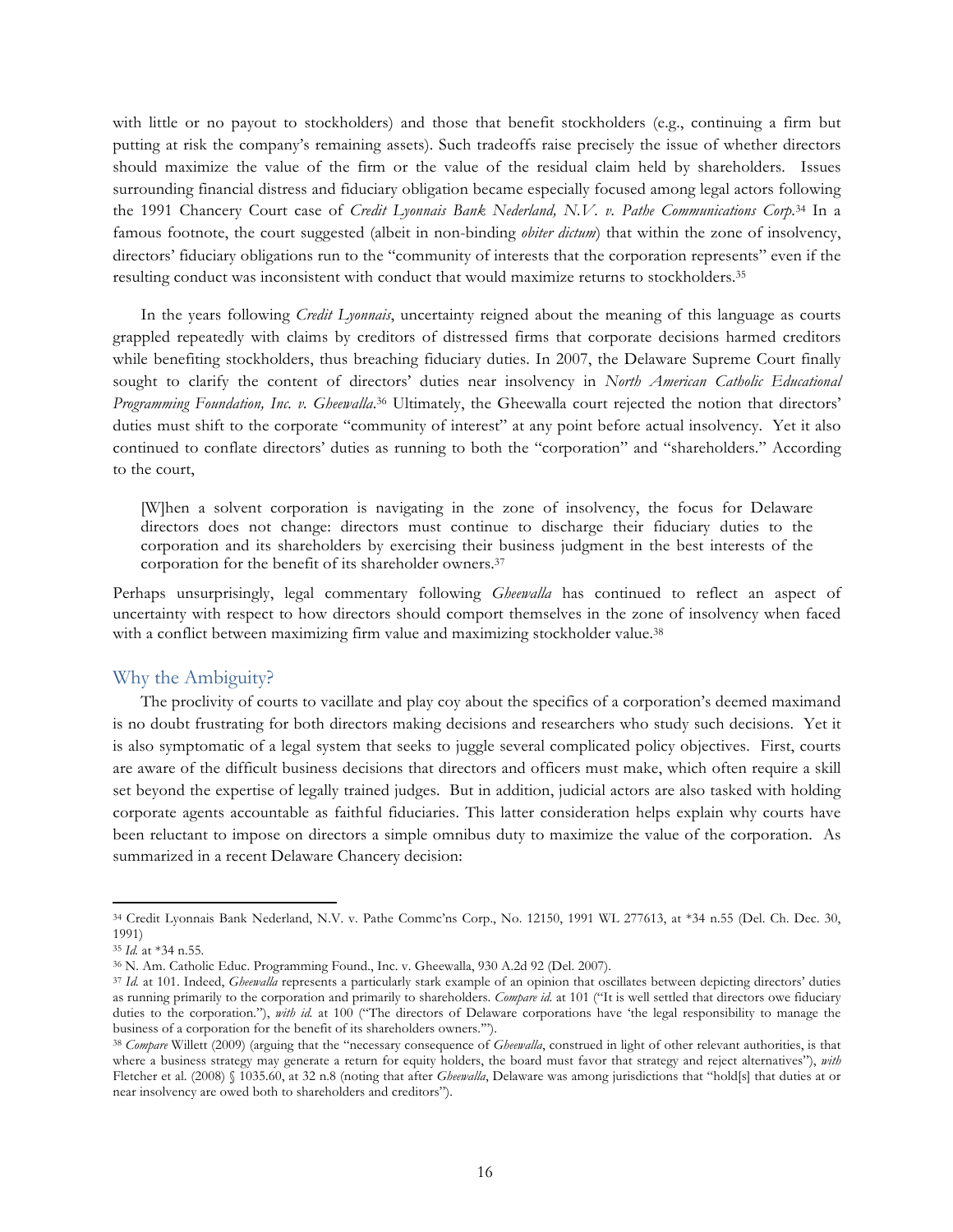with little or no payout to stockholders) and those that benefit stockholders (e.g., continuing a firm but putting at risk the company's remaining assets). Such tradeoffs raise precisely the issue of whether directors should maximize the value of the firm or the value of the residual claim held by shareholders. Issues surrounding financial distress and fiduciary obligation became especially focused among legal actors following the 1991 Chancery Court case of *Credit Lyonnais Bank Nederland, N.V. v. Pathe Communications Corp.*[34] In a famous footnote, the court suggested (albeit in non-binding *obiter dictum*) that within the zone of insolvency, directors' fiduciary obligations run to the "community of interests that the corporation represents" even if the resulting conduct was inconsistent with conduct that would maximize returns to stockholders.[35]

In the years following *Credit Lyonnais*, uncertainty reigned about the meaning of this language as courts grappled repeatedly with claims by creditors of distressed firms that corporate decisions harmed creditors while benefiting stockholders, thus breaching fiduciary duties. In 2007, the Delaware Supreme Court finally sought to clarify the content of directors' duties near insolvency in *North American Catholic Educational Programming Foundation, Inc. v. Gheewalla*.[36] Ultimately, the Gheewalla court rejected the notion that directors' duties must shift to the corporate "community of interest" at any point before actual insolvency. Yet it also continued to conflate directors' duties as running to both the "corporation" and "shareholders." According to the court,

> [W]hen a solvent corporation is navigating in the zone of insolvency, the focus for Delaware directors does not change: directors must continue to discharge their fiduciary duties to the corporation and its shareholders by exercising their business judgment in the best interests of the corporation for the benefit of its shareholder owners.[37]

Perhaps unsurprisingly, legal commentary following *Gheewalla* has continued to reflect an aspect of uncertainty with respect to how directors should comport themselves in the zone of insolvency when faced with a conflict between maximizing firm value and maximizing stockholder value.[38]

## Why the Ambiguity?

The proclivity of courts to vacillate and play coy about the specifics of a corporation's deemed maximand is no doubt frustrating for both directors making decisions and researchers who study such decisions. Yet it is also symptomatic of a legal system that seeks to juggle several complicated policy objectives. First, courts are aware of the difficult business decisions that directors and officers must make, which often require a skill set beyond the expertise of legally trained judges. But in addition, judicial actors are also tasked with holding corporate agents accountable as faithful fiduciaries. This latter consideration helps explain why courts have been reluctant to impose on directors a simple omnibus duty to maximize the value of the corporation. As summarized in a recent Delaware Chancery decision:

---

[34] Credit Lyonnais Bank Nederland, N.V. v. Pathe Commc'ns Corp., No. 12150, 1991 WL 277613, at *34 n.55 (Del. Ch. Dec. 30, 1991)

[35] *Id.* at *34 n.55.

[36] N. Am. Catholic Educ. Programming Found., Inc. v. Gheewalla, 930 A.2d 92 (Del. 2007).

[37] *Id.* at 101. Indeed, *Gheewalla* represents a particularly stark example of an opinion that oscillates between depicting directors' duties as running primarily to the corporation and primarily to shareholders. *Compare id.* at 101 ("It is well settled that directors owe fiduciary duties to the corporation."), *with id.* at 100 ("The directors of Delaware corporations have 'the legal responsibility to manage the business of a corporation for the benefit of its shareholders owners.'").

[38] *Compare* Willett (2009) (arguing that the "necessary consequence of *Gheewalla*, construed in light of other relevant authorities, is that where a business strategy may generate a return for equity holders, the board must favor that strategy and reject alternatives"), *with* Fletcher et al. (2008) § 1035.60, at 32 n.8 (noting that after *Gheewalla*, Delaware was among jurisdictions that "hold[s] that duties at or near insolvency are owed both to shareholders and creditors").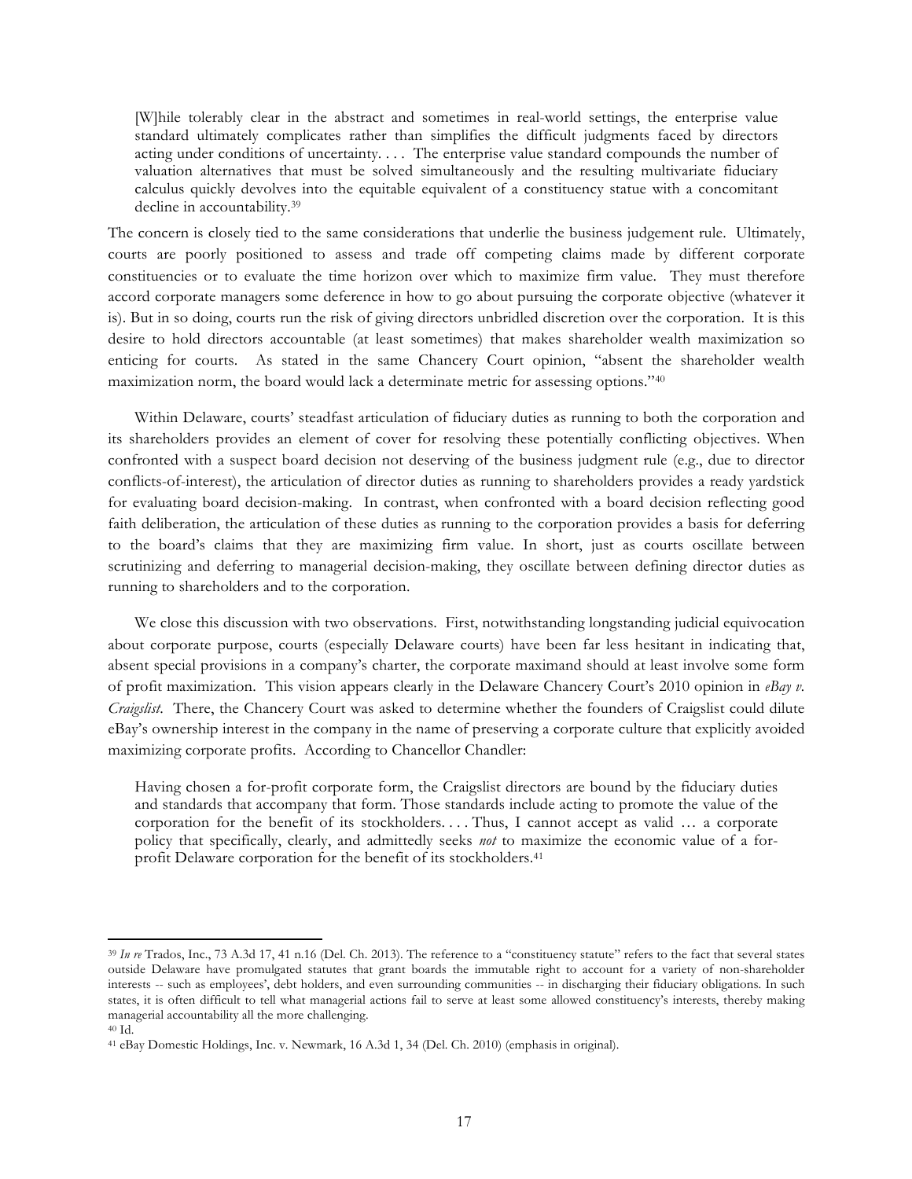> [W]hile tolerably clear in the abstract and sometimes in real-world settings, the enterprise value standard ultimately complicates rather than simplifies the difficult judgments faced by directors acting under conditions of uncertainty. . . . The enterprise value standard compounds the number of valuation alternatives that must be solved simultaneously and the resulting multivariate fiduciary calculus quickly devolves into the equitable equivalent of a constituency statue with a concomitant decline in accountability.[39]

The concern is closely tied to the same considerations that underlie the business judgement rule. Ultimately, courts are poorly positioned to assess and trade off competing claims made by different corporate constituencies or to evaluate the time horizon over which to maximize firm value. They must therefore accord corporate managers some deference in how to go about pursuing the corporate objective (whatever it is). But in so doing, courts run the risk of giving directors unbridled discretion over the corporation. It is this desire to hold directors accountable (at least sometimes) that makes shareholder wealth maximization so enticing for courts. As stated in the same Chancery Court opinion, "absent the shareholder wealth maximization norm, the board would lack a determinate metric for assessing options."[40]

Within Delaware, courts' steadfast articulation of fiduciary duties as running to both the corporation and its shareholders provides an element of cover for resolving these potentially conflicting objectives. When confronted with a suspect board decision not deserving of the business judgment rule (e.g., due to director conflicts-of-interest), the articulation of director duties as running to shareholders provides a ready yardstick for evaluating board decision-making. In contrast, when confronted with a board decision reflecting good faith deliberation, the articulation of these duties as running to the corporation provides a basis for deferring to the board's claims that they are maximizing firm value. In short, just as courts oscillate between scrutinizing and deferring to managerial decision-making, they oscillate between defining director duties as running to shareholders and to the corporation.

We close this discussion with two observations. First, notwithstanding longstanding judicial equivocation about corporate purpose, courts (especially Delaware courts) have been far less hesitant in indicating that, absent special provisions in a company's charter, the corporate maximand should at least involve some form of profit maximization. This vision appears clearly in the Delaware Chancery Court's 2010 opinion in *eBay v. Craigslist*. There, the Chancery Court was asked to determine whether the founders of Craigslist could dilute eBay's ownership interest in the company in the name of preserving a corporate culture that explicitly avoided maximizing corporate profits. According to Chancellor Chandler:

> Having chosen a for-profit corporate form, the Craigslist directors are bound by the fiduciary duties and standards that accompany that form. Those standards include acting to promote the value of the corporation for the benefit of its stockholders. . . . Thus, I cannot accept as valid … a corporate policy that specifically, clearly, and admittedly seeks *not* to maximize the economic value of a for-profit Delaware corporation for the benefit of its stockholders.[41]

---

[39] *In re* Trados, Inc., 73 A.3d 17, 41 n.16 (Del. Ch. 2013). The reference to a "constituency statute" refers to the fact that several states outside Delaware have promulgated statutes that grant boards the immutable right to account for a variety of non-shareholder interests -- such as employees', debt holders, and even surrounding communities -- in discharging their fiduciary obligations. In such states, it is often difficult to tell what managerial actions fail to serve at least some allowed constituency's interests, thereby making managerial accountability all the more challenging.

[40] Id.

[41] eBay Domestic Holdings, Inc. v. Newmark, 16 A.3d 1, 34 (Del. Ch. 2010) (emphasis in original).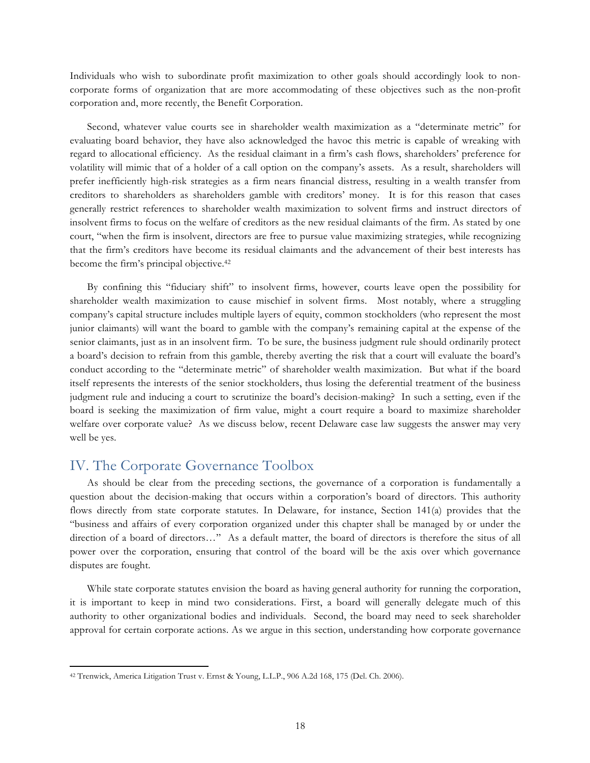Individuals who wish to subordinate profit maximization to other goals should accordingly look to non-corporate forms of organization that are more accommodating of these objectives such as the non-profit corporation and, more recently, the Benefit Corporation.

Second, whatever value courts see in shareholder wealth maximization as a "determinate metric" for evaluating board behavior, they have also acknowledged the havoc this metric is capable of wreaking with regard to allocational efficiency. As the residual claimant in a firm's cash flows, shareholders' preference for volatility will mimic that of a holder of a call option on the company's assets. As a result, shareholders will prefer inefficiently high-risk strategies as a firm nears financial distress, resulting in a wealth transfer from creditors to shareholders as shareholders gamble with creditors' money. It is for this reason that cases generally restrict references to shareholder wealth maximization to solvent firms and instruct directors of insolvent firms to focus on the welfare of creditors as the new residual claimants of the firm. As stated by one court, "when the firm is insolvent, directors are free to pursue value maximizing strategies, while recognizing that the firm's creditors have become its residual claimants and the advancement of their best interests has become the firm's principal objective.[42]

By confining this "fiduciary shift" to insolvent firms, however, courts leave open the possibility for shareholder wealth maximization to cause mischief in solvent firms. Most notably, where a struggling company's capital structure includes multiple layers of equity, common stockholders (who represent the most junior claimants) will want the board to gamble with the company's remaining capital at the expense of the senior claimants, just as in an insolvent firm. To be sure, the business judgment rule should ordinarily protect a board's decision to refrain from this gamble, thereby averting the risk that a court will evaluate the board's conduct according to the "determinate metric" of shareholder wealth maximization. But what if the board itself represents the interests of the senior stockholders, thus losing the deferential treatment of the business judgment rule and inducing a court to scrutinize the board's decision-making? In such a setting, even if the board is seeking the maximization of firm value, might a court require a board to maximize shareholder welfare over corporate value? As we discuss below, recent Delaware case law suggests the answer may very well be yes.

## IV. The Corporate Governance Toolbox

As should be clear from the preceding sections, the governance of a corporation is fundamentally a question about the decision-making that occurs within a corporation's board of directors. This authority flows directly from state corporate statutes. In Delaware, for instance, Section 141(a) provides that the "business and affairs of every corporation organized under this chapter shall be managed by or under the direction of a board of directors…" As a default matter, the board of directors is therefore the situs of all power over the corporation, ensuring that control of the board will be the axis over which governance disputes are fought.

While state corporate statutes envision the board as having general authority for running the corporation, it is important to keep in mind two considerations. First, a board will generally delegate much of this authority to other organizational bodies and individuals. Second, the board may need to seek shareholder approval for certain corporate actions. As we argue in this section, understanding how corporate governance

---

[42] Trenwick, America Litigation Trust v. Ernst & Young, L.L.P., 906 A.2d 168, 175 (Del. Ch. 2006).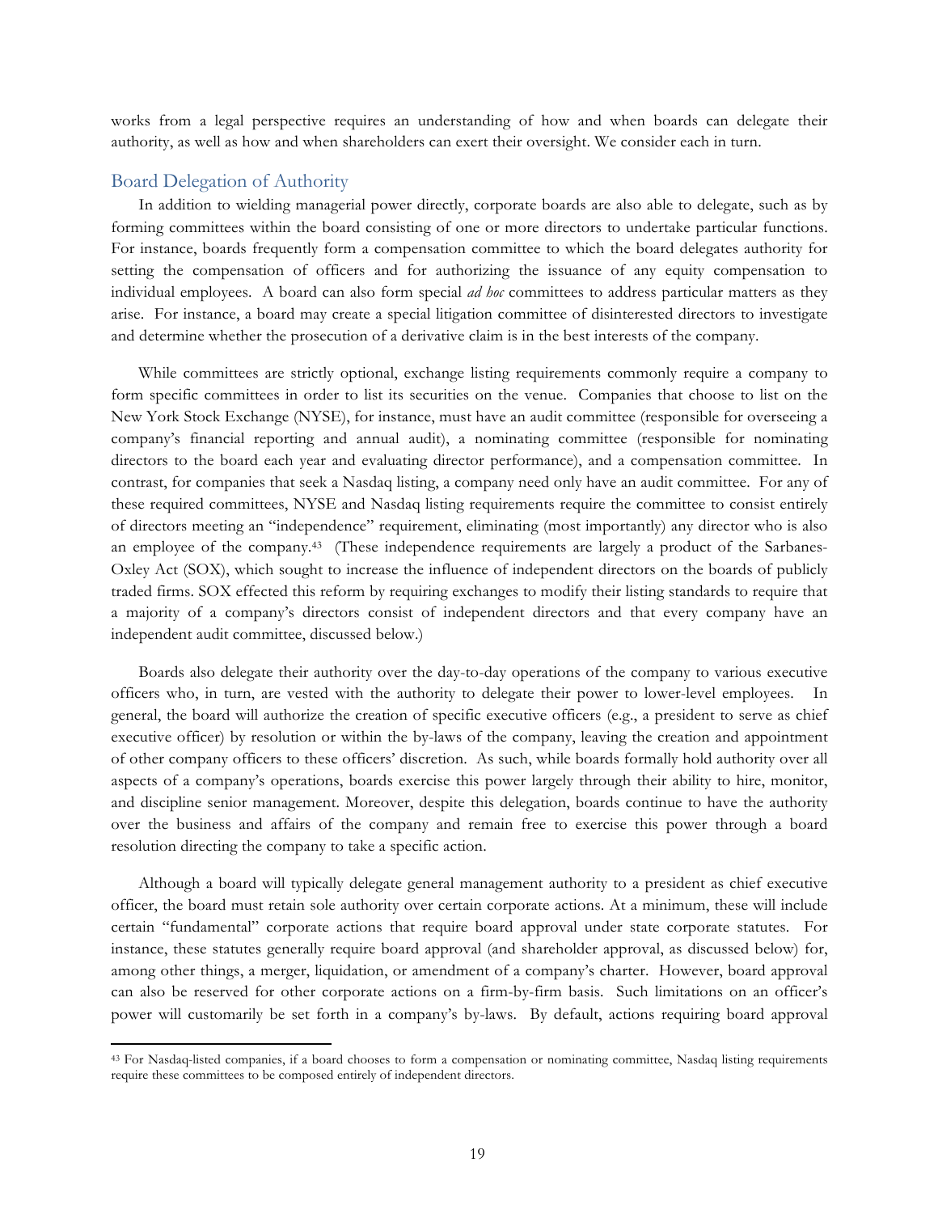works from a legal perspective requires an understanding of how and when boards can delegate their authority, as well as how and when shareholders can exert their oversight. We consider each in turn.

## Board Delegation of Authority

In addition to wielding managerial power directly, corporate boards are also able to delegate, such as by forming committees within the board consisting of one or more directors to undertake particular functions. For instance, boards frequently form a compensation committee to which the board delegates authority for setting the compensation of officers and for authorizing the issuance of any equity compensation to individual employees. A board can also form special *ad hoc* committees to address particular matters as they arise. For instance, a board may create a special litigation committee of disinterested directors to investigate and determine whether the prosecution of a derivative claim is in the best interests of the company.

While committees are strictly optional, exchange listing requirements commonly require a company to form specific committees in order to list its securities on the venue. Companies that choose to list on the New York Stock Exchange (NYSE), for instance, must have an audit committee (responsible for overseeing a company's financial reporting and annual audit), a nominating committee (responsible for nominating directors to the board each year and evaluating director performance), and a compensation committee. In contrast, for companies that seek a Nasdaq listing, a company need only have an audit committee. For any of these required committees, NYSE and Nasdaq listing requirements require the committee to consist entirely of directors meeting an "independence" requirement, eliminating (most importantly) any director who is also an employee of the company.[43] (These independence requirements are largely a product of the Sarbanes-Oxley Act (SOX), which sought to increase the influence of independent directors on the boards of publicly traded firms. SOX effected this reform by requiring exchanges to modify their listing standards to require that a majority of a company's directors consist of independent directors and that every company have an independent audit committee, discussed below.)

Boards also delegate their authority over the day-to-day operations of the company to various executive officers who, in turn, are vested with the authority to delegate their power to lower-level employees. In general, the board will authorize the creation of specific executive officers (e.g., a president to serve as chief executive officer) by resolution or within the by-laws of the company, leaving the creation and appointment of other company officers to these officers' discretion. As such, while boards formally hold authority over all aspects of a company's operations, boards exercise this power largely through their ability to hire, monitor, and discipline senior management. Moreover, despite this delegation, boards continue to have the authority over the business and affairs of the company and remain free to exercise this power through a board resolution directing the company to take a specific action.

Although a board will typically delegate general management authority to a president as chief executive officer, the board must retain sole authority over certain corporate actions. At a minimum, these will include certain "fundamental" corporate actions that require board approval under state corporate statutes. For instance, these statutes generally require board approval (and shareholder approval, as discussed below) for, among other things, a merger, liquidation, or amendment of a company's charter. However, board approval can also be reserved for other corporate actions on a firm-by-firm basis. Such limitations on an officer's power will customarily be set forth in a company's by-laws. By default, actions requiring board approval

---

[43] For Nasdaq-listed companies, if a board chooses to form a compensation or nominating committee, Nasdaq listing requirements require these committees to be composed entirely of independent directors.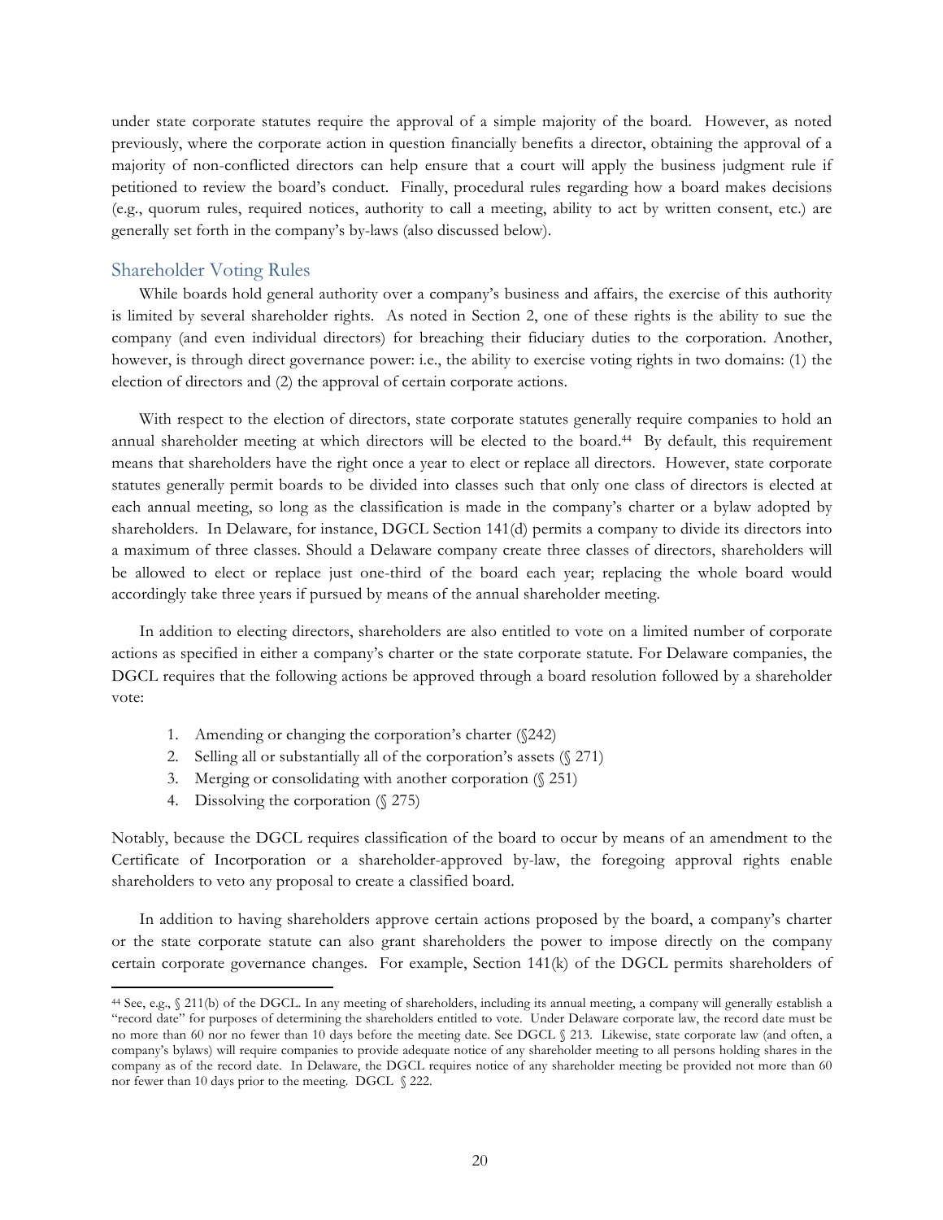under state corporate statutes require the approval of a simple majority of the board. However, as noted previously, where the corporate action in question financially benefits a director, obtaining the approval of a majority of non-conflicted directors can help ensure that a court will apply the business judgment rule if petitioned to review the board's conduct. Finally, procedural rules regarding how a board makes decisions (e.g., quorum rules, required notices, authority to call a meeting, ability to act by written consent, etc.) are generally set forth in the company's by-laws (also discussed below).

## Shareholder Voting Rules

While boards hold general authority over a company's business and affairs, the exercise of this authority is limited by several shareholder rights. As noted in Section 2, one of these rights is the ability to sue the company (and even individual directors) for breaching their fiduciary duties to the corporation. Another, however, is through direct governance power: i.e., the ability to exercise voting rights in two domains: (1) the election of directors and (2) the approval of certain corporate actions.

With respect to the election of directors, state corporate statutes generally require companies to hold an annual shareholder meeting at which directors will be elected to the board.[44] By default, this requirement means that shareholders have the right once a year to elect or replace all directors. However, state corporate statutes generally permit boards to be divided into classes such that only one class of directors is elected at each annual meeting, so long as the classification is made in the company's charter or a bylaw adopted by shareholders. In Delaware, for instance, DGCL Section 141(d) permits a company to divide its directors into a maximum of three classes. Should a Delaware company create three classes of directors, shareholders will be allowed to elect or replace just one-third of the board each year; replacing the whole board would accordingly take three years if pursued by means of the annual shareholder meeting.

In addition to electing directors, shareholders are also entitled to vote on a limited number of corporate actions as specified in either a company's charter or the state corporate statute. For Delaware companies, the DGCL requires that the following actions be approved through a board resolution followed by a shareholder vote:

1. Amending or changing the corporation's charter (§242)
2. Selling all or substantially all of the corporation's assets (§ 271)
3. Merging or consolidating with another corporation (§ 251)
4. Dissolving the corporation (§ 275)

Notably, because the DGCL requires classification of the board to occur by means of an amendment to the Certificate of Incorporation or a shareholder-approved by-law, the foregoing approval rights enable shareholders to veto any proposal to create a classified board.

In addition to having shareholders approve certain actions proposed by the board, a company's charter or the state corporate statute can also grant shareholders the power to impose directly on the company certain corporate governance changes. For example, Section 141(k) of the DGCL permits shareholders of

---

[44] See, e.g., § 211(b) of the DGCL. In any meeting of shareholders, including its annual meeting, a company will generally establish a "record date" for purposes of determining the shareholders entitled to vote. Under Delaware corporate law, the record date must be no more than 60 nor no fewer than 10 days before the meeting date. See DGCL § 213. Likewise, state corporate law (and often, a company's bylaws) will require companies to provide adequate notice of any shareholder meeting to all persons holding shares in the company as of the record date. In Delaware, the DGCL requires notice of any shareholder meeting be provided not more than 60 nor fewer than 10 days prior to the meeting. DGCL § 222.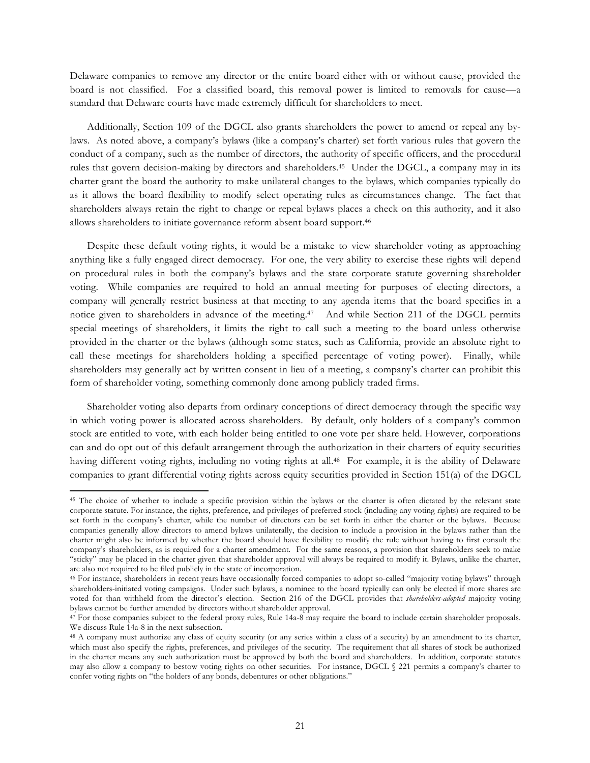Delaware companies to remove any director or the entire board either with or without cause, provided the board is not classified. For a classified board, this removal power is limited to removals for cause—a standard that Delaware courts have made extremely difficult for shareholders to meet.

Additionally, Section 109 of the DGCL also grants shareholders the power to amend or repeal any by-laws. As noted above, a company's bylaws (like a company's charter) set forth various rules that govern the conduct of a company, such as the number of directors, the authority of specific officers, and the procedural rules that govern decision-making by directors and shareholders.[45] Under the DGCL, a company may in its charter grant the board the authority to make unilateral changes to the bylaws, which companies typically do as it allows the board flexibility to modify select operating rules as circumstances change. The fact that shareholders always retain the right to change or repeal bylaws places a check on this authority, and it also allows shareholders to initiate governance reform absent board support.[46]

Despite these default voting rights, it would be a mistake to view shareholder voting as approaching anything like a fully engaged direct democracy. For one, the very ability to exercise these rights will depend on procedural rules in both the company's bylaws and the state corporate statute governing shareholder voting. While companies are required to hold an annual meeting for purposes of electing directors, a company will generally restrict business at that meeting to any agenda items that the board specifies in a notice given to shareholders in advance of the meeting.[47] And while Section 211 of the DGCL permits special meetings of shareholders, it limits the right to call such a meeting to the board unless otherwise provided in the charter or the bylaws (although some states, such as California, provide an absolute right to call these meetings for shareholders holding a specified percentage of voting power). Finally, while shareholders may generally act by written consent in lieu of a meeting, a company's charter can prohibit this form of shareholder voting, something commonly done among publicly traded firms.

Shareholder voting also departs from ordinary conceptions of direct democracy through the specific way in which voting power is allocated across shareholders. By default, only holders of a company's common stock are entitled to vote, with each holder being entitled to one vote per share held. However, corporations can and do opt out of this default arrangement through the authorization in their charters of equity securities having different voting rights, including no voting rights at all.[48] For example, it is the ability of Delaware companies to grant differential voting rights across equity securities provided in Section 151(a) of the DGCL

---

[45] The choice of whether to include a specific provision within the bylaws or the charter is often dictated by the relevant state corporate statute. For instance, the rights, preference, and privileges of preferred stock (including any voting rights) are required to be set forth in the company's charter, while the number of directors can be set forth in either the charter or the bylaws. Because companies generally allow directors to amend bylaws unilaterally, the decision to include a provision in the bylaws rather than the charter might also be informed by whether the board should have flexibility to modify the rule without having to first consult the company's shareholders, as is required for a charter amendment. For the same reasons, a provision that shareholders seek to make "sticky" may be placed in the charter given that shareholder approval will always be required to modify it. Bylaws, unlike the charter, are also not required to be filed publicly in the state of incorporation.

[46] For instance, shareholders in recent years have occasionally forced companies to adopt so-called "majority voting bylaws" through shareholders-initiated voting campaigns. Under such bylaws, a nominee to the board typically can only be elected if more shares are voted for than withheld from the director's election. Section 216 of the DGCL provides that *shareholders-adopted* majority voting bylaws cannot be further amended by directors without shareholder approval.

[47] For those companies subject to the federal proxy rules, Rule 14a-8 may require the board to include certain shareholder proposals. We discuss Rule 14a-8 in the next subsection.

[48] A company must authorize any class of equity security (or any series within a class of a security) by an amendment to its charter, which must also specify the rights, preferences, and privileges of the security. The requirement that all shares of stock be authorized in the charter means any such authorization must be approved by both the board and shareholders. In addition, corporate statutes may also allow a company to bestow voting rights on other securities. For instance, DGCL § 221 permits a company's charter to confer voting rights on "the holders of any bonds, debentures or other obligations."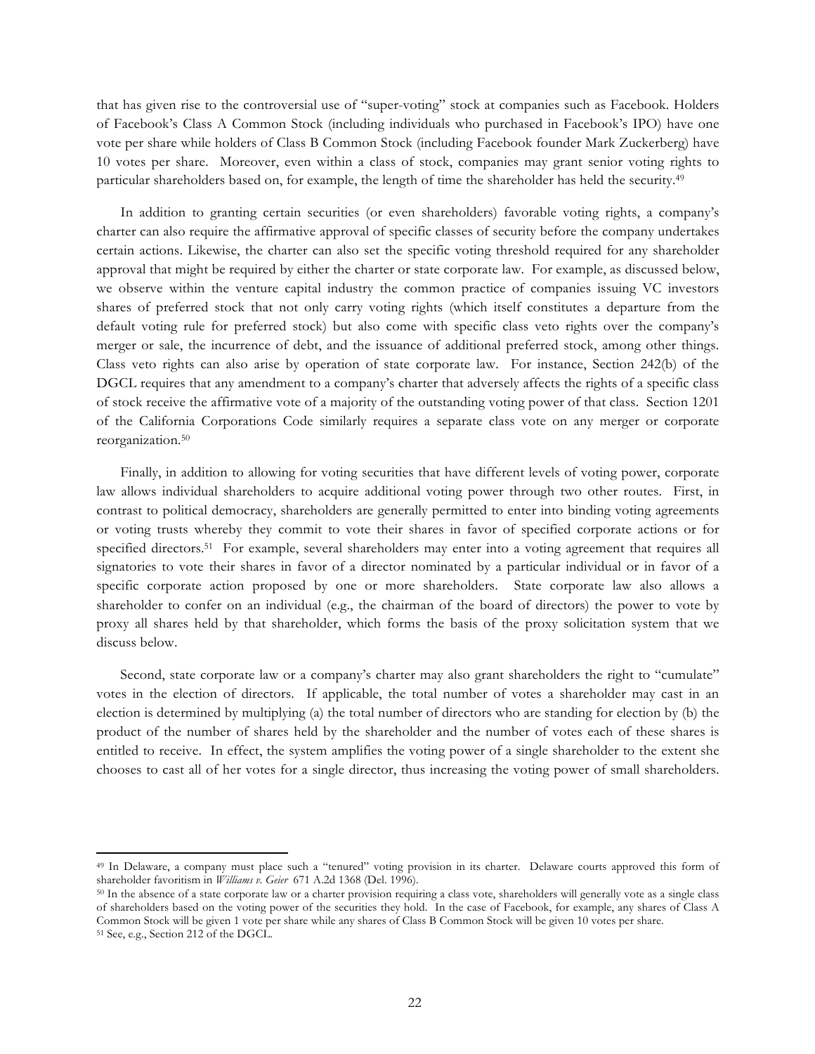that has given rise to the controversial use of "super-voting" stock at companies such as Facebook. Holders of Facebook's Class A Common Stock (including individuals who purchased in Facebook's IPO) have one vote per share while holders of Class B Common Stock (including Facebook founder Mark Zuckerberg) have 10 votes per share. Moreover, even within a class of stock, companies may grant senior voting rights to particular shareholders based on, for example, the length of time the shareholder has held the security.[49]

In addition to granting certain securities (or even shareholders) favorable voting rights, a company's charter can also require the affirmative approval of specific classes of security before the company undertakes certain actions. Likewise, the charter can also set the specific voting threshold required for any shareholder approval that might be required by either the charter or state corporate law. For example, as discussed below, we observe within the venture capital industry the common practice of companies issuing VC investors shares of preferred stock that not only carry voting rights (which itself constitutes a departure from the default voting rule for preferred stock) but also come with specific class veto rights over the company's merger or sale, the incurrence of debt, and the issuance of additional preferred stock, among other things. Class veto rights can also arise by operation of state corporate law. For instance, Section 242(b) of the DGCL requires that any amendment to a company's charter that adversely affects the rights of a specific class of stock receive the affirmative vote of a majority of the outstanding voting power of that class. Section 1201 of the California Corporations Code similarly requires a separate class vote on any merger or corporate reorganization.[50]

Finally, in addition to allowing for voting securities that have different levels of voting power, corporate law allows individual shareholders to acquire additional voting power through two other routes. First, in contrast to political democracy, shareholders are generally permitted to enter into binding voting agreements or voting trusts whereby they commit to vote their shares in favor of specified corporate actions or for specified directors.[51] For example, several shareholders may enter into a voting agreement that requires all signatories to vote their shares in favor of a director nominated by a particular individual or in favor of a specific corporate action proposed by one or more shareholders. State corporate law also allows a shareholder to confer on an individual (e.g., the chairman of the board of directors) the power to vote by proxy all shares held by that shareholder, which forms the basis of the proxy solicitation system that we discuss below.

Second, state corporate law or a company's charter may also grant shareholders the right to "cumulate" votes in the election of directors. If applicable, the total number of votes a shareholder may cast in an election is determined by multiplying (a) the total number of directors who are standing for election by (b) the product of the number of shares held by the shareholder and the number of votes each of these shares is entitled to receive. In effect, the system amplifies the voting power of a single shareholder to the extent she chooses to cast all of her votes for a single director, thus increasing the voting power of small shareholders.

---

[49] In Delaware, a company must place such a "tenured" voting provision in its charter. Delaware courts approved this form of shareholder favoritism in *Williams v. Geier* 671 A.2d 1368 (Del. 1996).

[50] In the absence of a state corporate law or a charter provision requiring a class vote, shareholders will generally vote as a single class of shareholders based on the voting power of the securities they hold. In the case of Facebook, for example, any shares of Class A Common Stock will be given 1 vote per share while any shares of Class B Common Stock will be given 10 votes per share.

[51] See, e.g., Section 212 of the DGCL.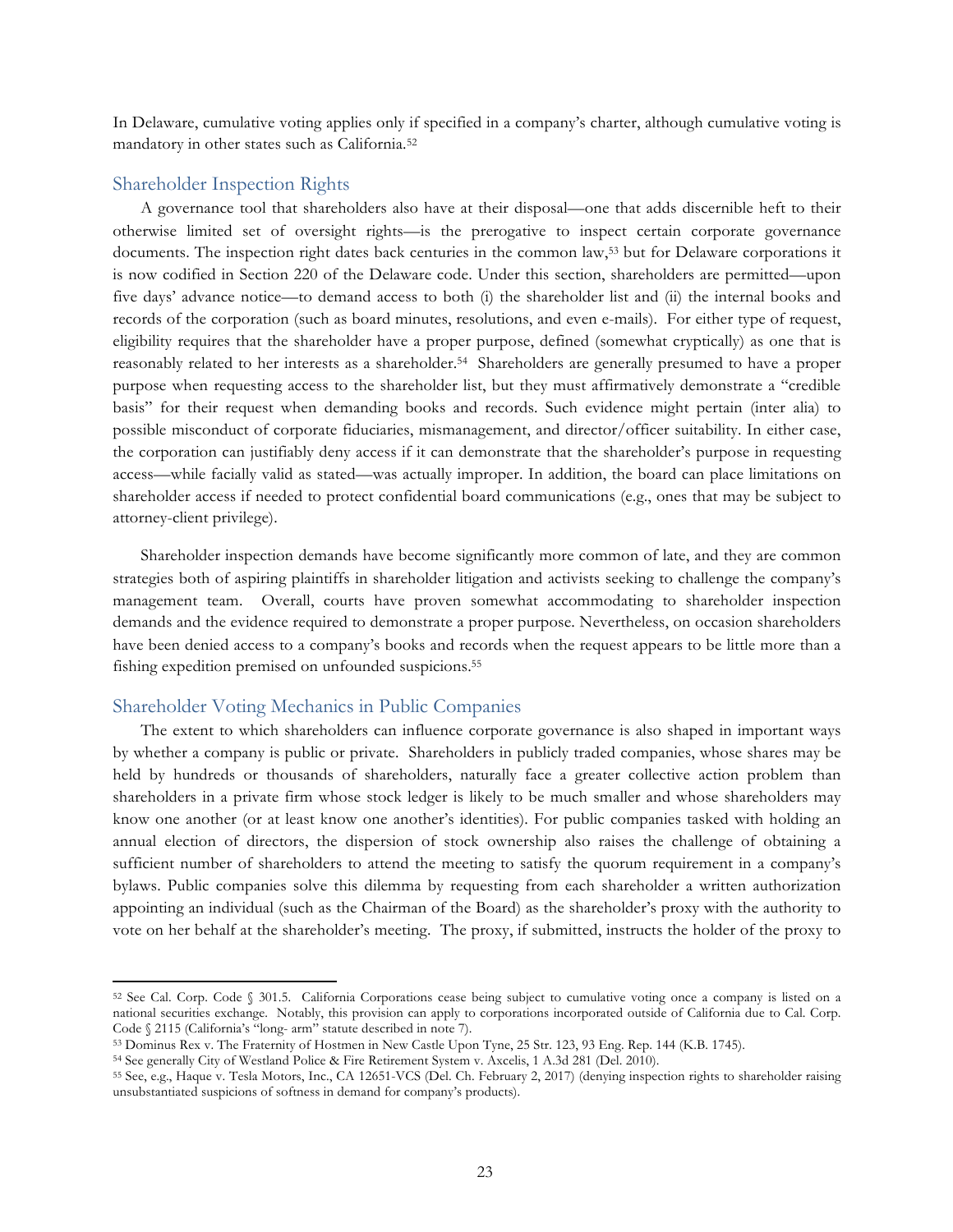In Delaware, cumulative voting applies only if specified in a company's charter, although cumulative voting is mandatory in other states such as California.[52]

## Shareholder Inspection Rights

A governance tool that shareholders also have at their disposal—one that adds discernible heft to their otherwise limited set of oversight rights—is the prerogative to inspect certain corporate governance documents. The inspection right dates back centuries in the common law,[53] but for Delaware corporations it is now codified in Section 220 of the Delaware code. Under this section, shareholders are permitted—upon five days' advance notice—to demand access to both (i) the shareholder list and (ii) the internal books and records of the corporation (such as board minutes, resolutions, and even e-mails). For either type of request, eligibility requires that the shareholder have a proper purpose, defined (somewhat cryptically) as one that is reasonably related to her interests as a shareholder.[54] Shareholders are generally presumed to have a proper purpose when requesting access to the shareholder list, but they must affirmatively demonstrate a "credible basis" for their request when demanding books and records. Such evidence might pertain (inter alia) to possible misconduct of corporate fiduciaries, mismanagement, and director/officer suitability. In either case, the corporation can justifiably deny access if it can demonstrate that the shareholder's purpose in requesting access—while facially valid as stated—was actually improper. In addition, the board can place limitations on shareholder access if needed to protect confidential board communications (e.g., ones that may be subject to attorney-client privilege).

Shareholder inspection demands have become significantly more common of late, and they are common strategies both of aspiring plaintiffs in shareholder litigation and activists seeking to challenge the company's management team. Overall, courts have proven somewhat accommodating to shareholder inspection demands and the evidence required to demonstrate a proper purpose. Nevertheless, on occasion shareholders have been denied access to a company's books and records when the request appears to be little more than a fishing expedition premised on unfounded suspicions.[55]

## Shareholder Voting Mechanics in Public Companies

The extent to which shareholders can influence corporate governance is also shaped in important ways by whether a company is public or private. Shareholders in publicly traded companies, whose shares may be held by hundreds or thousands of shareholders, naturally face a greater collective action problem than shareholders in a private firm whose stock ledger is likely to be much smaller and whose shareholders may know one another (or at least know one another's identities). For public companies tasked with holding an annual election of directors, the dispersion of stock ownership also raises the challenge of obtaining a sufficient number of shareholders to attend the meeting to satisfy the quorum requirement in a company's bylaws. Public companies solve this dilemma by requesting from each shareholder a written authorization appointing an individual (such as the Chairman of the Board) as the shareholder's proxy with the authority to vote on her behalf at the shareholder's meeting. The proxy, if submitted, instructs the holder of the proxy to

---

[52] See Cal. Corp. Code § 301.5. California Corporations cease being subject to cumulative voting once a company is listed on a national securities exchange. Notably, this provision can apply to corporations incorporated outside of California due to Cal. Corp. Code § 2115 (California's "long- arm" statute described in note 7).

[53] Dominus Rex v. The Fraternity of Hostmen in New Castle Upon Tyne, 25 Str. 123, 93 Eng. Rep. 144 (K.B. 1745).

[54] See generally City of Westland Police & Fire Retirement System v. Axcelis, 1 A.3d 281 (Del. 2010).

[55] See, e.g., Haque v. Tesla Motors, Inc., CA 12651-VCS (Del. Ch. February 2, 2017) (denying inspection rights to shareholder raising unsubstantiated suspicions of softness in demand for company's products).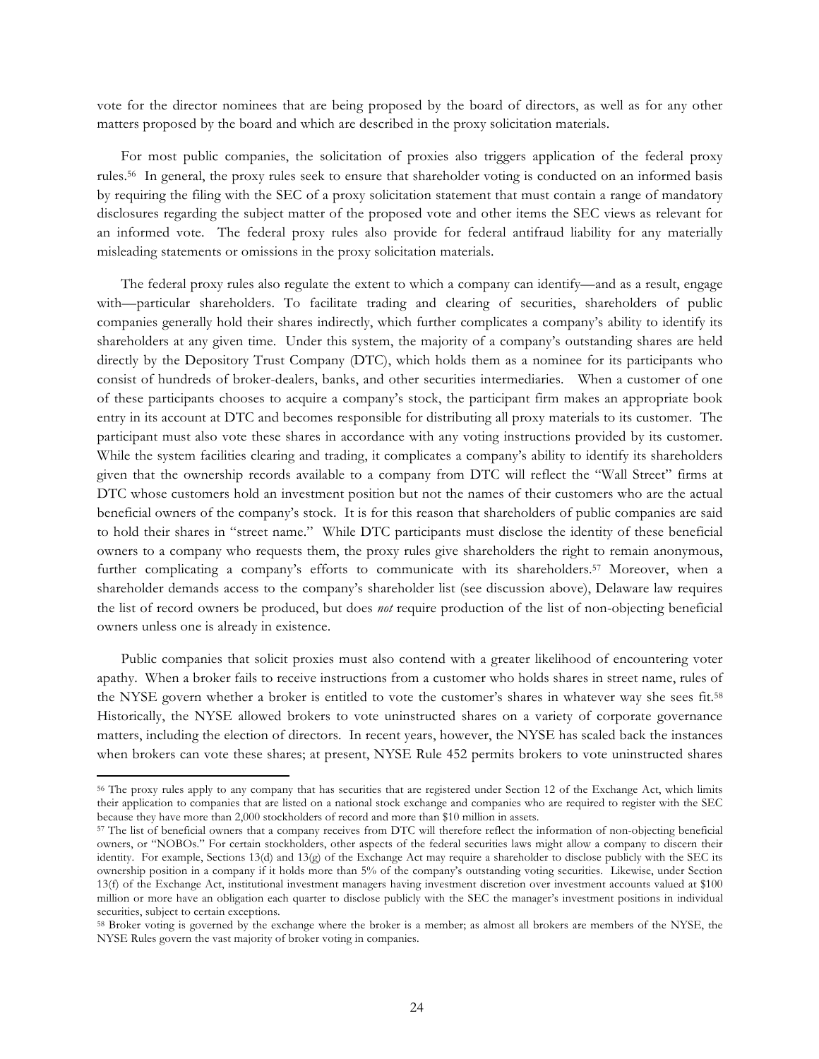vote for the director nominees that are being proposed by the board of directors, as well as for any other matters proposed by the board and which are described in the proxy solicitation materials.

For most public companies, the solicitation of proxies also triggers application of the federal proxy rules.[56] In general, the proxy rules seek to ensure that shareholder voting is conducted on an informed basis by requiring the filing with the SEC of a proxy solicitation statement that must contain a range of mandatory disclosures regarding the subject matter of the proposed vote and other items the SEC views as relevant for an informed vote. The federal proxy rules also provide for federal antifraud liability for any materially misleading statements or omissions in the proxy solicitation materials.

The federal proxy rules also regulate the extent to which a company can identify—and as a result, engage with—particular shareholders. To facilitate trading and clearing of securities, shareholders of public companies generally hold their shares indirectly, which further complicates a company's ability to identify its shareholders at any given time. Under this system, the majority of a company's outstanding shares are held directly by the Depository Trust Company (DTC), which holds them as a nominee for its participants who consist of hundreds of broker-dealers, banks, and other securities intermediaries. When a customer of one of these participants chooses to acquire a company's stock, the participant firm makes an appropriate book entry in its account at DTC and becomes responsible for distributing all proxy materials to its customer. The participant must also vote these shares in accordance with any voting instructions provided by its customer. While the system facilities clearing and trading, it complicates a company's ability to identify its shareholders given that the ownership records available to a company from DTC will reflect the "Wall Street" firms at DTC whose customers hold an investment position but not the names of their customers who are the actual beneficial owners of the company's stock. It is for this reason that shareholders of public companies are said to hold their shares in "street name." While DTC participants must disclose the identity of these beneficial owners to a company who requests them, the proxy rules give shareholders the right to remain anonymous, further complicating a company's efforts to communicate with its shareholders.[57] Moreover, when a shareholder demands access to the company's shareholder list (see discussion above), Delaware law requires the list of record owners be produced, but does *not* require production of the list of non-objecting beneficial owners unless one is already in existence.

Public companies that solicit proxies must also contend with a greater likelihood of encountering voter apathy. When a broker fails to receive instructions from a customer who holds shares in street name, rules of the NYSE govern whether a broker is entitled to vote the customer's shares in whatever way she sees fit.[58] Historically, the NYSE allowed brokers to vote uninstructed shares on a variety of corporate governance matters, including the election of directors. In recent years, however, the NYSE has scaled back the instances when brokers can vote these shares; at present, NYSE Rule 452 permits brokers to vote uninstructed shares

---

[56] The proxy rules apply to any company that has securities that are registered under Section 12 of the Exchange Act, which limits their application to companies that are listed on a national stock exchange and companies who are required to register with the SEC because they have more than 2,000 stockholders of record and more than $10 million in assets.

[57] The list of beneficial owners that a company receives from DTC will therefore reflect the information of non-objecting beneficial owners, or "NOBOs." For certain stockholders, other aspects of the federal securities laws might allow a company to discern their identity. For example, Sections 13(d) and 13(g) of the Exchange Act may require a shareholder to disclose publicly with the SEC its ownership position in a company if it holds more than 5% of the company's outstanding voting securities. Likewise, under Section 13(f) of the Exchange Act, institutional investment managers having investment discretion over investment accounts valued at $100 million or more have an obligation each quarter to disclose publicly with the SEC the manager's investment positions in individual securities, subject to certain exceptions.

[58] Broker voting is governed by the exchange where the broker is a member; as almost all brokers are members of the NYSE, the NYSE Rules govern the vast majority of broker voting in companies.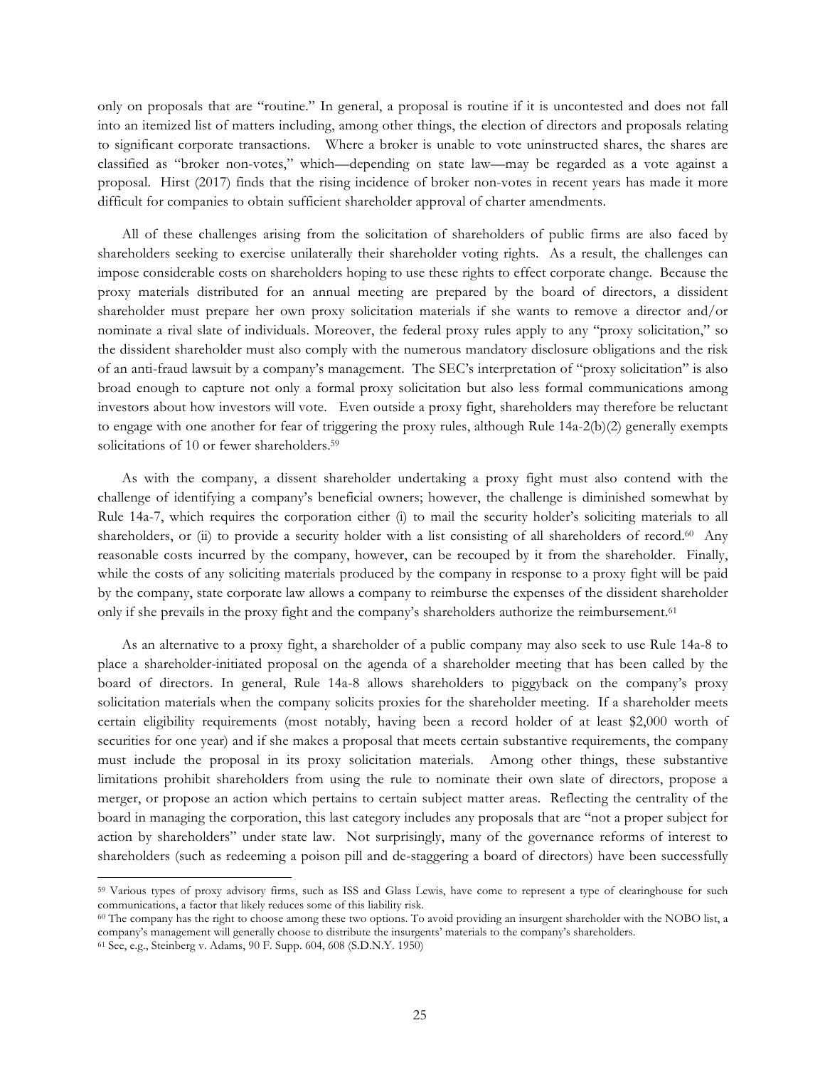only on proposals that are "routine." In general, a proposal is routine if it is uncontested and does not fall into an itemized list of matters including, among other things, the election of directors and proposals relating to significant corporate transactions. Where a broker is unable to vote uninstructed shares, the shares are classified as "broker non-votes," which—depending on state law—may be regarded as a vote against a proposal. Hirst (2017) finds that the rising incidence of broker non-votes in recent years has made it more difficult for companies to obtain sufficient shareholder approval of charter amendments.

All of these challenges arising from the solicitation of shareholders of public firms are also faced by shareholders seeking to exercise unilaterally their shareholder voting rights. As a result, the challenges can impose considerable costs on shareholders hoping to use these rights to effect corporate change. Because the proxy materials distributed for an annual meeting are prepared by the board of directors, a dissident shareholder must prepare her own proxy solicitation materials if she wants to remove a director and/or nominate a rival slate of individuals. Moreover, the federal proxy rules apply to any "proxy solicitation," so the dissident shareholder must also comply with the numerous mandatory disclosure obligations and the risk of an anti-fraud lawsuit by a company's management. The SEC's interpretation of "proxy solicitation" is also broad enough to capture not only a formal proxy solicitation but also less formal communications among investors about how investors will vote. Even outside a proxy fight, shareholders may therefore be reluctant to engage with one another for fear of triggering the proxy rules, although Rule 14a-2(b)(2) generally exempts solicitations of 10 or fewer shareholders.[59]

As with the company, a dissent shareholder undertaking a proxy fight must also contend with the challenge of identifying a company's beneficial owners; however, the challenge is diminished somewhat by Rule 14a-7, which requires the corporation either (i) to mail the security holder's soliciting materials to all shareholders, or (ii) to provide a security holder with a list consisting of all shareholders of record.[60] Any reasonable costs incurred by the company, however, can be recouped by it from the shareholder. Finally, while the costs of any soliciting materials produced by the company in response to a proxy fight will be paid by the company, state corporate law allows a company to reimburse the expenses of the dissident shareholder only if she prevails in the proxy fight and the company's shareholders authorize the reimbursement.[61]

As an alternative to a proxy fight, a shareholder of a public company may also seek to use Rule 14a-8 to place a shareholder-initiated proposal on the agenda of a shareholder meeting that has been called by the board of directors. In general, Rule 14a-8 allows shareholders to piggyback on the company's proxy solicitation materials when the company solicits proxies for the shareholder meeting. If a shareholder meets certain eligibility requirements (most notably, having been a record holder of at least $2,000 worth of securities for one year) and if she makes a proposal that meets certain substantive requirements, the company must include the proposal in its proxy solicitation materials. Among other things, these substantive limitations prohibit shareholders from using the rule to nominate their own slate of directors, propose a merger, or propose an action which pertains to certain subject matter areas. Reflecting the centrality of the board in managing the corporation, this last category includes any proposals that are "not a proper subject for action by shareholders" under state law. Not surprisingly, many of the governance reforms of interest to shareholders (such as redeeming a poison pill and de-staggering a board of directors) have been successfully

[59] Various types of proxy advisory firms, such as ISS and Glass Lewis, have come to represent a type of clearinghouse for such communications, a factor that likely reduces some of this liability risk.

[60] The company has the right to choose among these two options. To avoid providing an insurgent shareholder with the NOBO list, a company's management will generally choose to distribute the insurgents' materials to the company's shareholders.

[61] See, e.g., Steinberg v. Adams, 90 F. Supp. 604, 608 (S.D.N.Y. 1950)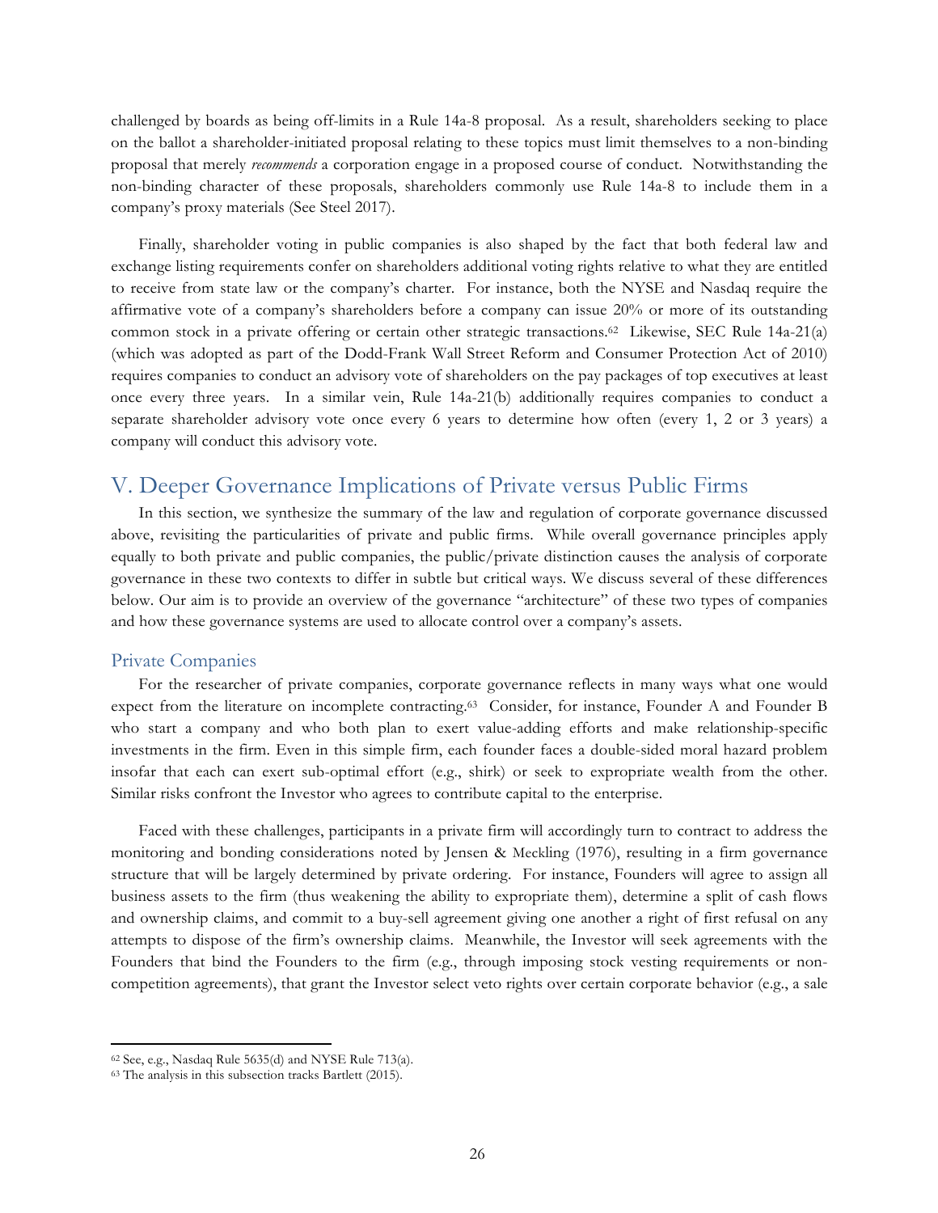challenged by boards as being off-limits in a Rule 14a-8 proposal. As a result, shareholders seeking to place on the ballot a shareholder-initiated proposal relating to these topics must limit themselves to a non-binding proposal that merely *recommends* a corporation engage in a proposed course of conduct. Notwithstanding the non-binding character of these proposals, shareholders commonly use Rule 14a-8 to include them in a company's proxy materials (See Steel 2017).

Finally, shareholder voting in public companies is also shaped by the fact that both federal law and exchange listing requirements confer on shareholders additional voting rights relative to what they are entitled to receive from state law or the company's charter. For instance, both the NYSE and Nasdaq require the affirmative vote of a company's shareholders before a company can issue 20% or more of its outstanding common stock in a private offering or certain other strategic transactions.[62] Likewise, SEC Rule 14a-21(a) (which was adopted as part of the Dodd-Frank Wall Street Reform and Consumer Protection Act of 2010) requires companies to conduct an advisory vote of shareholders on the pay packages of top executives at least once every three years. In a similar vein, Rule 14a-21(b) additionally requires companies to conduct a separate shareholder advisory vote once every 6 years to determine how often (every 1, 2 or 3 years) a company will conduct this advisory vote.

## V. Deeper Governance Implications of Private versus Public Firms

In this section, we synthesize the summary of the law and regulation of corporate governance discussed above, revisiting the particularities of private and public firms. While overall governance principles apply equally to both private and public companies, the public/private distinction causes the analysis of corporate governance in these two contexts to differ in subtle but critical ways. We discuss several of these differences below. Our aim is to provide an overview of the governance "architecture" of these two types of companies and how these governance systems are used to allocate control over a company's assets.

### Private Companies

For the researcher of private companies, corporate governance reflects in many ways what one would expect from the literature on incomplete contracting.[63] Consider, for instance, Founder A and Founder B who start a company and who both plan to exert value-adding efforts and make relationship-specific investments in the firm. Even in this simple firm, each founder faces a double-sided moral hazard problem insofar that each can exert sub-optimal effort (e.g., shirk) or seek to expropriate wealth from the other. Similar risks confront the Investor who agrees to contribute capital to the enterprise.

Faced with these challenges, participants in a private firm will accordingly turn to contract to address the monitoring and bonding considerations noted by Jensen & Meckling (1976), resulting in a firm governance structure that will be largely determined by private ordering. For instance, Founders will agree to assign all business assets to the firm (thus weakening the ability to expropriate them), determine a split of cash flows and ownership claims, and commit to a buy-sell agreement giving one another a right of first refusal on any attempts to dispose of the firm's ownership claims. Meanwhile, the Investor will seek agreements with the Founders that bind the Founders to the firm (e.g., through imposing stock vesting requirements or non-competition agreements), that grant the Investor select veto rights over certain corporate behavior (e.g., a sale

[62] See, e.g., Nasdaq Rule 5635(d) and NYSE Rule 713(a).

[63] The analysis in this subsection tracks Bartlett (2015).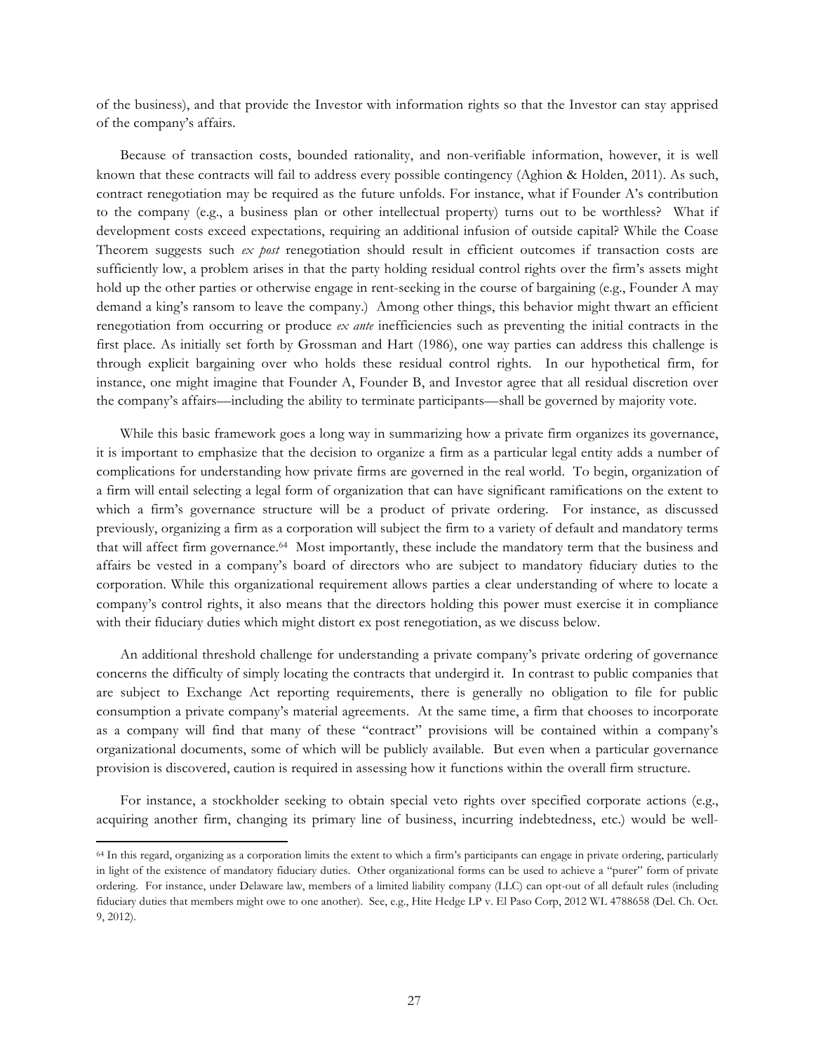of the business), and that provide the Investor with information rights so that the Investor can stay apprised of the company's affairs.

Because of transaction costs, bounded rationality, and non-verifiable information, however, it is well known that these contracts will fail to address every possible contingency (Aghion & Holden, 2011). As such, contract renegotiation may be required as the future unfolds. For instance, what if Founder A's contribution to the company (e.g., a business plan or other intellectual property) turns out to be worthless? What if development costs exceed expectations, requiring an additional infusion of outside capital? While the Coase Theorem suggests such *ex post* renegotiation should result in efficient outcomes if transaction costs are sufficiently low, a problem arises in that the party holding residual control rights over the firm's assets might hold up the other parties or otherwise engage in rent-seeking in the course of bargaining (e.g., Founder A may demand a king's ransom to leave the company.) Among other things, this behavior might thwart an efficient renegotiation from occurring or produce *ex ante* inefficiencies such as preventing the initial contracts in the first place. As initially set forth by Grossman and Hart (1986), one way parties can address this challenge is through explicit bargaining over who holds these residual control rights. In our hypothetical firm, for instance, one might imagine that Founder A, Founder B, and Investor agree that all residual discretion over the company's affairs—including the ability to terminate participants—shall be governed by majority vote.

While this basic framework goes a long way in summarizing how a private firm organizes its governance, it is important to emphasize that the decision to organize a firm as a particular legal entity adds a number of complications for understanding how private firms are governed in the real world. To begin, organization of a firm will entail selecting a legal form of organization that can have significant ramifications on the extent to which a firm's governance structure will be a product of private ordering. For instance, as discussed previously, organizing a firm as a corporation will subject the firm to a variety of default and mandatory terms that will affect firm governance.[64] Most importantly, these include the mandatory term that the business and affairs be vested in a company's board of directors who are subject to mandatory fiduciary duties to the corporation. While this organizational requirement allows parties a clear understanding of where to locate a company's control rights, it also means that the directors holding this power must exercise it in compliance with their fiduciary duties which might distort ex post renegotiation, as we discuss below.

An additional threshold challenge for understanding a private company's private ordering of governance concerns the difficulty of simply locating the contracts that undergird it. In contrast to public companies that are subject to Exchange Act reporting requirements, there is generally no obligation to file for public consumption a private company's material agreements. At the same time, a firm that chooses to incorporate as a company will find that many of these "contract" provisions will be contained within a company's organizational documents, some of which will be publicly available. But even when a particular governance provision is discovered, caution is required in assessing how it functions within the overall firm structure.

For instance, a stockholder seeking to obtain special veto rights over specified corporate actions (e.g., acquiring another firm, changing its primary line of business, incurring indebtedness, etc.) would be well-

---

[64] In this regard, organizing as a corporation limits the extent to which a firm's participants can engage in private ordering, particularly in light of the existence of mandatory fiduciary duties. Other organizational forms can be used to achieve a "purer" form of private ordering. For instance, under Delaware law, members of a limited liability company (LLC) can opt-out of all default rules (including fiduciary duties that members might owe to one another). See, e.g., Hite Hedge LP v. El Paso Corp, 2012 WL 4788658 (Del. Ch. Oct. 9, 2012).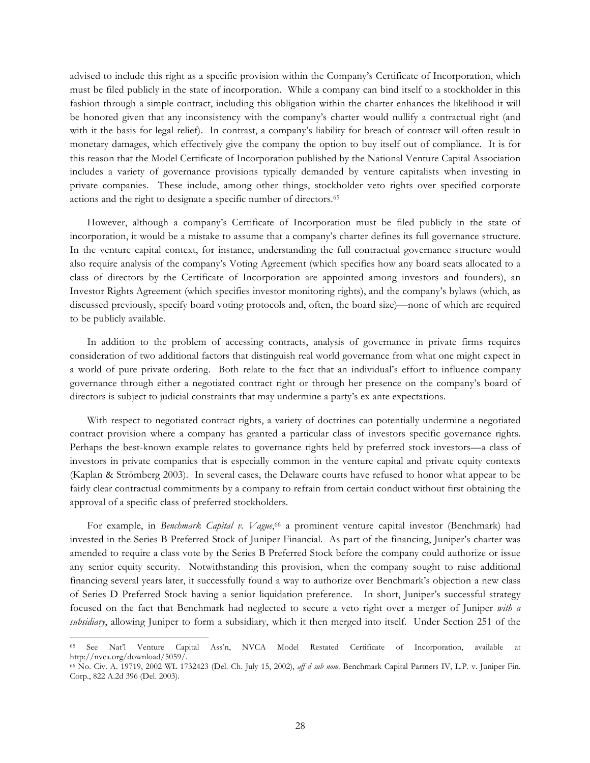advised to include this right as a specific provision within the Company's Certificate of Incorporation, which must be filed publicly in the state of incorporation. While a company can bind itself to a stockholder in this fashion through a simple contract, including this obligation within the charter enhances the likelihood it will be honored given that any inconsistency with the company's charter would nullify a contractual right (and with it the basis for legal relief). In contrast, a company's liability for breach of contract will often result in monetary damages, which effectively give the company the option to buy itself out of compliance. It is for this reason that the Model Certificate of Incorporation published by the National Venture Capital Association includes a variety of governance provisions typically demanded by venture capitalists when investing in private companies. These include, among other things, stockholder veto rights over specified corporate actions and the right to designate a specific number of directors.[65]

However, although a company's Certificate of Incorporation must be filed publicly in the state of incorporation, it would be a mistake to assume that a company's charter defines its full governance structure. In the venture capital context, for instance, understanding the full contractual governance structure would also require analysis of the company's Voting Agreement (which specifies how any board seats allocated to a class of directors by the Certificate of Incorporation are appointed among investors and founders), an Investor Rights Agreement (which specifies investor monitoring rights), and the company's bylaws (which, as discussed previously, specify board voting protocols and, often, the board size)—none of which are required to be publicly available.

In addition to the problem of accessing contracts, analysis of governance in private firms requires consideration of two additional factors that distinguish real world governance from what one might expect in a world of pure private ordering. Both relate to the fact that an individual's effort to influence company governance through either a negotiated contract right or through her presence on the company's board of directors is subject to judicial constraints that may undermine a party's ex ante expectations.

With respect to negotiated contract rights, a variety of doctrines can potentially undermine a negotiated contract provision where a company has granted a particular class of investors specific governance rights. Perhaps the best-known example relates to governance rights held by preferred stock investors—a class of investors in private companies that is especially common in the venture capital and private equity contexts (Kaplan & Strömberg 2003). In several cases, the Delaware courts have refused to honor what appear to be fairly clear contractual commitments by a company to refrain from certain conduct without first obtaining the approval of a specific class of preferred stockholders.

For example, in *Benchmark Capital v. Vague*,[66] a prominent venture capital investor (Benchmark) had invested in the Series B Preferred Stock of Juniper Financial. As part of the financing, Juniper's charter was amended to require a class vote by the Series B Preferred Stock before the company could authorize or issue any senior equity security. Notwithstanding this provision, when the company sought to raise additional financing several years later, it successfully found a way to authorize over Benchmark's objection a new class of Series D Preferred Stock having a senior liquidation preference. In short, Juniper's successful strategy focused on the fact that Benchmark had neglected to secure a veto right over a merger of Juniper *with a subsidiary*, allowing Juniper to form a subsidiary, which it then merged into itself. Under Section 251 of the

---

[65] See Nat'l Venture Capital Ass'n, NVCA Model Restated Certificate of Incorporation, available at http://nvca.org/download/5059/.

[66] No. Civ. A. 19719, 2002 WL 1732423 (Del. Ch. July 15, 2002), *aff'd sub nom.* Benchmark Capital Partners IV, L.P. v. Juniper Fin. Corp., 822 A.2d 396 (Del. 2003).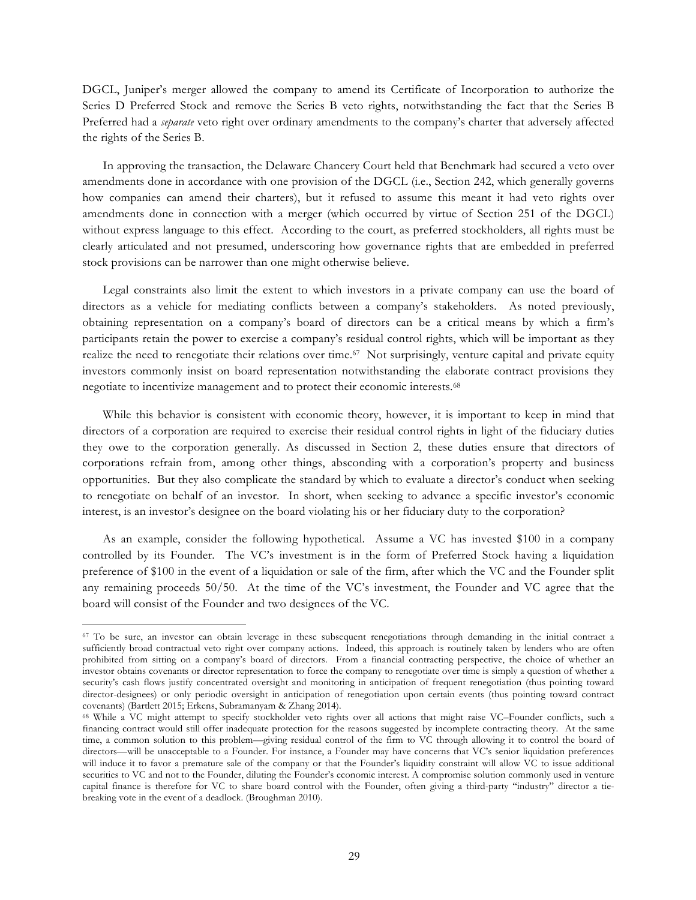DGCL, Juniper's merger allowed the company to amend its Certificate of Incorporation to authorize the Series D Preferred Stock and remove the Series B veto rights, notwithstanding the fact that the Series B Preferred had a *separate* veto right over ordinary amendments to the company's charter that adversely affected the rights of the Series B.

In approving the transaction, the Delaware Chancery Court held that Benchmark had secured a veto over amendments done in accordance with one provision of the DGCL (i.e., Section 242, which generally governs how companies can amend their charters), but it refused to assume this meant it had veto rights over amendments done in connection with a merger (which occurred by virtue of Section 251 of the DGCL) without express language to this effect. According to the court, as preferred stockholders, all rights must be clearly articulated and not presumed, underscoring how governance rights that are embedded in preferred stock provisions can be narrower than one might otherwise believe.

Legal constraints also limit the extent to which investors in a private company can use the board of directors as a vehicle for mediating conflicts between a company's stakeholders. As noted previously, obtaining representation on a company's board of directors can be a critical means by which a firm's participants retain the power to exercise a company's residual control rights, which will be important as they realize the need to renegotiate their relations over time.[67] Not surprisingly, venture capital and private equity investors commonly insist on board representation notwithstanding the elaborate contract provisions they negotiate to incentivize management and to protect their economic interests.[68]

While this behavior is consistent with economic theory, however, it is important to keep in mind that directors of a corporation are required to exercise their residual control rights in light of the fiduciary duties they owe to the corporation generally. As discussed in Section 2, these duties ensure that directors of corporations refrain from, among other things, absconding with a corporation's property and business opportunities. But they also complicate the standard by which to evaluate a director's conduct when seeking to renegotiate on behalf of an investor. In short, when seeking to advance a specific investor's economic interest, is an investor's designee on the board violating his or her fiduciary duty to the corporation?

As an example, consider the following hypothetical. Assume a VC has invested \$100 in a company controlled by its Founder. The VC's investment is in the form of Preferred Stock having a liquidation preference of \$100 in the event of a liquidation or sale of the firm, after which the VC and the Founder split any remaining proceeds 50/50. At the time of the VC's investment, the Founder and VC agree that the board will consist of the Founder and two designees of the VC.

---

[67] To be sure, an investor can obtain leverage in these subsequent renegotiations through demanding in the initial contract a sufficiently broad contractual veto right over company actions. Indeed, this approach is routinely taken by lenders who are often prohibited from sitting on a company's board of directors. From a financial contracting perspective, the choice of whether an investor obtains covenants or director representation to force the company to renegotiate over time is simply a question of whether a security's cash flows justify concentrated oversight and monitoring in anticipation of frequent renegotiation (thus pointing toward director-designees) or only periodic oversight in anticipation of renegotiation upon certain events (thus pointing toward contract covenants) (Bartlett 2015; Erkens, Subramanyam & Zhang 2014).

[68] While a VC might attempt to specify stockholder veto rights over all actions that might raise VC–Founder conflicts, such a financing contract would still offer inadequate protection for the reasons suggested by incomplete contracting theory. At the same time, a common solution to this problem—giving residual control of the firm to VC through allowing it to control the board of directors—will be unacceptable to a Founder. For instance, a Founder may have concerns that VC's senior liquidation preferences will induce it to favor a premature sale of the company or that the Founder's liquidity constraint will allow VC to issue additional securities to VC and not to the Founder, diluting the Founder's economic interest. A compromise solution commonly used in venture capital finance is therefore for VC to share board control with the Founder, often giving a third-party "industry" director a tie-breaking vote in the event of a deadlock. (Broughman 2010).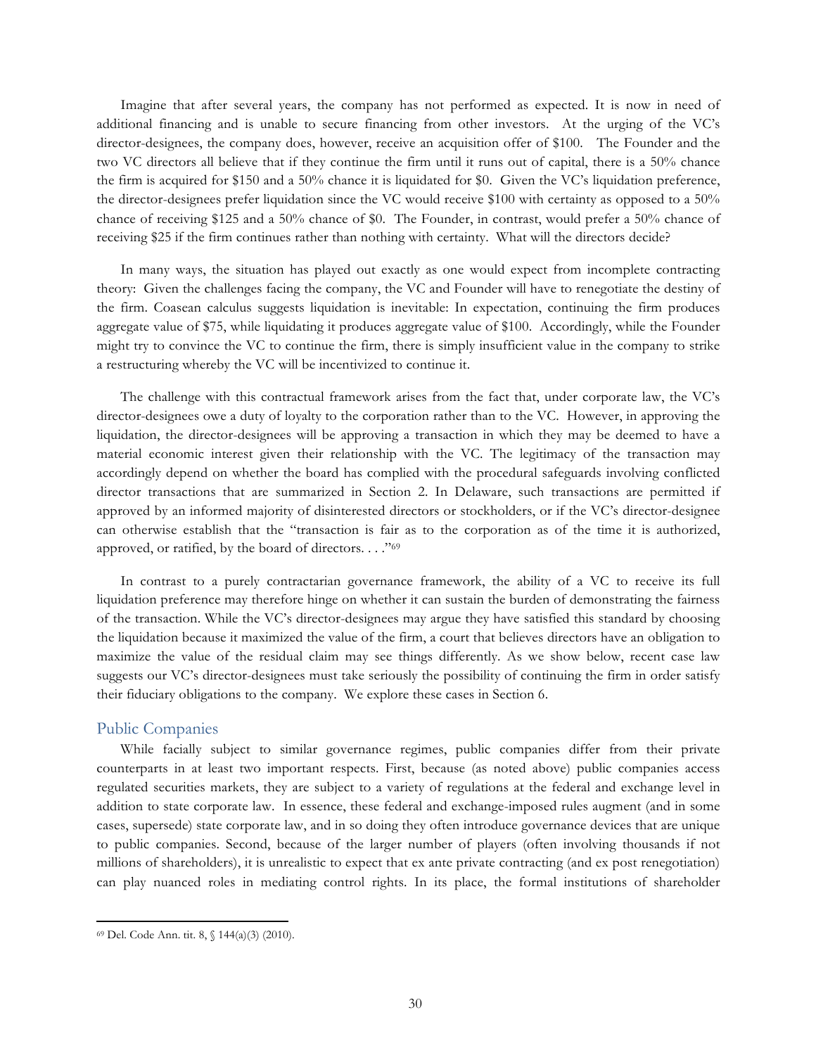Imagine that after several years, the company has not performed as expected. It is now in need of additional financing and is unable to secure financing from other investors. At the urging of the VC's director-designees, the company does, however, receive an acquisition offer of $100. The Founder and the two VC directors all believe that if they continue the firm until it runs out of capital, there is a 50% chance the firm is acquired for $150 and a 50% chance it is liquidated for $0. Given the VC's liquidation preference, the director-designees prefer liquidation since the VC would receive $100 with certainty as opposed to a 50% chance of receiving $125 and a 50% chance of $0. The Founder, in contrast, would prefer a 50% chance of receiving $25 if the firm continues rather than nothing with certainty. What will the directors decide?

In many ways, the situation has played out exactly as one would expect from incomplete contracting theory: Given the challenges facing the company, the VC and Founder will have to renegotiate the destiny of the firm. Coasean calculus suggests liquidation is inevitable: In expectation, continuing the firm produces aggregate value of $75, while liquidating it produces aggregate value of $100. Accordingly, while the Founder might try to convince the VC to continue the firm, there is simply insufficient value in the company to strike a restructuring whereby the VC will be incentivized to continue it.

The challenge with this contractual framework arises from the fact that, under corporate law, the VC's director-designees owe a duty of loyalty to the corporation rather than to the VC. However, in approving the liquidation, the director-designees will be approving a transaction in which they may be deemed to have a material economic interest given their relationship with the VC. The legitimacy of the transaction may accordingly depend on whether the board has complied with the procedural safeguards involving conflicted director transactions that are summarized in Section 2. In Delaware, such transactions are permitted if approved by an informed majority of disinterested directors or stockholders, or if the VC's director-designee can otherwise establish that the "transaction is fair as to the corporation as of the time it is authorized, approved, or ratified, by the board of directors. . . ."[69]

In contrast to a purely contractarian governance framework, the ability of a VC to receive its full liquidation preference may therefore hinge on whether it can sustain the burden of demonstrating the fairness of the transaction. While the VC's director-designees may argue they have satisfied this standard by choosing the liquidation because it maximized the value of the firm, a court that believes directors have an obligation to maximize the value of the residual claim may see things differently. As we show below, recent case law suggests our VC's director-designees must take seriously the possibility of continuing the firm in order satisfy their fiduciary obligations to the company. We explore these cases in Section 6.

## Public Companies

While facially subject to similar governance regimes, public companies differ from their private counterparts in at least two important respects. First, because (as noted above) public companies access regulated securities markets, they are subject to a variety of regulations at the federal and exchange level in addition to state corporate law. In essence, these federal and exchange-imposed rules augment (and in some cases, supersede) state corporate law, and in so doing they often introduce governance devices that are unique to public companies. Second, because of the larger number of players (often involving thousands if not millions of shareholders), it is unrealistic to expect that ex ante private contracting (and ex post renegotiation) can play nuanced roles in mediating control rights. In its place, the formal institutions of shareholder

---

[69] Del. Code Ann. tit. 8, § 144(a)(3) (2010).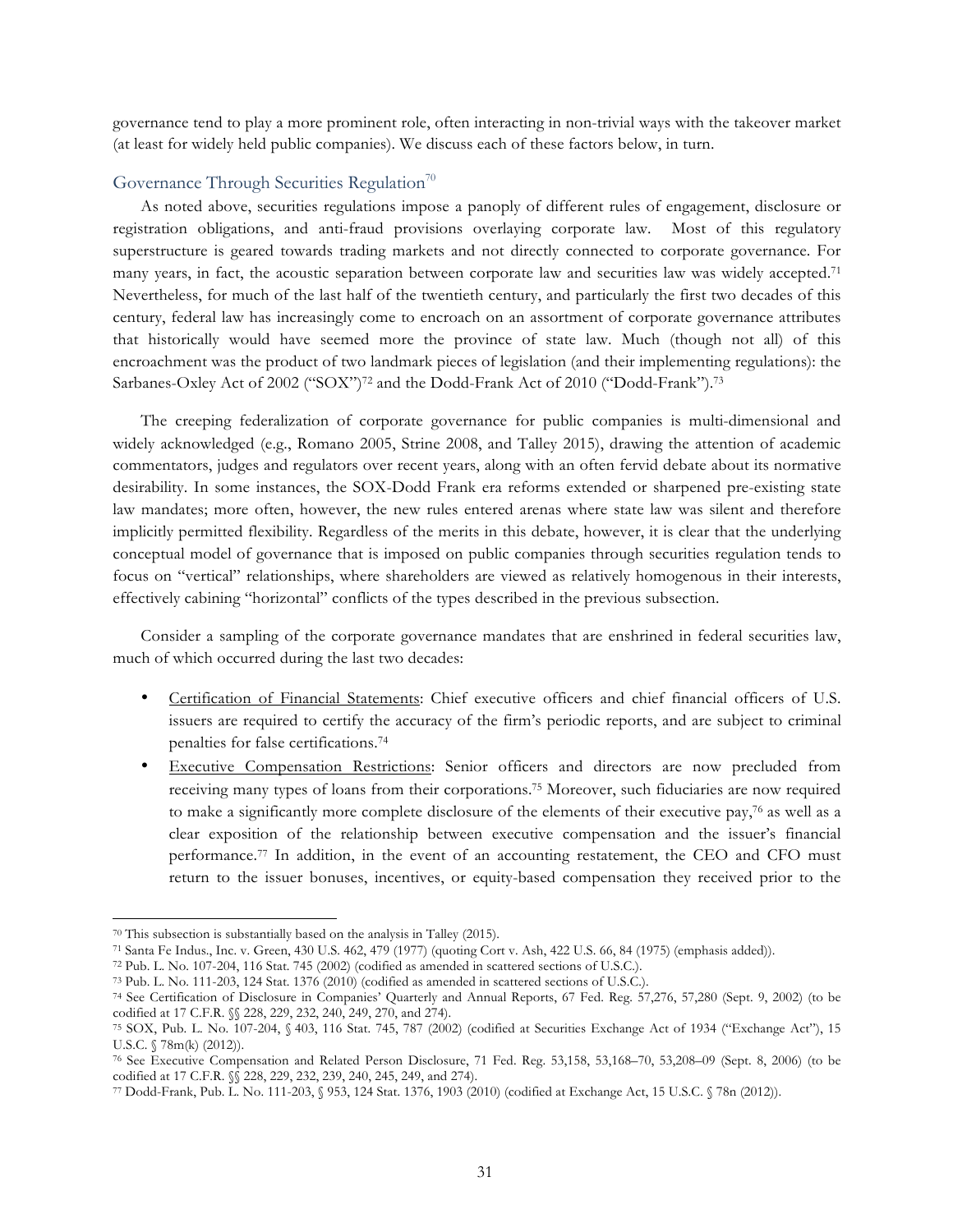governance tend to play a more prominent role, often interacting in non-trivial ways with the takeover market (at least for widely held public companies). We discuss each of these factors below, in turn.

## Governance Through Securities Regulation[70]

As noted above, securities regulations impose a panoply of different rules of engagement, disclosure or registration obligations, and anti-fraud provisions overlaying corporate law. Most of this regulatory superstructure is geared towards trading markets and not directly connected to corporate governance. For many years, in fact, the acoustic separation between corporate law and securities law was widely accepted.[71] Nevertheless, for much of the last half of the twentieth century, and particularly the first two decades of this century, federal law has increasingly come to encroach on an assortment of corporate governance attributes that historically would have seemed more the province of state law. Much (though not all) of this encroachment was the product of two landmark pieces of legislation (and their implementing regulations): the Sarbanes-Oxley Act of 2002 ("SOX")[72] and the Dodd-Frank Act of 2010 ("Dodd-Frank").[73]

The creeping federalization of corporate governance for public companies is multi-dimensional and widely acknowledged (e.g., Romano 2005, Strine 2008, and Talley 2015), drawing the attention of academic commentators, judges and regulators over recent years, along with an often fervid debate about its normative desirability. In some instances, the SOX-Dodd Frank era reforms extended or sharpened pre-existing state law mandates; more often, however, the new rules entered arenas where state law was silent and therefore implicitly permitted flexibility. Regardless of the merits in this debate, however, it is clear that the underlying conceptual model of governance that is imposed on public companies through securities regulation tends to focus on "vertical" relationships, where shareholders are viewed as relatively homogenous in their interests, effectively cabining "horizontal" conflicts of the types described in the previous subsection.

Consider a sampling of the corporate governance mandates that are enshrined in federal securities law, much of which occurred during the last two decades:

- Certification of Financial Statements: Chief executive officers and chief financial officers of U.S. issuers are required to certify the accuracy of the firm's periodic reports, and are subject to criminal penalties for false certifications.[74]
- Executive Compensation Restrictions: Senior officers and directors are now precluded from receiving many types of loans from their corporations.[75] Moreover, such fiduciaries are now required to make a significantly more complete disclosure of the elements of their executive pay,[76] as well as a clear exposition of the relationship between executive compensation and the issuer's financial performance.[77] In addition, in the event of an accounting restatement, the CEO and CFO must return to the issuer bonuses, incentives, or equity-based compensation they received prior to the

---

[70] This subsection is substantially based on the analysis in Talley (2015).

[71] Santa Fe Indus., Inc. v. Green, 430 U.S. 462, 479 (1977) (quoting Cort v. Ash, 422 U.S. 66, 84 (1975) (emphasis added)).

[72] Pub. L. No. 107-204, 116 Stat. 745 (2002) (codified as amended in scattered sections of U.S.C.).

[73] Pub. L. No. 111-203, 124 Stat. 1376 (2010) (codified as amended in scattered sections of U.S.C.).

[74] See Certification of Disclosure in Companies' Quarterly and Annual Reports, 67 Fed. Reg. 57,276, 57,280 (Sept. 9, 2002) (to be codified at 17 C.F.R. §§ 228, 229, 232, 240, 249, 270, and 274).

[75] SOX, Pub. L. No. 107-204, § 403, 116 Stat. 745, 787 (2002) (codified at Securities Exchange Act of 1934 ("Exchange Act"), 15 U.S.C. § 78m(k) (2012)).

[76] See Executive Compensation and Related Person Disclosure, 71 Fed. Reg. 53,158, 53,168–70, 53,208–09 (Sept. 8, 2006) (to be codified at 17 C.F.R. §§ 228, 229, 232, 239, 240, 245, 249, and 274).

[77] Dodd-Frank, Pub. L. No. 111-203, § 953, 124 Stat. 1376, 1903 (2010) (codified at Exchange Act, 15 U.S.C. § 78n (2012)).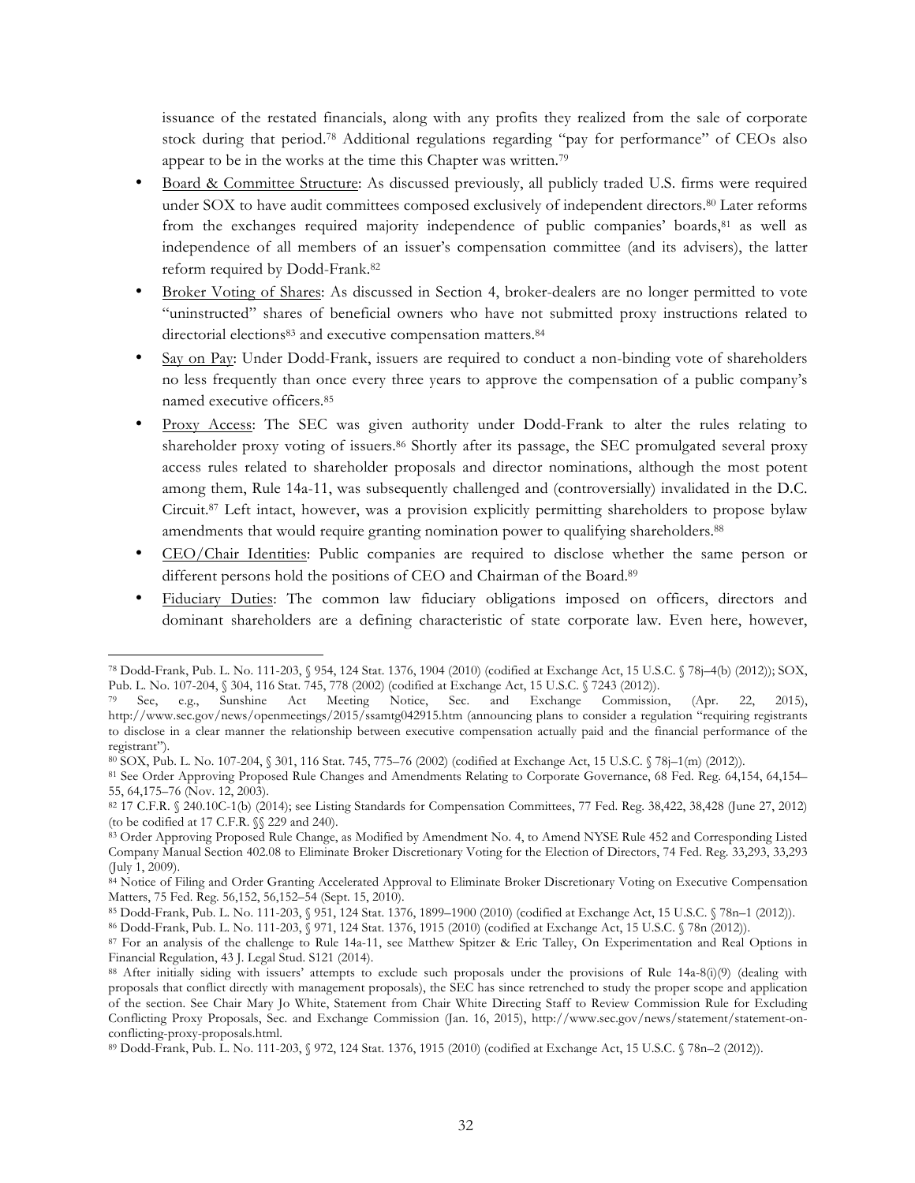issuance of the restated financials, along with any profits they realized from the sale of corporate stock during that period.[78] Additional regulations regarding "pay for performance" of CEOs also appear to be in the works at the time this Chapter was written.[79]

- Board & Committee Structure: As discussed previously, all publicly traded U.S. firms were required under SOX to have audit committees composed exclusively of independent directors.[80] Later reforms from the exchanges required majority independence of public companies' boards,[81] as well as independence of all members of an issuer's compensation committee (and its advisers), the latter reform required by Dodd-Frank.[82]
- Broker Voting of Shares: As discussed in Section 4, broker-dealers are no longer permitted to vote "uninstructed" shares of beneficial owners who have not submitted proxy instructions related to directorial elections[83] and executive compensation matters.[84]
- Say on Pay: Under Dodd-Frank, issuers are required to conduct a non-binding vote of shareholders no less frequently than once every three years to approve the compensation of a public company's named executive officers.[85]
- Proxy Access: The SEC was given authority under Dodd-Frank to alter the rules relating to shareholder proxy voting of issuers.[86] Shortly after its passage, the SEC promulgated several proxy access rules related to shareholder proposals and director nominations, although the most potent among them, Rule 14a-11, was subsequently challenged and (controversially) invalidated in the D.C. Circuit.[87] Left intact, however, was a provision explicitly permitting shareholders to propose bylaw amendments that would require granting nomination power to qualifying shareholders.[88]
- CEO/Chair Identities: Public companies are required to disclose whether the same person or different persons hold the positions of CEO and Chairman of the Board.[89]
- Fiduciary Duties: The common law fiduciary obligations imposed on officers, directors and dominant shareholders are a defining characteristic of state corporate law. Even here, however,

---

[78] Dodd-Frank, Pub. L. No. 111-203, § 954, 124 Stat. 1376, 1904 (2010) (codified at Exchange Act, 15 U.S.C. § 78j–4(b) (2012)); SOX, Pub. L. No. 107-204, § 304, 116 Stat. 745, 778 (2002) (codified at Exchange Act, 15 U.S.C. § 7243 (2012)).

[79] See, e.g., Sunshine Act Meeting Notice, Sec. and Exchange Commission, (Apr. 22, 2015), http://www.sec.gov/news/openmeetings/2015/ssamtg042915.htm (announcing plans to consider a regulation "requiring registrants to disclose in a clear manner the relationship between executive compensation actually paid and the financial performance of the registrant").

[80] SOX, Pub. L. No. 107-204, § 301, 116 Stat. 745, 775–76 (2002) (codified at Exchange Act, 15 U.S.C. § 78j–1(m) (2012)).

[81] See Order Approving Proposed Rule Changes and Amendments Relating to Corporate Governance, 68 Fed. Reg. 64,154, 64,154–55, 64,175–76 (Nov. 12, 2003).

[82] 17 C.F.R. § 240.10C-1(b) (2014); see Listing Standards for Compensation Committees, 77 Fed. Reg. 38,422, 38,428 (June 27, 2012) (to be codified at 17 C.F.R. §§ 229 and 240).

[83] Order Approving Proposed Rule Change, as Modified by Amendment No. 4, to Amend NYSE Rule 452 and Corresponding Listed Company Manual Section 402.08 to Eliminate Broker Discretionary Voting for the Election of Directors, 74 Fed. Reg. 33,293, 33,293 (July 1, 2009).

[84] Notice of Filing and Order Granting Accelerated Approval to Eliminate Broker Discretionary Voting on Executive Compensation Matters, 75 Fed. Reg. 56,152, 56,152–54 (Sept. 15, 2010).

[85] Dodd-Frank, Pub. L. No. 111-203, § 951, 124 Stat. 1376, 1899–1900 (2010) (codified at Exchange Act, 15 U.S.C. § 78n–1 (2012)).

[86] Dodd-Frank, Pub. L. No. 111-203, § 971, 124 Stat. 1376, 1915 (2010) (codified at Exchange Act, 15 U.S.C. § 78n (2012)).

[87] For an analysis of the challenge to Rule 14a-11, see Matthew Spitzer & Eric Talley, On Experimentation and Real Options in Financial Regulation, 43 J. Legal Stud. S121 (2014).

[88] After initially siding with issuers' attempts to exclude such proposals under the provisions of Rule 14a-8(i)(9) (dealing with proposals that conflict directly with management proposals), the SEC has since retrenched to study the proper scope and application of the section. See Chair Mary Jo White, Statement from Chair White Directing Staff to Review Commission Rule for Excluding Conflicting Proxy Proposals, Sec. and Exchange Commission (Jan. 16, 2015), http://www.sec.gov/news/statement/statement-on-conflicting-proxy-proposals.html.

[89] Dodd-Frank, Pub. L. No. 111-203, § 972, 124 Stat. 1376, 1915 (2010) (codified at Exchange Act, 15 U.S.C. § 78n–2 (2012)).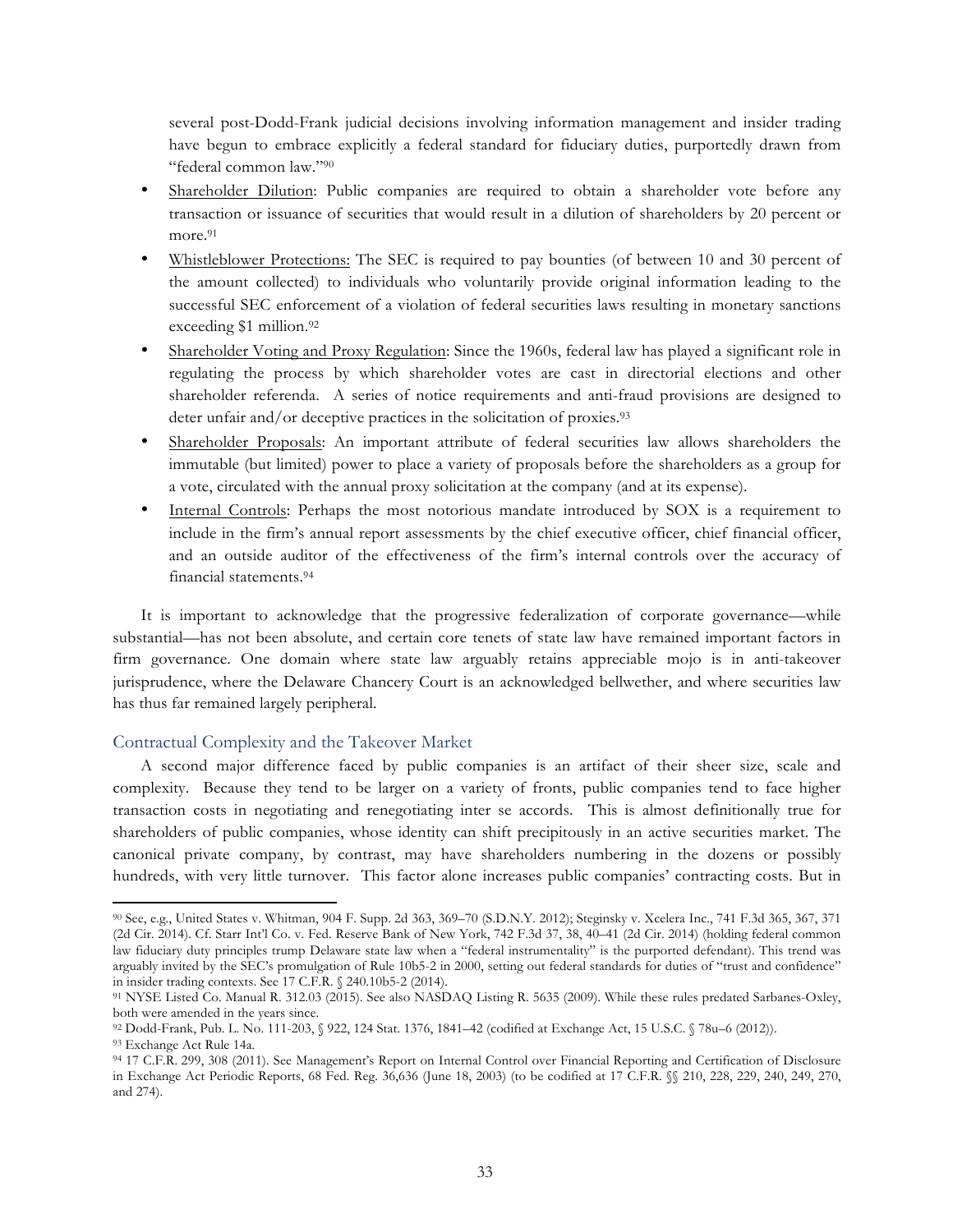several post-Dodd-Frank judicial decisions involving information management and insider trading have begun to embrace explicitly a federal standard for fiduciary duties, purportedly drawn from "federal common law."[90]

- Shareholder Dilution: Public companies are required to obtain a shareholder vote before any transaction or issuance of securities that would result in a dilution of shareholders by 20 percent or more.[91]
- Whistleblower Protections: The SEC is required to pay bounties (of between 10 and 30 percent of the amount collected) to individuals who voluntarily provide original information leading to the successful SEC enforcement of a violation of federal securities laws resulting in monetary sanctions exceeding $1 million.[92]
- Shareholder Voting and Proxy Regulation: Since the 1960s, federal law has played a significant role in regulating the process by which shareholder votes are cast in directorial elections and other shareholder referenda. A series of notice requirements and anti-fraud provisions are designed to deter unfair and/or deceptive practices in the solicitation of proxies.[93]
- Shareholder Proposals: An important attribute of federal securities law allows shareholders the immutable (but limited) power to place a variety of proposals before the shareholders as a group for a vote, circulated with the annual proxy solicitation at the company (and at its expense).
- Internal Controls: Perhaps the most notorious mandate introduced by SOX is a requirement to include in the firm's annual report assessments by the chief executive officer, chief financial officer, and an outside auditor of the effectiveness of the firm's internal controls over the accuracy of financial statements.[94]

It is important to acknowledge that the progressive federalization of corporate governance—while substantial—has not been absolute, and certain core tenets of state law have remained important factors in firm governance. One domain where state law arguably retains appreciable mojo is in anti-takeover jurisprudence, where the Delaware Chancery Court is an acknowledged bellwether, and where securities law has thus far remained largely peripheral.

### Contractual Complexity and the Takeover Market

A second major difference faced by public companies is an artifact of their sheer size, scale and complexity. Because they tend to be larger on a variety of fronts, public companies tend to face higher transaction costs in negotiating and renegotiating inter se accords. This is almost definitionally true for shareholders of public companies, whose identity can shift precipitously in an active securities market. The canonical private company, by contrast, may have shareholders numbering in the dozens or possibly hundreds, with very little turnover. This factor alone increases public companies' contracting costs. But in

---

[90] See, e.g., United States v. Whitman, 904 F. Supp. 2d 363, 369–70 (S.D.N.Y. 2012); Steginsky v. Xcelera Inc., 741 F.3d 365, 367, 371 (2d Cir. 2014). Cf. Starr Int'l Co. v. Fed. Reserve Bank of New York, 742 F.3d 37, 38, 40–41 (2d Cir. 2014) (holding federal common law fiduciary duty principles trump Delaware state law when a "federal instrumentality" is the purported defendant). This trend was arguably invited by the SEC's promulgation of Rule 10b5-2 in 2000, setting out federal standards for duties of "trust and confidence" in insider trading contexts. See 17 C.F.R. § 240.10b5-2 (2014).

[91] NYSE Listed Co. Manual R. 312.03 (2015). See also NASDAQ Listing R. 5635 (2009). While these rules predated Sarbanes-Oxley, both were amended in the years since.

[92] Dodd-Frank, Pub. L. No. 111-203, § 922, 124 Stat. 1376, 1841–42 (codified at Exchange Act, 15 U.S.C. § 78u–6 (2012)).

[93] Exchange Act Rule 14a.

[94] 17 C.F.R. 299, 308 (2011). See Management's Report on Internal Control over Financial Reporting and Certification of Disclosure in Exchange Act Periodic Reports, 68 Fed. Reg. 36,636 (June 18, 2003) (to be codified at 17 C.F.R. §§ 210, 228, 229, 240, 249, 270, and 274).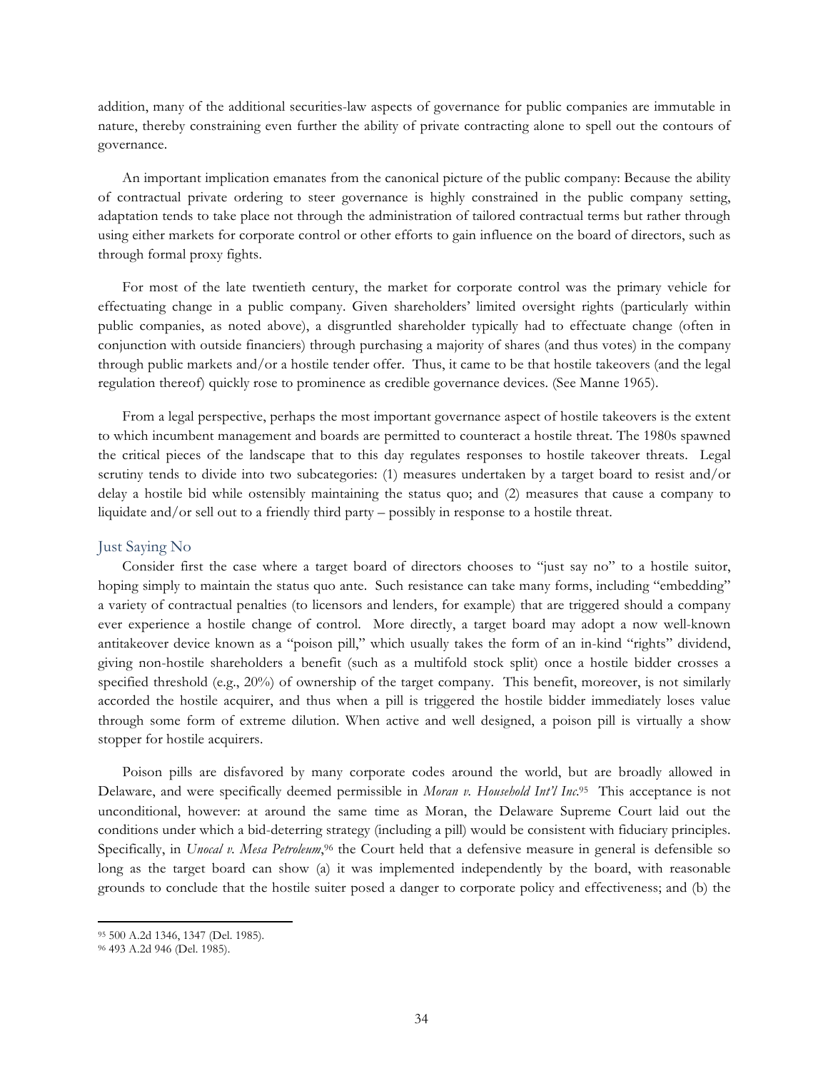addition, many of the additional securities-law aspects of governance for public companies are immutable in nature, thereby constraining even further the ability of private contracting alone to spell out the contours of governance.

An important implication emanates from the canonical picture of the public company: Because the ability of contractual private ordering to steer governance is highly constrained in the public company setting, adaptation tends to take place not through the administration of tailored contractual terms but rather through using either markets for corporate control or other efforts to gain influence on the board of directors, such as through formal proxy fights.

For most of the late twentieth century, the market for corporate control was the primary vehicle for effectuating change in a public company. Given shareholders' limited oversight rights (particularly within public companies, as noted above), a disgruntled shareholder typically had to effectuate change (often in conjunction with outside financiers) through purchasing a majority of shares (and thus votes) in the company through public markets and/or a hostile tender offer. Thus, it came to be that hostile takeovers (and the legal regulation thereof) quickly rose to prominence as credible governance devices. (See Manne 1965).

From a legal perspective, perhaps the most important governance aspect of hostile takeovers is the extent to which incumbent management and boards are permitted to counteract a hostile threat. The 1980s spawned the critical pieces of the landscape that to this day regulates responses to hostile takeover threats. Legal scrutiny tends to divide into two subcategories: (1) measures undertaken by a target board to resist and/or delay a hostile bid while ostensibly maintaining the status quo; and (2) measures that cause a company to liquidate and/or sell out to a friendly third party – possibly in response to a hostile threat.

## Just Saying No

Consider first the case where a target board of directors chooses to "just say no" to a hostile suitor, hoping simply to maintain the status quo ante. Such resistance can take many forms, including "embedding" a variety of contractual penalties (to licensors and lenders, for example) that are triggered should a company ever experience a hostile change of control. More directly, a target board may adopt a now well-known antitakeover device known as a "poison pill," which usually takes the form of an in-kind "rights" dividend, giving non-hostile shareholders a benefit (such as a multifold stock split) once a hostile bidder crosses a specified threshold (e.g., 20%) of ownership of the target company. This benefit, moreover, is not similarly accorded the hostile acquirer, and thus when a pill is triggered the hostile bidder immediately loses value through some form of extreme dilution. When active and well designed, a poison pill is virtually a show stopper for hostile acquirers.

Poison pills are disfavored by many corporate codes around the world, but are broadly allowed in Delaware, and were specifically deemed permissible in *Moran v. Household Int'l Inc.*[95] This acceptance is not unconditional, however: at around the same time as Moran, the Delaware Supreme Court laid out the conditions under which a bid-deterring strategy (including a pill) would be consistent with fiduciary principles. Specifically, in *Unocal v. Mesa Petroleum*,[96] the Court held that a defensive measure in general is defensible so long as the target board can show (a) it was implemented independently by the board, with reasonable grounds to conclude that the hostile suiter posed a danger to corporate policy and effectiveness; and (b) the

[95] 500 A.2d 1346, 1347 (Del. 1985).

[96] 493 A.2d 946 (Del. 1985).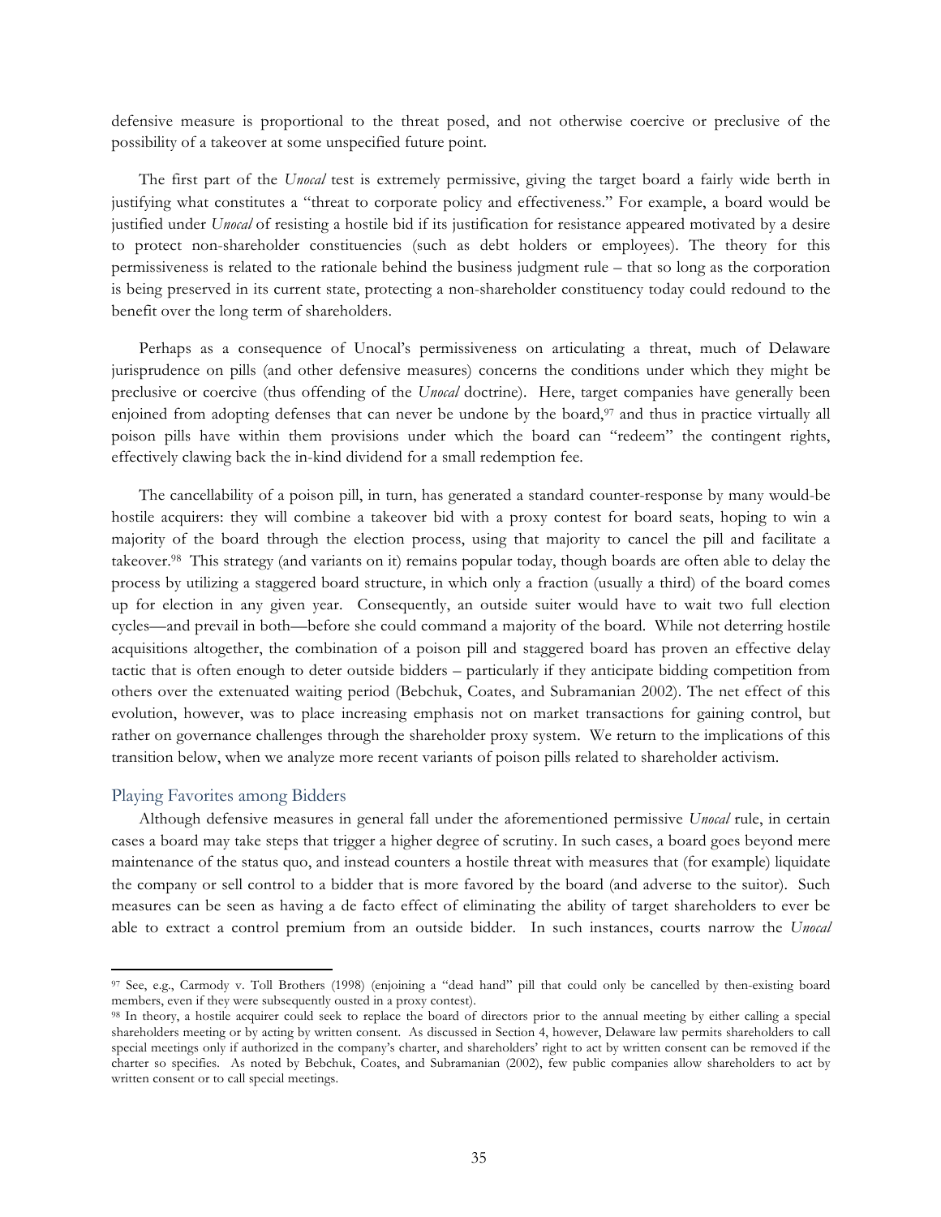defensive measure is proportional to the threat posed, and not otherwise coercive or preclusive of the possibility of a takeover at some unspecified future point.

The first part of the *Unocal* test is extremely permissive, giving the target board a fairly wide berth in justifying what constitutes a "threat to corporate policy and effectiveness." For example, a board would be justified under *Unocal* of resisting a hostile bid if its justification for resistance appeared motivated by a desire to protect non-shareholder constituencies (such as debt holders or employees). The theory for this permissiveness is related to the rationale behind the business judgment rule – that so long as the corporation is being preserved in its current state, protecting a non-shareholder constituency today could redound to the benefit over the long term of shareholders.

Perhaps as a consequence of Unocal's permissiveness on articulating a threat, much of Delaware jurisprudence on pills (and other defensive measures) concerns the conditions under which they might be preclusive or coercive (thus offending of the *Unocal* doctrine). Here, target companies have generally been enjoined from adopting defenses that can never be undone by the board,[97] and thus in practice virtually all poison pills have within them provisions under which the board can "redeem" the contingent rights, effectively clawing back the in-kind dividend for a small redemption fee.

The cancellability of a poison pill, in turn, has generated a standard counter-response by many would-be hostile acquirers: they will combine a takeover bid with a proxy contest for board seats, hoping to win a majority of the board through the election process, using that majority to cancel the pill and facilitate a takeover.[98] This strategy (and variants on it) remains popular today, though boards are often able to delay the process by utilizing a staggered board structure, in which only a fraction (usually a third) of the board comes up for election in any given year. Consequently, an outside suiter would have to wait two full election cycles—and prevail in both—before she could command a majority of the board. While not deterring hostile acquisitions altogether, the combination of a poison pill and staggered board has proven an effective delay tactic that is often enough to deter outside bidders – particularly if they anticipate bidding competition from others over the extenuated waiting period (Bebchuk, Coates, and Subramanian 2002). The net effect of this evolution, however, was to place increasing emphasis not on market transactions for gaining control, but rather on governance challenges through the shareholder proxy system. We return to the implications of this transition below, when we analyze more recent variants of poison pills related to shareholder activism.

### Playing Favorites among Bidders

Although defensive measures in general fall under the aforementioned permissive *Unocal* rule, in certain cases a board may take steps that trigger a higher degree of scrutiny. In such cases, a board goes beyond mere maintenance of the status quo, and instead counters a hostile threat with measures that (for example) liquidate the company or sell control to a bidder that is more favored by the board (and adverse to the suitor). Such measures can be seen as having a de facto effect of eliminating the ability of target shareholders to ever be able to extract a control premium from an outside bidder. In such instances, courts narrow the *Unocal*

---

[97] See, e.g., Carmody v. Toll Brothers (1998) (enjoining a "dead hand" pill that could only be cancelled by then-existing board members, even if they were subsequently ousted in a proxy contest).

[98] In theory, a hostile acquirer could seek to replace the board of directors prior to the annual meeting by either calling a special shareholders meeting or by acting by written consent. As discussed in Section 4, however, Delaware law permits shareholders to call special meetings only if authorized in the company's charter, and shareholders' right to act by written consent can be removed if the charter so specifies. As noted by Bebchuk, Coates, and Subramanian (2002), few public companies allow shareholders to act by written consent or to call special meetings.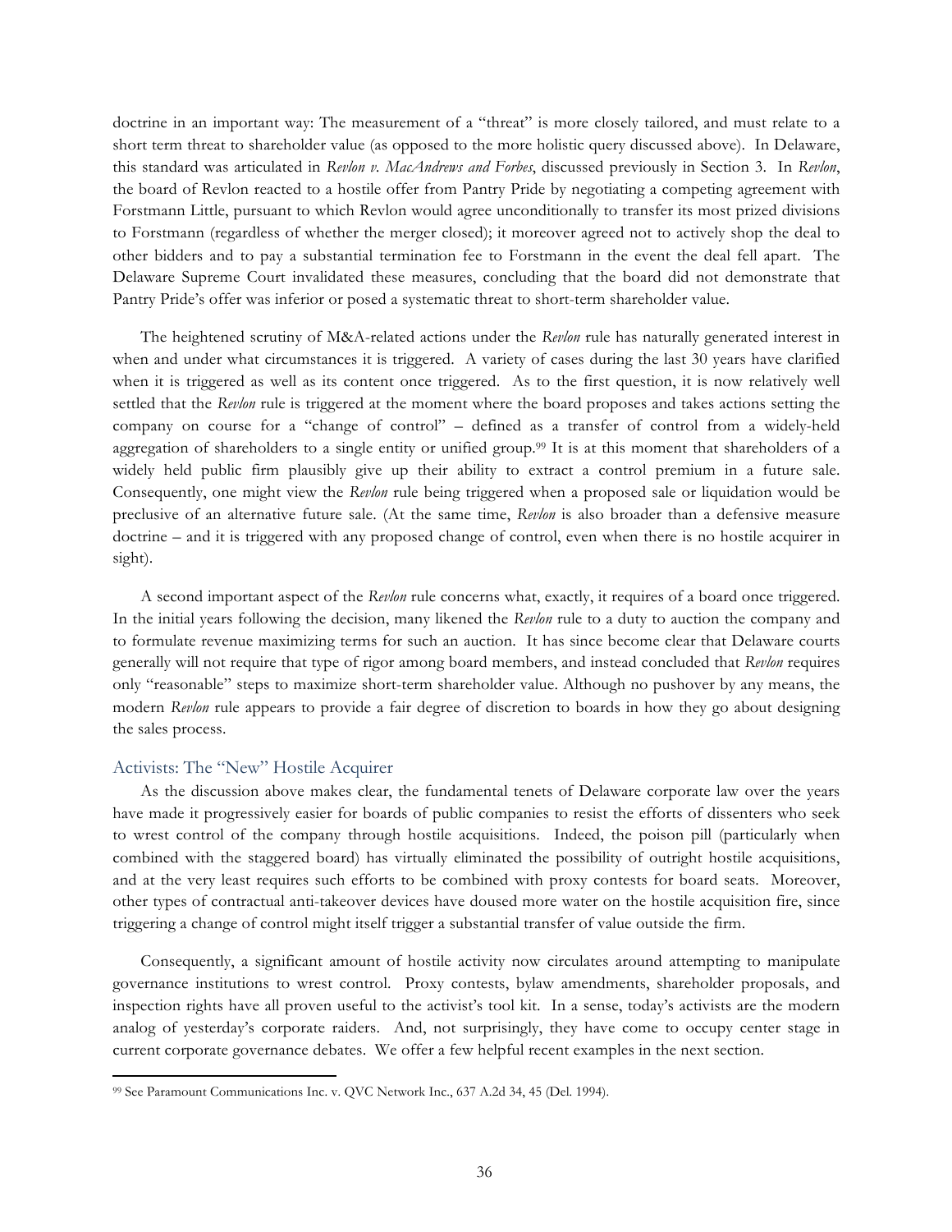doctrine in an important way: The measurement of a "threat" is more closely tailored, and must relate to a short term threat to shareholder value (as opposed to the more holistic query discussed above). In Delaware, this standard was articulated in *Revlon v. MacAndrews and Forbes*, discussed previously in Section 3. In *Revlon*, the board of Revlon reacted to a hostile offer from Pantry Pride by negotiating a competing agreement with Forstmann Little, pursuant to which Revlon would agree unconditionally to transfer its most prized divisions to Forstmann (regardless of whether the merger closed); it moreover agreed not to actively shop the deal to other bidders and to pay a substantial termination fee to Forstmann in the event the deal fell apart. The Delaware Supreme Court invalidated these measures, concluding that the board did not demonstrate that Pantry Pride's offer was inferior or posed a systematic threat to short-term shareholder value.

The heightened scrutiny of M&A-related actions under the *Revlon* rule has naturally generated interest in when and under what circumstances it is triggered. A variety of cases during the last 30 years have clarified when it is triggered as well as its content once triggered. As to the first question, it is now relatively well settled that the *Revlon* rule is triggered at the moment where the board proposes and takes actions setting the company on course for a "change of control" – defined as a transfer of control from a widely-held aggregation of shareholders to a single entity or unified group.[99] It is at this moment that shareholders of a widely held public firm plausibly give up their ability to extract a control premium in a future sale. Consequently, one might view the *Revlon* rule being triggered when a proposed sale or liquidation would be preclusive of an alternative future sale. (At the same time, *Revlon* is also broader than a defensive measure doctrine – and it is triggered with any proposed change of control, even when there is no hostile acquirer in sight).

A second important aspect of the *Revlon* rule concerns what, exactly, it requires of a board once triggered. In the initial years following the decision, many likened the *Revlon* rule to a duty to auction the company and to formulate revenue maximizing terms for such an auction. It has since become clear that Delaware courts generally will not require that type of rigor among board members, and instead concluded that *Revlon* requires only "reasonable" steps to maximize short-term shareholder value. Although no pushover by any means, the modern *Revlon* rule appears to provide a fair degree of discretion to boards in how they go about designing the sales process.

### Activists: The "New" Hostile Acquirer

As the discussion above makes clear, the fundamental tenets of Delaware corporate law over the years have made it progressively easier for boards of public companies to resist the efforts of dissenters who seek to wrest control of the company through hostile acquisitions. Indeed, the poison pill (particularly when combined with the staggered board) has virtually eliminated the possibility of outright hostile acquisitions, and at the very least requires such efforts to be combined with proxy contests for board seats. Moreover, other types of contractual anti-takeover devices have doused more water on the hostile acquisition fire, since triggering a change of control might itself trigger a substantial transfer of value outside the firm.

Consequently, a significant amount of hostile activity now circulates around attempting to manipulate governance institutions to wrest control. Proxy contests, bylaw amendments, shareholder proposals, and inspection rights have all proven useful to the activist's tool kit. In a sense, today's activists are the modern analog of yesterday's corporate raiders. And, not surprisingly, they have come to occupy center stage in current corporate governance debates. We offer a few helpful recent examples in the next section.

---

[99] See Paramount Communications Inc. v. QVC Network Inc., 637 A.2d 34, 45 (Del. 1994).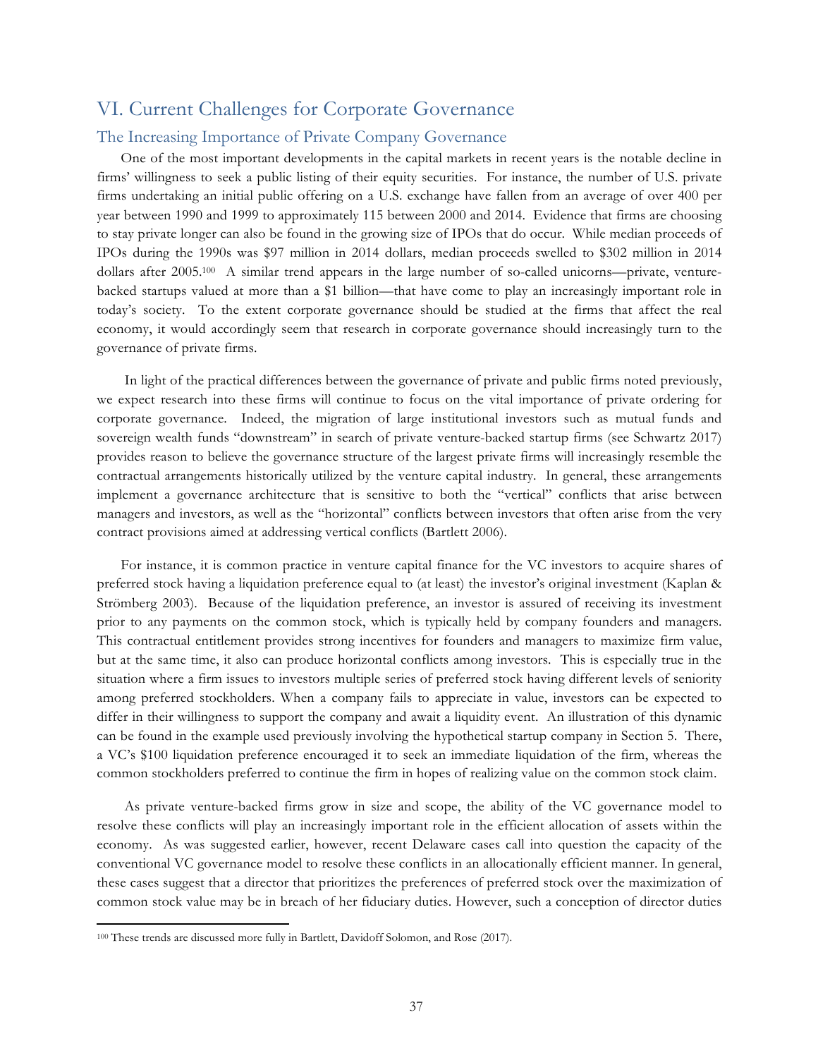## VI. Current Challenges for Corporate Governance

### The Increasing Importance of Private Company Governance

One of the most important developments in the capital markets in recent years is the notable decline in firms' willingness to seek a public listing of their equity securities. For instance, the number of U.S. private firms undertaking an initial public offering on a U.S. exchange have fallen from an average of over 400 per year between 1990 and 1999 to approximately 115 between 2000 and 2014. Evidence that firms are choosing to stay private longer can also be found in the growing size of IPOs that do occur. While median proceeds of IPOs during the 1990s was $97 million in 2014 dollars, median proceeds swelled to $302 million in 2014 dollars after 2005.[100] A similar trend appears in the large number of so-called unicorns—private, venture-backed startups valued at more than a $1 billion—that have come to play an increasingly important role in today's society. To the extent corporate governance should be studied at the firms that affect the real economy, it would accordingly seem that research in corporate governance should increasingly turn to the governance of private firms.

In light of the practical differences between the governance of private and public firms noted previously, we expect research into these firms will continue to focus on the vital importance of private ordering for corporate governance. Indeed, the migration of large institutional investors such as mutual funds and sovereign wealth funds "downstream" in search of private venture-backed startup firms (see Schwartz 2017) provides reason to believe the governance structure of the largest private firms will increasingly resemble the contractual arrangements historically utilized by the venture capital industry. In general, these arrangements implement a governance architecture that is sensitive to both the "vertical" conflicts that arise between managers and investors, as well as the "horizontal" conflicts between investors that often arise from the very contract provisions aimed at addressing vertical conflicts (Bartlett 2006).

For instance, it is common practice in venture capital finance for the VC investors to acquire shares of preferred stock having a liquidation preference equal to (at least) the investor's original investment (Kaplan & Strömberg 2003). Because of the liquidation preference, an investor is assured of receiving its investment prior to any payments on the common stock, which is typically held by company founders and managers. This contractual entitlement provides strong incentives for founders and managers to maximize firm value, but at the same time, it also can produce horizontal conflicts among investors. This is especially true in the situation where a firm issues to investors multiple series of preferred stock having different levels of seniority among preferred stockholders. When a company fails to appreciate in value, investors can be expected to differ in their willingness to support the company and await a liquidity event. An illustration of this dynamic can be found in the example used previously involving the hypothetical startup company in Section 5. There, a VC's $100 liquidation preference encouraged it to seek an immediate liquidation of the firm, whereas the common stockholders preferred to continue the firm in hopes of realizing value on the common stock claim.

As private venture-backed firms grow in size and scope, the ability of the VC governance model to resolve these conflicts will play an increasingly important role in the efficient allocation of assets within the economy. As was suggested earlier, however, recent Delaware cases call into question the capacity of the conventional VC governance model to resolve these conflicts in an allocationally efficient manner. In general, these cases suggest that a director that prioritizes the preferences of preferred stock over the maximization of common stock value may be in breach of her fiduciary duties. However, such a conception of director duties

[100] These trends are discussed more fully in Bartlett, Davidoff Solomon, and Rose (2017).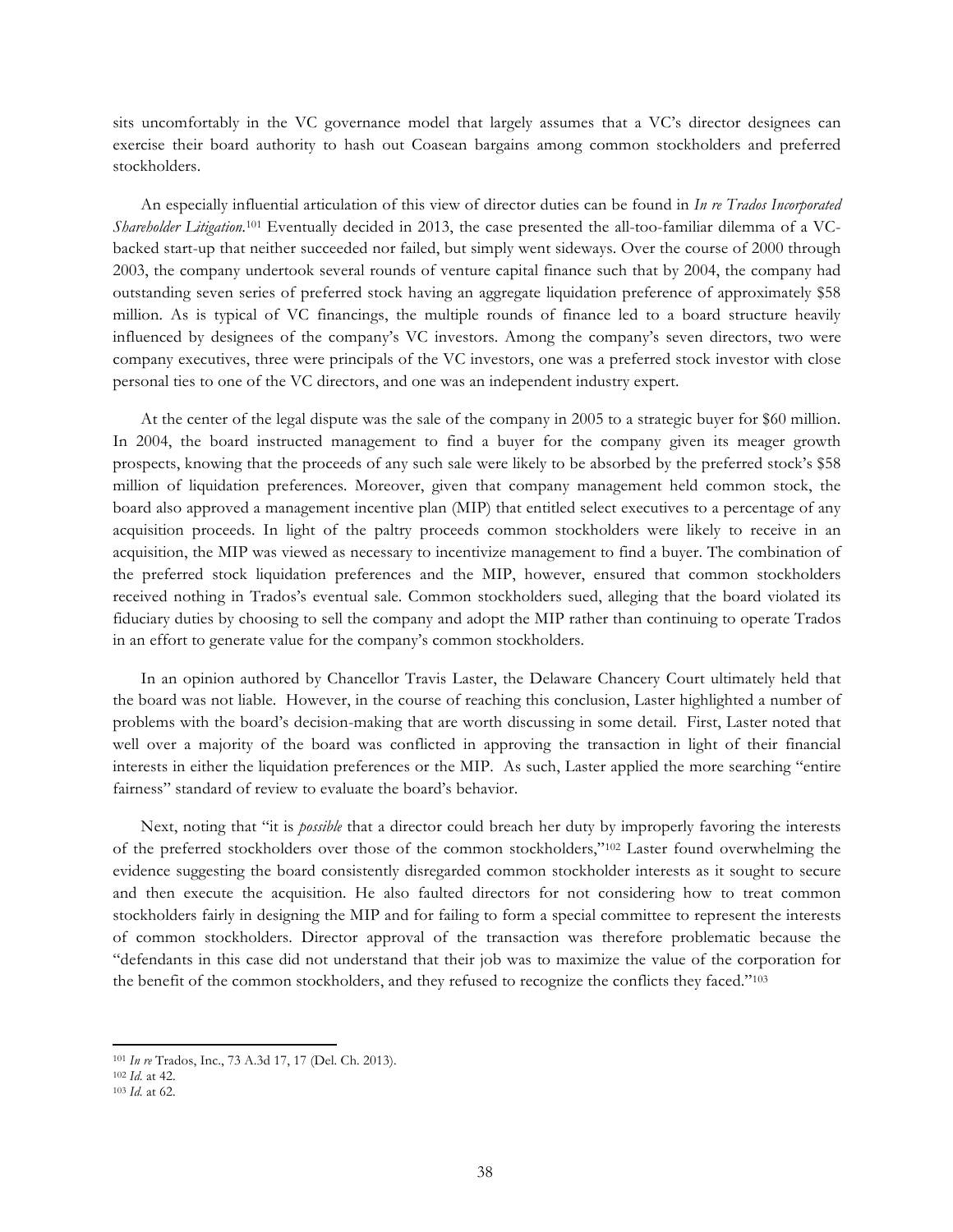sits uncomfortably in the VC governance model that largely assumes that a VC's director designees can exercise their board authority to hash out Coasean bargains among common stockholders and preferred stockholders.

An especially influential articulation of this view of director duties can be found in *In re Trados Incorporated Shareholder Litigation*.[101] Eventually decided in 2013, the case presented the all-too-familiar dilemma of a VC-backed start-up that neither succeeded nor failed, but simply went sideways. Over the course of 2000 through 2003, the company undertook several rounds of venture capital finance such that by 2004, the company had outstanding seven series of preferred stock having an aggregate liquidation preference of approximately $58 million. As is typical of VC financings, the multiple rounds of finance led to a board structure heavily influenced by designees of the company's VC investors. Among the company's seven directors, two were company executives, three were principals of the VC investors, one was a preferred stock investor with close personal ties to one of the VC directors, and one was an independent industry expert.

At the center of the legal dispute was the sale of the company in 2005 to a strategic buyer for $60 million. In 2004, the board instructed management to find a buyer for the company given its meager growth prospects, knowing that the proceeds of any such sale were likely to be absorbed by the preferred stock's $58 million of liquidation preferences. Moreover, given that company management held common stock, the board also approved a management incentive plan (MIP) that entitled select executives to a percentage of any acquisition proceeds. In light of the paltry proceeds common stockholders were likely to receive in an acquisition, the MIP was viewed as necessary to incentivize management to find a buyer. The combination of the preferred stock liquidation preferences and the MIP, however, ensured that common stockholders received nothing in Trados's eventual sale. Common stockholders sued, alleging that the board violated its fiduciary duties by choosing to sell the company and adopt the MIP rather than continuing to operate Trados in an effort to generate value for the company's common stockholders.

In an opinion authored by Chancellor Travis Laster, the Delaware Chancery Court ultimately held that the board was not liable. However, in the course of reaching this conclusion, Laster highlighted a number of problems with the board's decision-making that are worth discussing in some detail. First, Laster noted that well over a majority of the board was conflicted in approving the transaction in light of their financial interests in either the liquidation preferences or the MIP. As such, Laster applied the more searching "entire fairness" standard of review to evaluate the board's behavior.

Next, noting that "it is *possible* that a director could breach her duty by improperly favoring the interests of the preferred stockholders over those of the common stockholders,"[102] Laster found overwhelming the evidence suggesting the board consistently disregarded common stockholder interests as it sought to secure and then execute the acquisition. He also faulted directors for not considering how to treat common stockholders fairly in designing the MIP and for failing to form a special committee to represent the interests of common stockholders. Director approval of the transaction was therefore problematic because the "defendants in this case did not understand that their job was to maximize the value of the corporation for the benefit of the common stockholders, and they refused to recognize the conflicts they faced."[103]

---

[101] *In re* Trados, Inc., 73 A.3d 17, 17 (Del. Ch. 2013).

[102] *Id.* at 42.

[103] *Id.* at 62.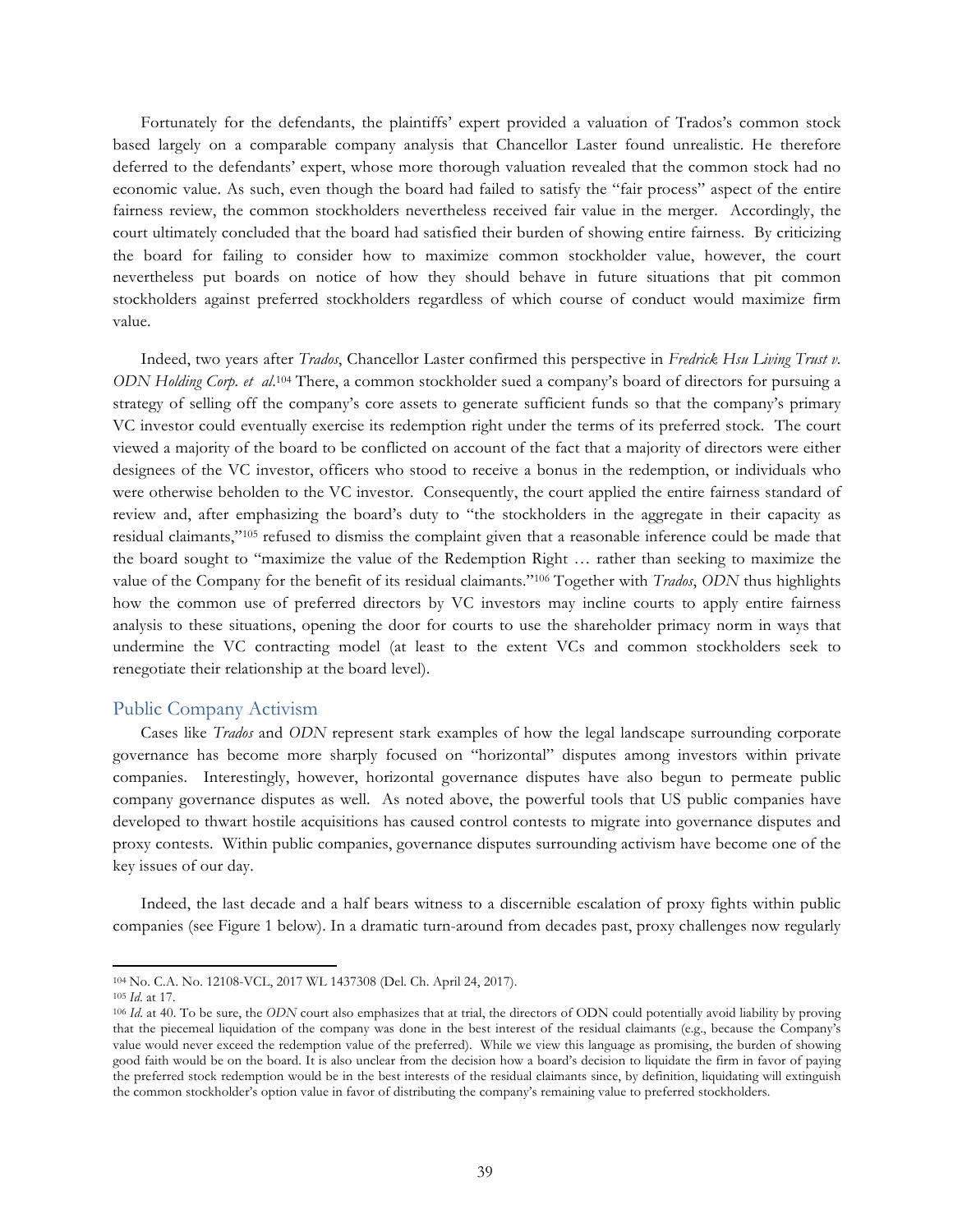Fortunately for the defendants, the plaintiffs' expert provided a valuation of Trados's common stock based largely on a comparable company analysis that Chancellor Laster found unrealistic. He therefore deferred to the defendants' expert, whose more thorough valuation revealed that the common stock had no economic value. As such, even though the board had failed to satisfy the "fair process" aspect of the entire fairness review, the common stockholders nevertheless received fair value in the merger. Accordingly, the court ultimately concluded that the board had satisfied their burden of showing entire fairness. By criticizing the board for failing to consider how to maximize common stockholder value, however, the court nevertheless put boards on notice of how they should behave in future situations that pit common stockholders against preferred stockholders regardless of which course of conduct would maximize firm value.

Indeed, two years after *Trados*, Chancellor Laster confirmed this perspective in *Fredrick Hsu Living Trust v. ODN Holding Corp. et al*.[104] There, a common stockholder sued a company's board of directors for pursuing a strategy of selling off the company's core assets to generate sufficient funds so that the company's primary VC investor could eventually exercise its redemption right under the terms of its preferred stock. The court viewed a majority of the board to be conflicted on account of the fact that a majority of directors were either designees of the VC investor, officers who stood to receive a bonus in the redemption, or individuals who were otherwise beholden to the VC investor. Consequently, the court applied the entire fairness standard of review and, after emphasizing the board's duty to "the stockholders in the aggregate in their capacity as residual claimants,"[105] refused to dismiss the complaint given that a reasonable inference could be made that the board sought to "maximize the value of the Redemption Right … rather than seeking to maximize the value of the Company for the benefit of its residual claimants."[106] Together with *Trados*, *ODN* thus highlights how the common use of preferred directors by VC investors may incline courts to apply entire fairness analysis to these situations, opening the door for courts to use the shareholder primacy norm in ways that undermine the VC contracting model (at least to the extent VCs and common stockholders seek to renegotiate their relationship at the board level).

## Public Company Activism

Cases like *Trados* and *ODN* represent stark examples of how the legal landscape surrounding corporate governance has become more sharply focused on "horizontal" disputes among investors within private companies. Interestingly, however, horizontal governance disputes have also begun to permeate public company governance disputes as well. As noted above, the powerful tools that US public companies have developed to thwart hostile acquisitions has caused control contests to migrate into governance disputes and proxy contests. Within public companies, governance disputes surrounding activism have become one of the key issues of our day.

Indeed, the last decade and a half bears witness to a discernible escalation of proxy fights within public companies (see Figure 1 below). In a dramatic turn-around from decades past, proxy challenges now regularly

---

[104] No. C.A. No. 12108-VCL, 2017 WL 1437308 (Del. Ch. April 24, 2017).

[105] *Id*. at 17.

[106] *Id*. at 40. To be sure, the *ODN* court also emphasizes that at trial, the directors of ODN could potentially avoid liability by proving that the piecemeal liquidation of the company was done in the best interest of the residual claimants (e.g., because the Company's value would never exceed the redemption value of the preferred). While we view this language as promising, the burden of showing good faith would be on the board. It is also unclear from the decision how a board's decision to liquidate the firm in favor of paying the preferred stock redemption would be in the best interests of the residual claimants since, by definition, liquidating will extinguish the common stockholder's option value in favor of distributing the company's remaining value to preferred stockholders.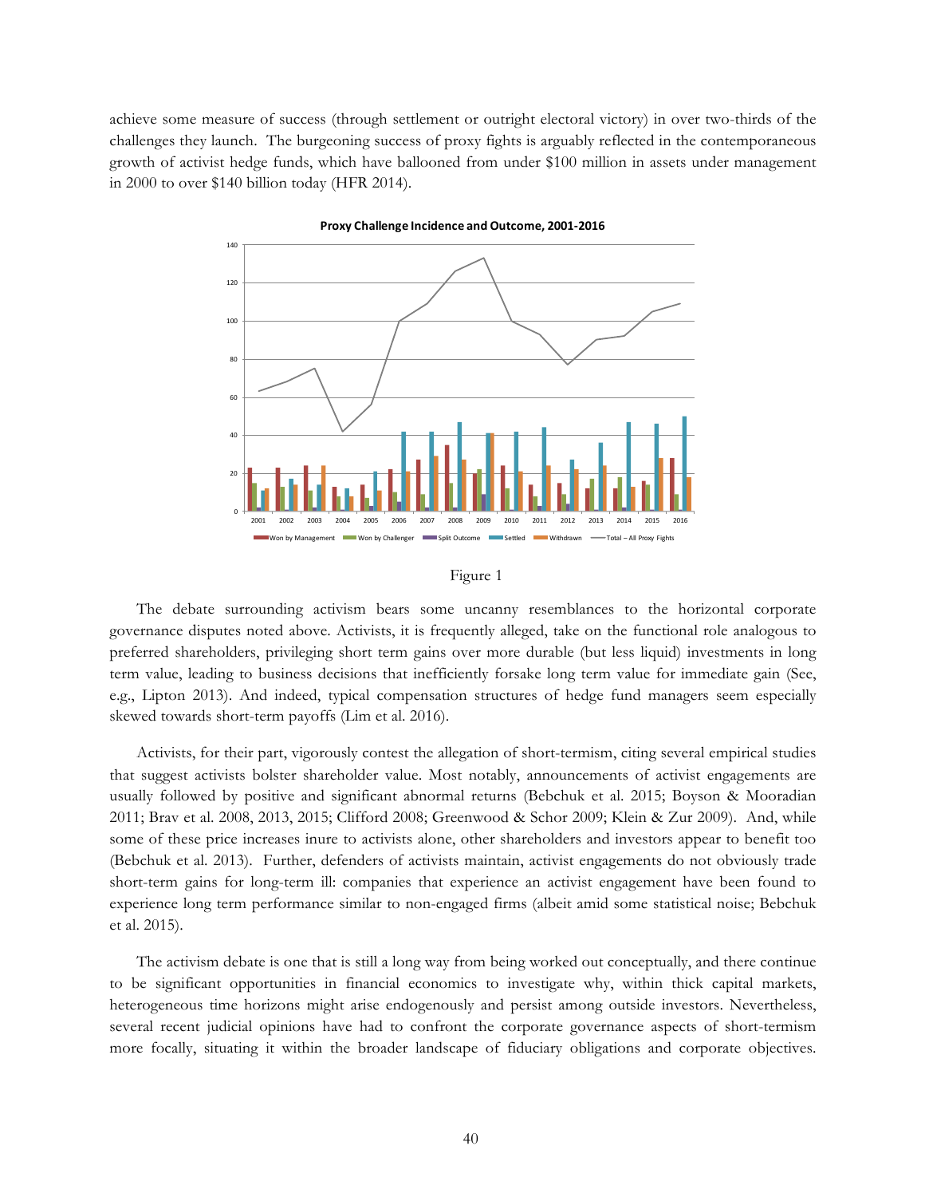achieve some measure of success (through settlement or outright electoral victory) in over two-thirds of the challenges they launch. The burgeoning success of proxy fights is arguably reflected in the contemporaneous growth of activist hedge funds, which have ballooned from under $100 million in assets under management in 2000 to over $140 billion today (HFR 2014).

**Proxy Challenge Incidence and Outcome, 2001-2016**

140
120
100
80
60
40
20
0

2001 2002 2003 2004 2005 2006 2007 2008 2009 2010 2011 2012 2013 2014 2015 2016

Won by Management
Won by Challenger
Split Outcome
Settled
Withdrawn
Total – All Proxy Fights

Figure 1

The debate surrounding activism bears some uncanny resemblances to the horizontal corporate governance disputes noted above. Activists, it is frequently alleged, take on the functional role analogous to preferred shareholders, privileging short term gains over more durable (but less liquid) investments in long term value, leading to business decisions that inefficiently forsake long term value for immediate gain (See, e.g., Lipton 2013). And indeed, typical compensation structures of hedge fund managers seem especially skewed towards short-term payoffs (Lim et al. 2016).

Activists, for their part, vigorously contest the allegation of short-termism, citing several empirical studies that suggest activists bolster shareholder value. Most notably, announcements of activist engagements are usually followed by positive and significant abnormal returns (Bebchuk et al. 2015; Boyson & Mooradian 2011; Brav et al. 2008, 2013, 2015; Clifford 2008; Greenwood & Schor 2009; Klein & Zur 2009). And, while some of these price increases inure to activists alone, other shareholders and investors appear to benefit too (Bebchuk et al. 2013). Further, defenders of activists maintain, activist engagements do not obviously trade short-term gains for long-term ill: companies that experience an activist engagement have been found to experience long term performance similar to non-engaged firms (albeit amid some statistical noise; Bebchuk et al. 2015).

The activism debate is one that is still a long way from being worked out conceptually, and there continue to be significant opportunities in financial economics to investigate why, within thick capital markets, heterogeneous time horizons might arise endogenously and persist among outside investors. Nevertheless, several recent judicial opinions have had to confront the corporate governance aspects of short-termism more focally, situating it within the broader landscape of fiduciary obligations and corporate objectives.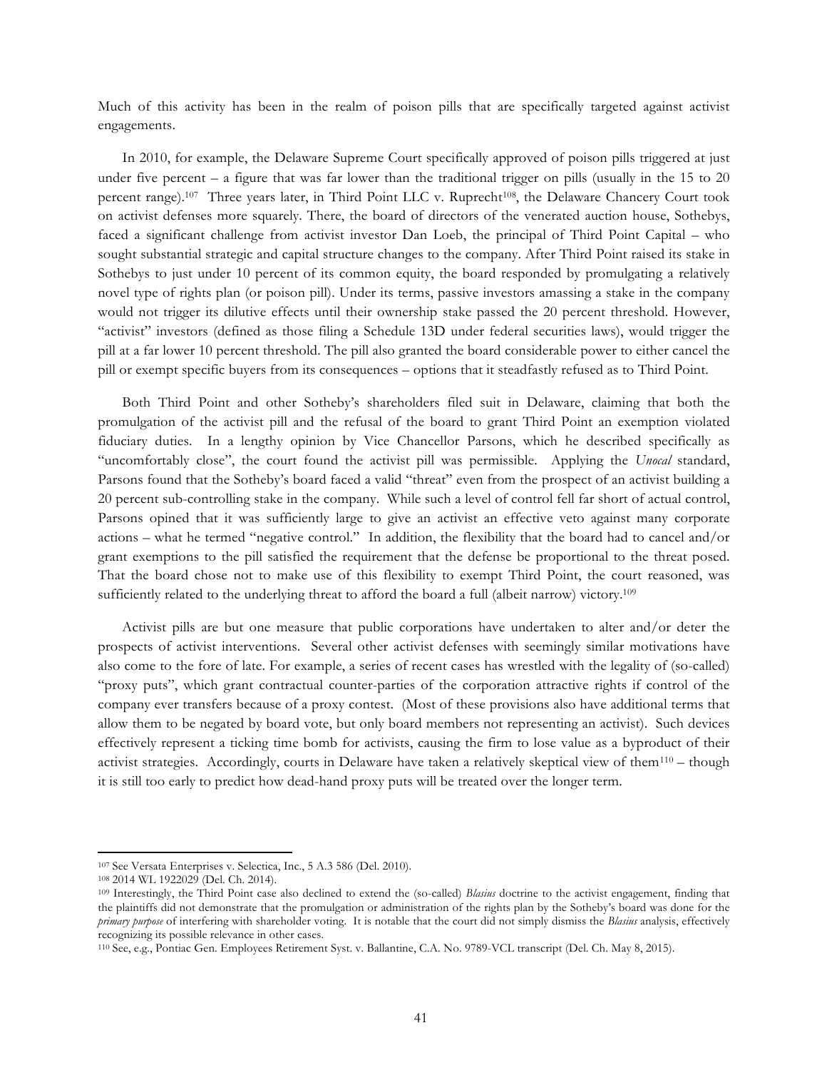Much of this activity has been in the realm of poison pills that are specifically targeted against activist engagements.

In 2010, for example, the Delaware Supreme Court specifically approved of poison pills triggered at just under five percent – a figure that was far lower than the traditional trigger on pills (usually in the 15 to 20 percent range).[107] Three years later, in Third Point LLC v. Ruprecht[108], the Delaware Chancery Court took on activist defenses more squarely. There, the board of directors of the venerated auction house, Sothebys, faced a significant challenge from activist investor Dan Loeb, the principal of Third Point Capital – who sought substantial strategic and capital structure changes to the company. After Third Point raised its stake in Sothebys to just under 10 percent of its common equity, the board responded by promulgating a relatively novel type of rights plan (or poison pill). Under its terms, passive investors amassing a stake in the company would not trigger its dilutive effects until their ownership stake passed the 20 percent threshold. However, "activist" investors (defined as those filing a Schedule 13D under federal securities laws), would trigger the pill at a far lower 10 percent threshold. The pill also granted the board considerable power to either cancel the pill or exempt specific buyers from its consequences – options that it steadfastly refused as to Third Point.

Both Third Point and other Sotheby's shareholders filed suit in Delaware, claiming that both the promulgation of the activist pill and the refusal of the board to grant Third Point an exemption violated fiduciary duties. In a lengthy opinion by Vice Chancellor Parsons, which he described specifically as "uncomfortably close", the court found the activist pill was permissible. Applying the *Unocal* standard, Parsons found that the Sotheby's board faced a valid "threat" even from the prospect of an activist building a 20 percent sub-controlling stake in the company. While such a level of control fell far short of actual control, Parsons opined that it was sufficiently large to give an activist an effective veto against many corporate actions – what he termed "negative control." In addition, the flexibility that the board had to cancel and/or grant exemptions to the pill satisfied the requirement that the defense be proportional to the threat posed. That the board chose not to make use of this flexibility to exempt Third Point, the court reasoned, was sufficiently related to the underlying threat to afford the board a full (albeit narrow) victory.[109]

Activist pills are but one measure that public corporations have undertaken to alter and/or deter the prospects of activist interventions. Several other activist defenses with seemingly similar motivations have also come to the fore of late. For example, a series of recent cases has wrestled with the legality of (so-called) "proxy puts", which grant contractual counter-parties of the corporation attractive rights if control of the company ever transfers because of a proxy contest. (Most of these provisions also have additional terms that allow them to be negated by board vote, but only board members not representing an activist). Such devices effectively represent a ticking time bomb for activists, causing the firm to lose value as a byproduct of their activist strategies. Accordingly, courts in Delaware have taken a relatively skeptical view of them[110] – though it is still too early to predict how dead-hand proxy puts will be treated over the longer term.

---

[107] See Versata Enterprises v. Selectica, Inc., 5 A.3 586 (Del. 2010).

[108] 2014 WL 1922029 (Del. Ch. 2014).

[109] Interestingly, the Third Point case also declined to extend the (so-called) *Blasius* doctrine to the activist engagement, finding that the plaintiffs did not demonstrate that the promulgation or administration of the rights plan by the Sotheby's board was done for the *primary purpose* of interfering with shareholder voting. It is notable that the court did not simply dismiss the *Blasius* analysis, effectively recognizing its possible relevance in other cases.

[110] See, e.g., Pontiac Gen. Employees Retirement Syst. v. Ballantine, C.A. No. 9789-VCL transcript (Del. Ch. May 8, 2015).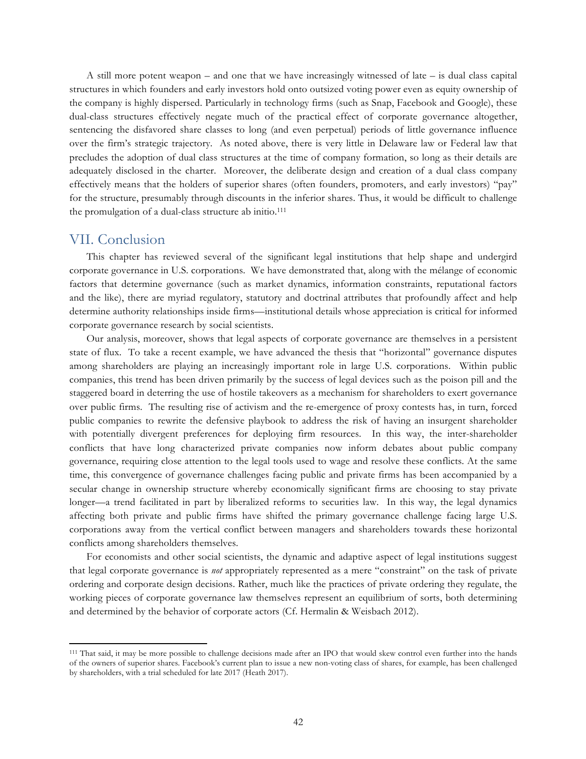A still more potent weapon – and one that we have increasingly witnessed of late – is dual class capital structures in which founders and early investors hold onto outsized voting power even as equity ownership of the company is highly dispersed. Particularly in technology firms (such as Snap, Facebook and Google), these dual-class structures effectively negate much of the practical effect of corporate governance altogether, sentencing the disfavored share classes to long (and even perpetual) periods of little governance influence over the firm's strategic trajectory. As noted above, there is very little in Delaware law or Federal law that precludes the adoption of dual class structures at the time of company formation, so long as their details are adequately disclosed in the charter. Moreover, the deliberate design and creation of a dual class company effectively means that the holders of superior shares (often founders, promoters, and early investors) "pay" for the structure, presumably through discounts in the inferior shares. Thus, it would be difficult to challenge the promulgation of a dual-class structure ab initio.[111]

## VII. Conclusion

This chapter has reviewed several of the significant legal institutions that help shape and undergird corporate governance in U.S. corporations. We have demonstrated that, along with the mélange of economic factors that determine governance (such as market dynamics, information constraints, reputational factors and the like), there are myriad regulatory, statutory and doctrinal attributes that profoundly affect and help determine authority relationships inside firms—institutional details whose appreciation is critical for informed corporate governance research by social scientists.

Our analysis, moreover, shows that legal aspects of corporate governance are themselves in a persistent state of flux. To take a recent example, we have advanced the thesis that "horizontal" governance disputes among shareholders are playing an increasingly important role in large U.S. corporations. Within public companies, this trend has been driven primarily by the success of legal devices such as the poison pill and the staggered board in deterring the use of hostile takeovers as a mechanism for shareholders to exert governance over public firms. The resulting rise of activism and the re-emergence of proxy contests has, in turn, forced public companies to rewrite the defensive playbook to address the risk of having an insurgent shareholder with potentially divergent preferences for deploying firm resources. In this way, the inter-shareholder conflicts that have long characterized private companies now inform debates about public company governance, requiring close attention to the legal tools used to wage and resolve these conflicts. At the same time, this convergence of governance challenges facing public and private firms has been accompanied by a secular change in ownership structure whereby economically significant firms are choosing to stay private longer—a trend facilitated in part by liberalized reforms to securities law. In this way, the legal dynamics affecting both private and public firms have shifted the primary governance challenge facing large U.S. corporations away from the vertical conflict between managers and shareholders towards these horizontal conflicts among shareholders themselves.

For economists and other social scientists, the dynamic and adaptive aspect of legal institutions suggest that legal corporate governance is *not* appropriately represented as a mere "constraint" on the task of private ordering and corporate design decisions. Rather, much like the practices of private ordering they regulate, the working pieces of corporate governance law themselves represent an equilibrium of sorts, both determining and determined by the behavior of corporate actors (Cf. Hermalin & Weisbach 2012).

---

[111] That said, it may be more possible to challenge decisions made after an IPO that would skew control even further into the hands of the owners of superior shares. Facebook's current plan to issue a new non-voting class of shares, for example, has been challenged by shareholders, with a trial scheduled for late 2017 (Heath 2017).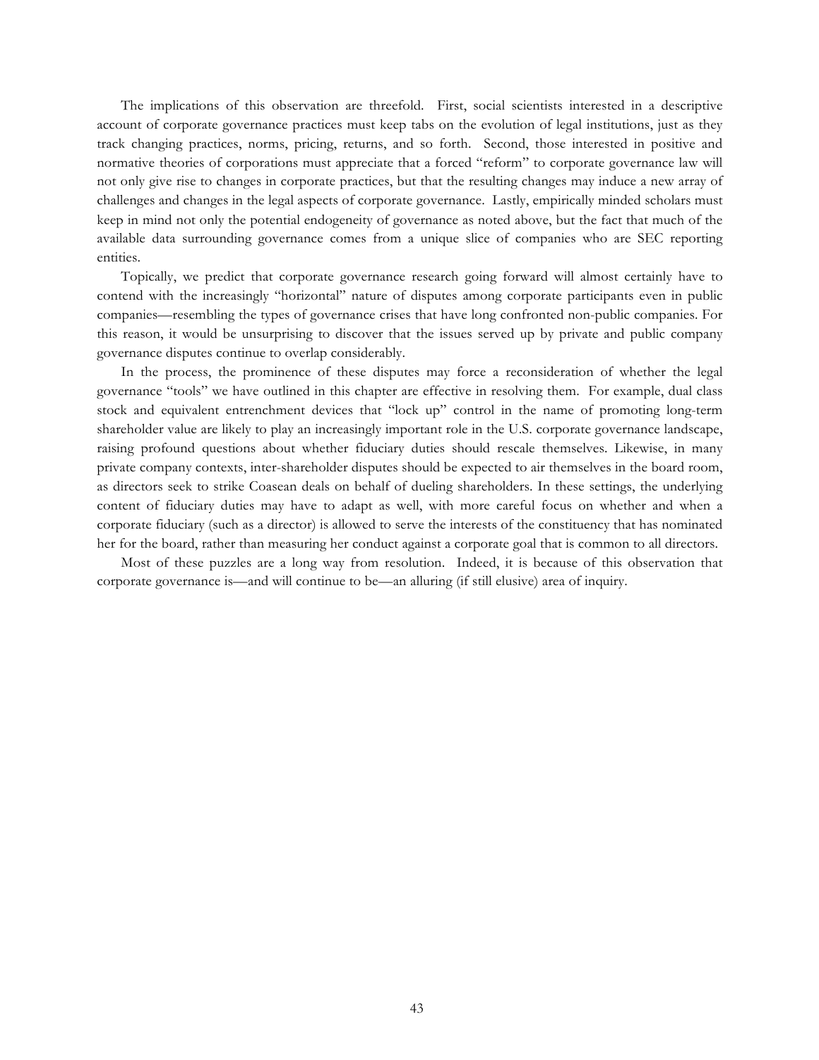The implications of this observation are threefold. First, social scientists interested in a descriptive account of corporate governance practices must keep tabs on the evolution of legal institutions, just as they track changing practices, norms, pricing, returns, and so forth. Second, those interested in positive and normative theories of corporations must appreciate that a forced "reform" to corporate governance law will not only give rise to changes in corporate practices, but that the resulting changes may induce a new array of challenges and changes in the legal aspects of corporate governance. Lastly, empirically minded scholars must keep in mind not only the potential endogeneity of governance as noted above, but the fact that much of the available data surrounding governance comes from a unique slice of companies who are SEC reporting entities.

Topically, we predict that corporate governance research going forward will almost certainly have to contend with the increasingly "horizontal" nature of disputes among corporate participants even in public companies—resembling the types of governance crises that have long confronted non-public companies. For this reason, it would be unsurprising to discover that the issues served up by private and public company governance disputes continue to overlap considerably.

In the process, the prominence of these disputes may force a reconsideration of whether the legal governance "tools" we have outlined in this chapter are effective in resolving them. For example, dual class stock and equivalent entrenchment devices that "lock up" control in the name of promoting long-term shareholder value are likely to play an increasingly important role in the U.S. corporate governance landscape, raising profound questions about whether fiduciary duties should rescale themselves. Likewise, in many private company contexts, inter-shareholder disputes should be expected to air themselves in the board room, as directors seek to strike Coasean deals on behalf of dueling shareholders. In these settings, the underlying content of fiduciary duties may have to adapt as well, with more careful focus on whether and when a corporate fiduciary (such as a director) is allowed to serve the interests of the constituency that has nominated her for the board, rather than measuring her conduct against a corporate goal that is common to all directors.

Most of these puzzles are a long way from resolution. Indeed, it is because of this observation that corporate governance is—and will continue to be—an alluring (if still elusive) area of inquiry.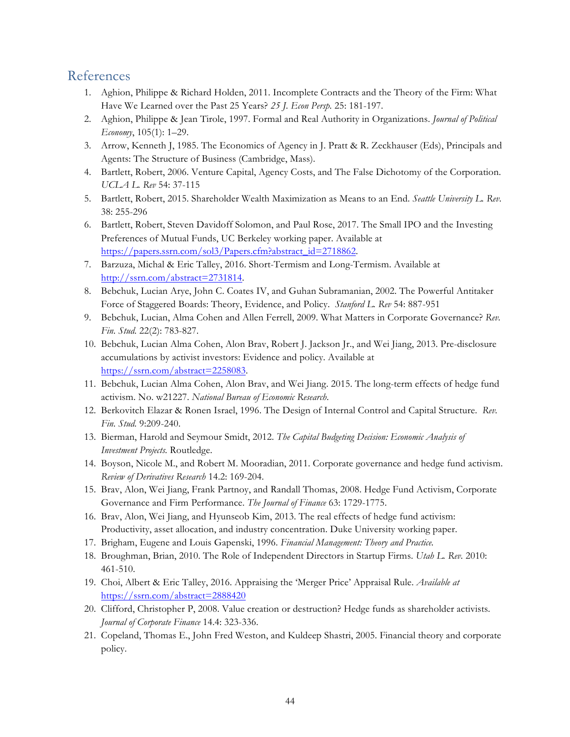## References

1. Aghion, Philippe & Richard Holden, 2011. Incomplete Contracts and the Theory of the Firm: What Have We Learned over the Past 25 Years? *25 J. Econ Persp.* 25: 181-197.
2. Aghion, Philippe & Jean Tirole, 1997. Formal and Real Authority in Organizations. *Journal of Political Economy*, 105(1): 1–29.
3. Arrow, Kenneth J, 1985. The Economics of Agency in J. Pratt & R. Zeckhauser (Eds), Principals and Agents: The Structure of Business (Cambridge, Mass).
4. Bartlett, Robert, 2006. Venture Capital, Agency Costs, and The False Dichotomy of the Corporation. *UCLA L. Rev* 54: 37-115
5. Bartlett, Robert, 2015. Shareholder Wealth Maximization as Means to an End. *Seattle University L. Rev.* 38: 255-296
6. Bartlett, Robert, Steven Davidoff Solomon, and Paul Rose, 2017. The Small IPO and the Investing Preferences of Mutual Funds, UC Berkeley working paper. Available at https://papers.ssrn.com/sol3/Papers.cfm?abstract_id=2718862.
7. Barzuza, Michal & Eric Talley, 2016. Short-Termism and Long-Termism. Available at http://ssrn.com/abstract=2731814.
8. Bebchuk, Lucian Arye, John C. Coates IV, and Guhan Subramanian, 2002. The Powerful Antitaker Force of Staggered Boards: Theory, Evidence, and Policy. *Stanford L. Rev* 54: 887-951
9. Bebchuk, Lucian, Alma Cohen and Allen Ferrell, 2009. What Matters in Corporate Governance? *Rev. Fin. Stud.* 22(2): 783-827.
10. Bebchuk, Lucian Alma Cohen, Alon Brav, Robert J. Jackson Jr., and Wei Jiang, 2013. Pre-disclosure accumulations by activist investors: Evidence and policy. Available at https://ssrn.com/abstract=2258083.
11. Bebchuk, Lucian Alma Cohen, Alon Brav, and Wei Jiang. 2015. The long-term effects of hedge fund activism. No. w21227. *National Bureau of Economic Research*.
12. Berkovitch Elazar & Ronen Israel, 1996. The Design of Internal Control and Capital Structure. *Rev. Fin. Stud.* 9:209-240.
13. Bierman, Harold and Seymour Smidt, 2012. *The Capital Budgeting Decision: Economic Analysis of Investment Projects.* Routledge.
14. Boyson, Nicole M., and Robert M. Mooradian, 2011. Corporate governance and hedge fund activism. *Review of Derivatives Research* 14.2: 169-204.
15. Brav, Alon, Wei Jiang, Frank Partnoy, and Randall Thomas, 2008. Hedge Fund Activism, Corporate Governance and Firm Performance. *The Journal of Finance* 63: 1729-1775.
16. Brav, Alon, Wei Jiang, and Hyunseob Kim, 2013. The real effects of hedge fund activism: Productivity, asset allocation, and industry concentration. Duke University working paper.
17. Brigham, Eugene and Louis Gapenski, 1996. *Financial Management: Theory and Practice.*
18. Broughman, Brian, 2010. The Role of Independent Directors in Startup Firms. *Utah L. Rev.* 2010: 461-510.
19. Choi, Albert & Eric Talley, 2016. Appraising the 'Merger Price' Appraisal Rule. *Available at* https://ssrn.com/abstract=2888420
20. Clifford, Christopher P, 2008. Value creation or destruction? Hedge funds as shareholder activists. *Journal of Corporate Finance* 14.4: 323-336.
21. Copeland, Thomas E., John Fred Weston, and Kuldeep Shastri, 2005. Financial theory and corporate policy.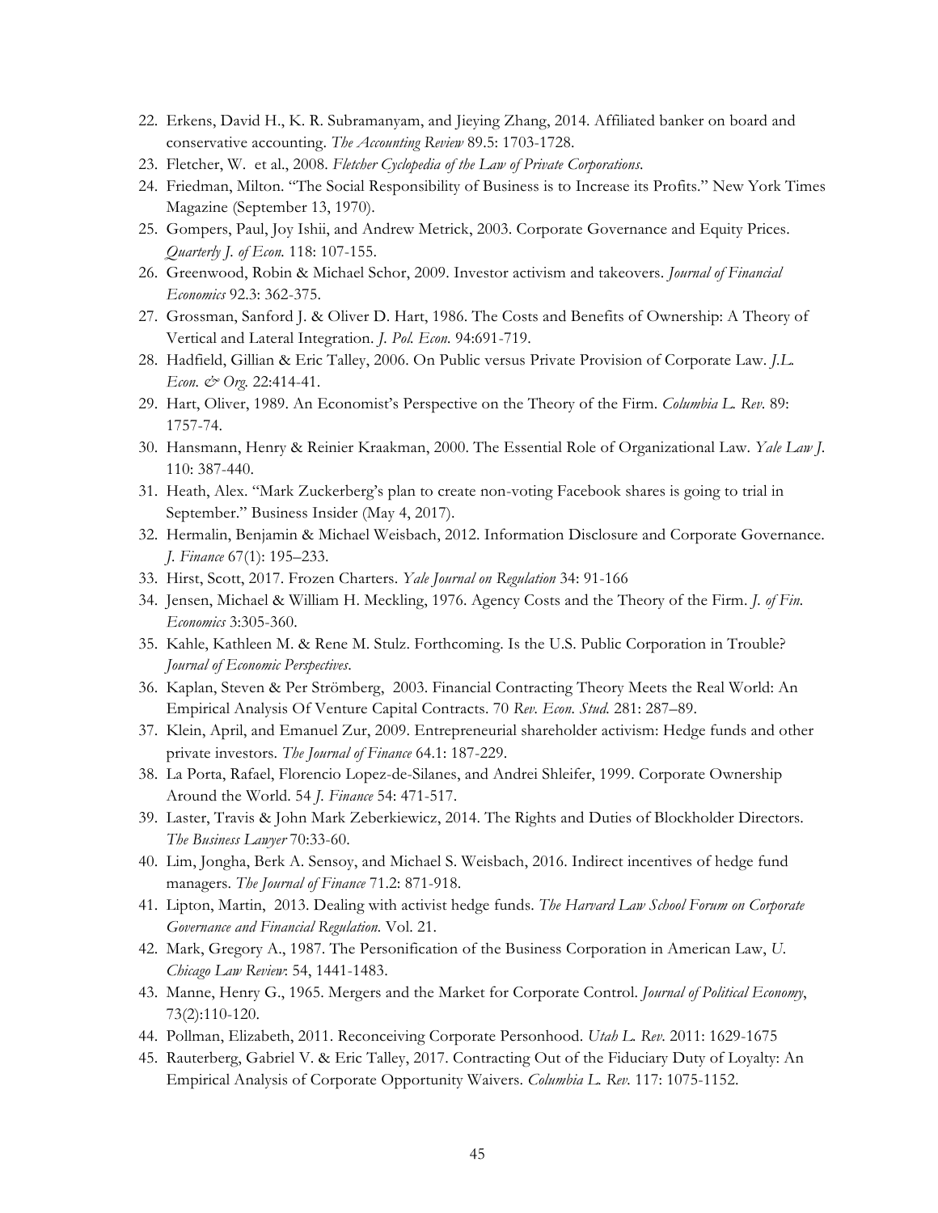22. Erkens, David H., K. R. Subramanyam, and Jieying Zhang, 2014. Affiliated banker on board and conservative accounting. *The Accounting Review* 89.5: 1703-1728.
23. Fletcher, W. et al., 2008. *Fletcher Cyclopedia of the Law of Private Corporations*.
24. Friedman, Milton. "The Social Responsibility of Business is to Increase its Profits." New York Times Magazine (September 13, 1970).
25. Gompers, Paul, Joy Ishii, and Andrew Metrick, 2003. Corporate Governance and Equity Prices. *Quarterly J. of Econ.* 118: 107-155.
26. Greenwood, Robin & Michael Schor, 2009. Investor activism and takeovers. *Journal of Financial Economics* 92.3: 362-375.
27. Grossman, Sanford J. & Oliver D. Hart, 1986. The Costs and Benefits of Ownership: A Theory of Vertical and Lateral Integration. *J. Pol. Econ.* 94:691-719.
28. Hadfield, Gillian & Eric Talley, 2006. On Public versus Private Provision of Corporate Law. *J.L. Econ. & Org.* 22:414-41.
29. Hart, Oliver, 1989. An Economist's Perspective on the Theory of the Firm. *Columbia L. Rev.* 89: 1757-74.
30. Hansmann, Henry & Reinier Kraakman, 2000. The Essential Role of Organizational Law. *Yale Law J.* 110: 387-440.
31. Heath, Alex. "Mark Zuckerberg's plan to create non-voting Facebook shares is going to trial in September." Business Insider (May 4, 2017).
32. Hermalin, Benjamin & Michael Weisbach, 2012. Information Disclosure and Corporate Governance. *J. Finance* 67(1): 195–233.
33. Hirst, Scott, 2017. Frozen Charters. *Yale Journal on Regulation* 34: 91-166
34. Jensen, Michael & William H. Meckling, 1976. Agency Costs and the Theory of the Firm. *J. of Fin. Economics* 3:305-360.
35. Kahle, Kathleen M. & Rene M. Stulz. Forthcoming. Is the U.S. Public Corporation in Trouble? *Journal of Economic Perspectives*.
36. Kaplan, Steven & Per Strömberg, 2003. Financial Contracting Theory Meets the Real World: An Empirical Analysis Of Venture Capital Contracts. 70 *Rev. Econ. Stud.* 281: 287–89.
37. Klein, April, and Emanuel Zur, 2009. Entrepreneurial shareholder activism: Hedge funds and other private investors. *The Journal of Finance* 64.1: 187-229.
38. La Porta, Rafael, Florencio Lopez-de-Silanes, and Andrei Shleifer, 1999. Corporate Ownership Around the World. 54 *J. Finance* 54: 471-517.
39. Laster, Travis & John Mark Zeberkiewicz, 2014. The Rights and Duties of Blockholder Directors. *The Business Lawyer* 70:33-60.
40. Lim, Jongha, Berk A. Sensoy, and Michael S. Weisbach, 2016. Indirect incentives of hedge fund managers. *The Journal of Finance* 71.2: 871-918.
41. Lipton, Martin, 2013. Dealing with activist hedge funds. *The Harvard Law School Forum on Corporate Governance and Financial Regulation.* Vol. 21.
42. Mark, Gregory A., 1987. The Personification of the Business Corporation in American Law, *U. Chicago Law Review*: 54, 1441-1483.
43. Manne, Henry G., 1965. Mergers and the Market for Corporate Control. *Journal of Political Economy*, 73(2):110-120.
44. Pollman, Elizabeth, 2011. Reconceiving Corporate Personhood. *Utah L. Rev.* 2011: 1629-1675
45. Rauterberg, Gabriel V. & Eric Talley, 2017. Contracting Out of the Fiduciary Duty of Loyalty: An Empirical Analysis of Corporate Opportunity Waivers. *Columbia L. Rev.* 117: 1075-1152.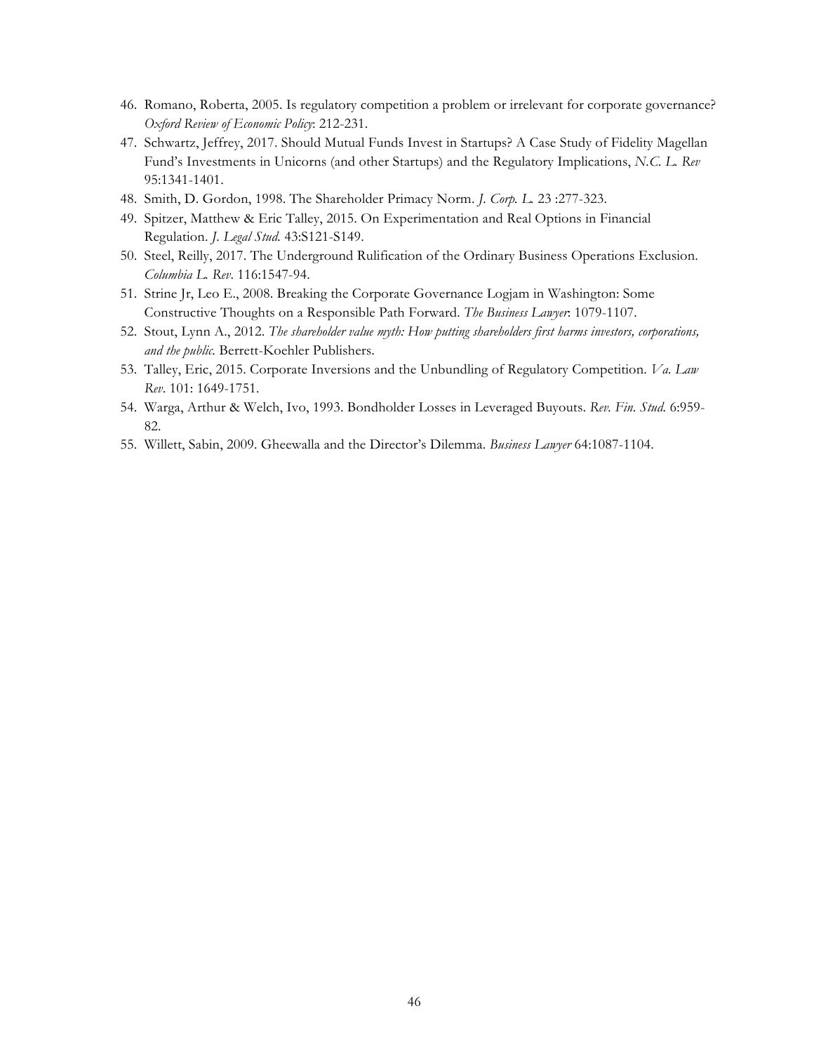46. Romano, Roberta, 2005. Is regulatory competition a problem or irrelevant for corporate governance? *Oxford Review of Economic Policy*: 212-231.
47. Schwartz, Jeffrey, 2017. Should Mutual Funds Invest in Startups? A Case Study of Fidelity Magellan Fund's Investments in Unicorns (and other Startups) and the Regulatory Implications, *N.C. L. Rev* 95:1341-1401.
48. Smith, D. Gordon, 1998. The Shareholder Primacy Norm. *J. Corp. L.* 23 :277-323.
49. Spitzer, Matthew & Eric Talley, 2015. On Experimentation and Real Options in Financial Regulation. *J. Legal Stud.* 43:S121-S149.
50. Steel, Reilly, 2017. The Underground Rulification of the Ordinary Business Operations Exclusion. *Columbia L. Rev*. 116:1547-94.
51. Strine Jr, Leo E., 2008. Breaking the Corporate Governance Logjam in Washington: Some Constructive Thoughts on a Responsible Path Forward. *The Business Lawyer*: 1079-1107.
52. Stout, Lynn A., 2012. *The shareholder value myth: How putting shareholders first harms investors, corporations, and the public.* Berrett-Koehler Publishers.
53. Talley, Eric, 2015. Corporate Inversions and the Unbundling of Regulatory Competition. *Va. Law Rev*. 101: 1649-1751.
54. Warga, Arthur & Welch, Ivo, 1993. Bondholder Losses in Leveraged Buyouts. *Rev. Fin. Stud.* 6:959-82.
55. Willett, Sabin, 2009. Gheewalla and the Director's Dilemma. *Business Lawyer* 64:1087-1104.